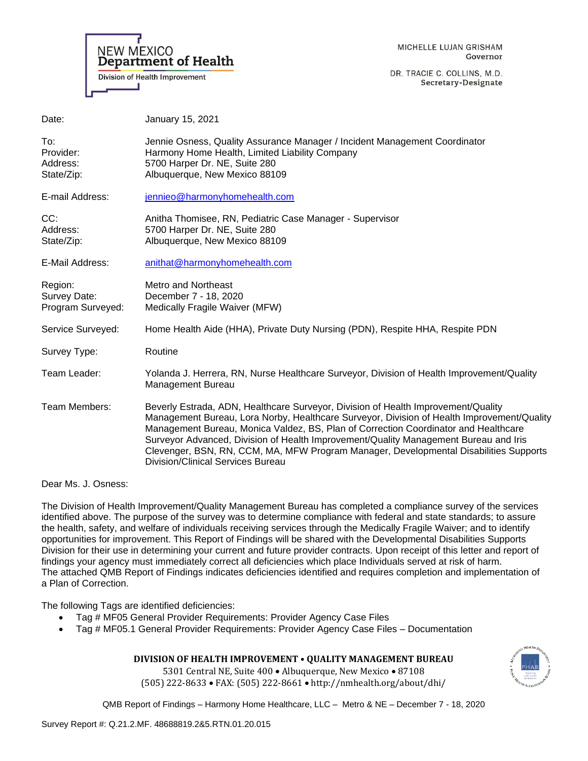NEW MEXICO
**Department of Health**
Division of Health Improvement

MICHELLE LUJAN GRISHAM
Governor

DR. TRACIE C. COLLINS, M.D.
Secretary-Designate

| | |
|---|---|
| Date: | January 15, 2021 |
| To: | Jennie Osness, Quality Assurance Manager / Incident Management Coordinator |
| Provider: | Harmony Home Health, Limited Liability Company |
| Address: | 5700 Harper Dr. NE, Suite 280 |
| State/Zip: | Albuquerque, New Mexico 88109 |
| E-mail Address: | jennieo@harmonyhomehealth.com |
| CC: | Anitha Thomisee, RN, Pediatric Case Manager - Supervisor |
| Address: | 5700 Harper Dr. NE, Suite 280 |
| State/Zip: | Albuquerque, New Mexico 88109 |
| E-Mail Address: | anithat@harmonyhomehealth.com |
| Region: | Metro and Northeast |
| Survey Date: | December 7 - 18, 2020 |
| Program Surveyed: | Medically Fragile Waiver (MFW) |
| Service Surveyed: | Home Health Aide (HHA), Private Duty Nursing (PDN), Respite HHA, Respite PDN |
| Survey Type: | Routine |
| Team Leader: | Yolanda J. Herrera, RN, Nurse Healthcare Surveyor, Division of Health Improvement/Quality Management Bureau |
| Team Members: | Beverly Estrada, ADN, Healthcare Surveyor, Division of Health Improvement/Quality Management Bureau, Lora Norby, Healthcare Surveyor, Division of Health Improvement/Quality Management Bureau, Monica Valdez, BS, Plan of Correction Coordinator and Healthcare Surveyor Advanced, Division of Health Improvement/Quality Management Bureau and Iris Clevenger, BSN, RN, CCM, MA, MFW Program Manager, Developmental Disabilities Supports Division/Clinical Services Bureau |

Dear Ms. J. Osness:

The Division of Health Improvement/Quality Management Bureau has completed a compliance survey of the services identified above. The purpose of the survey was to determine compliance with federal and state standards; to assure the health, safety, and welfare of individuals receiving services through the Medically Fragile Waiver; and to identify opportunities for improvement. This Report of Findings will be shared with the Developmental Disabilities Supports Division for their use in determining your current and future provider contracts. Upon receipt of this letter and report of findings your agency must immediately correct all deficiencies which place Individuals served at risk of harm. The attached QMB Report of Findings indicates deficiencies identified and requires completion and implementation of a Plan of Correction.

The following Tags are identified deficiencies:

- Tag # MF05 General Provider Requirements: Provider Agency Case Files
- Tag # MF05.1 General Provider Requirements: Provider Agency Case Files – Documentation

**DIVISION OF HEALTH IMPROVEMENT • QUALITY MANAGEMENT BUREAU**
5301 Central NE, Suite 400 • Albuquerque, New Mexico • 87108
(505) 222-8633 • FAX: (505) 222-8661 • http://nmhealth.org/about/dhi/

QMB Report of Findings – Harmony Home Healthcare, LLC – Metro & NE – December 7 - 18, 2020

Survey Report #: Q.21.2.MF. 48688819.2&5.RTN.01.20.015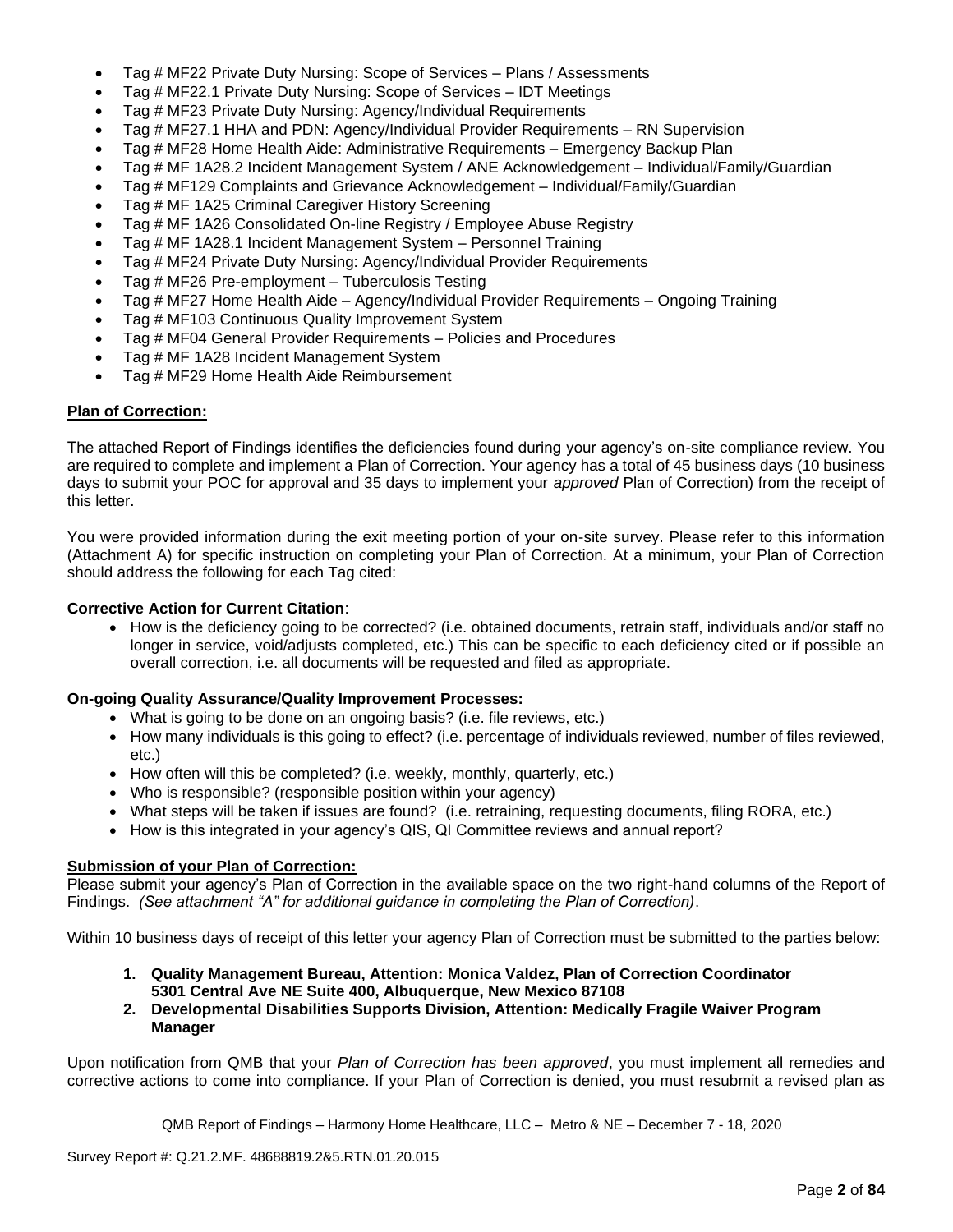- Tag # MF22 Private Duty Nursing: Scope of Services – Plans / Assessments
- Tag # MF22.1 Private Duty Nursing: Scope of Services – IDT Meetings
- Tag # MF23 Private Duty Nursing: Agency/Individual Requirements
- Tag # MF27.1 HHA and PDN: Agency/Individual Provider Requirements – RN Supervision
- Tag # MF28 Home Health Aide: Administrative Requirements – Emergency Backup Plan
- Tag # MF 1A28.2 Incident Management System / ANE Acknowledgement – Individual/Family/Guardian
- Tag # MF129 Complaints and Grievance Acknowledgement – Individual/Family/Guardian
- Tag # MF 1A25 Criminal Caregiver History Screening
- Tag # MF 1A26 Consolidated On-line Registry / Employee Abuse Registry
- Tag # MF 1A28.1 Incident Management System – Personnel Training
- Tag # MF24 Private Duty Nursing: Agency/Individual Provider Requirements
- Tag # MF26 Pre-employment – Tuberculosis Testing
- Tag # MF27 Home Health Aide – Agency/Individual Provider Requirements – Ongoing Training
- Tag # MF103 Continuous Quality Improvement System
- Tag # MF04 General Provider Requirements – Policies and Procedures
- Tag # MF 1A28 Incident Management System
- Tag # MF29 Home Health Aide Reimbursement

**Plan of Correction:**

The attached Report of Findings identifies the deficiencies found during your agency's on-site compliance review. You are required to complete and implement a Plan of Correction. Your agency has a total of 45 business days (10 business days to submit your POC for approval and 35 days to implement your *approved* Plan of Correction) from the receipt of this letter.

You were provided information during the exit meeting portion of your on-site survey. Please refer to this information (Attachment A) for specific instruction on completing your Plan of Correction. At a minimum, your Plan of Correction should address the following for each Tag cited:

**Corrective Action for Current Citation**:

- How is the deficiency going to be corrected? (i.e. obtained documents, retrain staff, individuals and/or staff no longer in service, void/adjusts completed, etc.) This can be specific to each deficiency cited or if possible an overall correction, i.e. all documents will be requested and filed as appropriate.

**On-going Quality Assurance/Quality Improvement Processes:**

- What is going to be done on an ongoing basis? (i.e. file reviews, etc.)
- How many individuals is this going to effect? (i.e. percentage of individuals reviewed, number of files reviewed, etc.)
- How often will this be completed? (i.e. weekly, monthly, quarterly, etc.)
- Who is responsible? (responsible position within your agency)
- What steps will be taken if issues are found? (i.e. retraining, requesting documents, filing RORA, etc.)
- How is this integrated in your agency's QIS, QI Committee reviews and annual report?

**Submission of your Plan of Correction:**

Please submit your agency's Plan of Correction in the available space on the two right-hand columns of the Report of Findings. *(See attachment "A" for additional guidance in completing the Plan of Correction)*.

Within 10 business days of receipt of this letter your agency Plan of Correction must be submitted to the parties below:

1. **Quality Management Bureau, Attention: Monica Valdez, Plan of Correction Coordinator 5301 Central Ave NE Suite 400, Albuquerque, New Mexico 87108**
2. **Developmental Disabilities Supports Division, Attention: Medically Fragile Waiver Program Manager**

Upon notification from QMB that your *Plan of Correction has been approved*, you must implement all remedies and corrective actions to come into compliance. If your Plan of Correction is denied, you must resubmit a revised plan as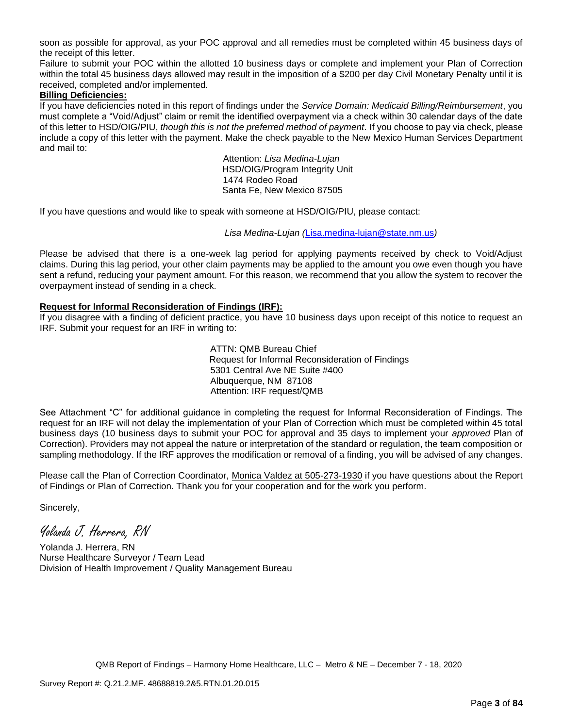soon as possible for approval, as your POC approval and all remedies must be completed within 45 business days of the receipt of this letter.
Failure to submit your POC within the allotted 10 business days or complete and implement your Plan of Correction within the total 45 business days allowed may result in the imposition of a $200 per day Civil Monetary Penalty until it is received, completed and/or implemented.

**Billing Deficiencies:**
If you have deficiencies noted in this report of findings under the *Service Domain: Medicaid Billing/Reimbursement*, you must complete a "Void/Adjust" claim or remit the identified overpayment via a check within 30 calendar days of the date of this letter to HSD/OIG/PIU, *though this is not the preferred method of payment*. If you choose to pay via check, please include a copy of this letter with the payment. Make the check payable to the New Mexico Human Services Department and mail to:

Attention: *Lisa Medina-Lujan*
HSD/OIG/Program Integrity Unit
1474 Rodeo Road
Santa Fe, New Mexico 87505

If you have questions and would like to speak with someone at HSD/OIG/PIU, please contact:

*Lisa Medina-Lujan (*Lisa.medina-lujan@state.nm.us*)*

Please be advised that there is a one-week lag period for applying payments received by check to Void/Adjust claims. During this lag period, your other claim payments may be applied to the amount you owe even though you have sent a refund, reducing your payment amount. For this reason, we recommend that you allow the system to recover the overpayment instead of sending in a check.

**Request for Informal Reconsideration of Findings (IRF):**
If you disagree with a finding of deficient practice, you have 10 business days upon receipt of this notice to request an IRF. Submit your request for an IRF in writing to:

ATTN: QMB Bureau Chief
Request for Informal Reconsideration of Findings
5301 Central Ave NE Suite #400
Albuquerque, NM 87108
Attention: IRF request/QMB

See Attachment "C" for additional guidance in completing the request for Informal Reconsideration of Findings. The request for an IRF will not delay the implementation of your Plan of Correction which must be completed within 45 total business days (10 business days to submit your POC for approval and 35 days to implement your *approved* Plan of Correction). Providers may not appeal the nature or interpretation of the standard or regulation, the team composition or sampling methodology. If the IRF approves the modification or removal of a finding, you will be advised of any changes.

Please call the Plan of Correction Coordinator, Monica Valdez at 505-273-1930 if you have questions about the Report of Findings or Plan of Correction. Thank you for your cooperation and for the work you perform.

Sincerely,

*Yolanda J. Herrera, RN*

Yolanda J. Herrera, RN
Nurse Healthcare Surveyor / Team Lead
Division of Health Improvement / Quality Management Bureau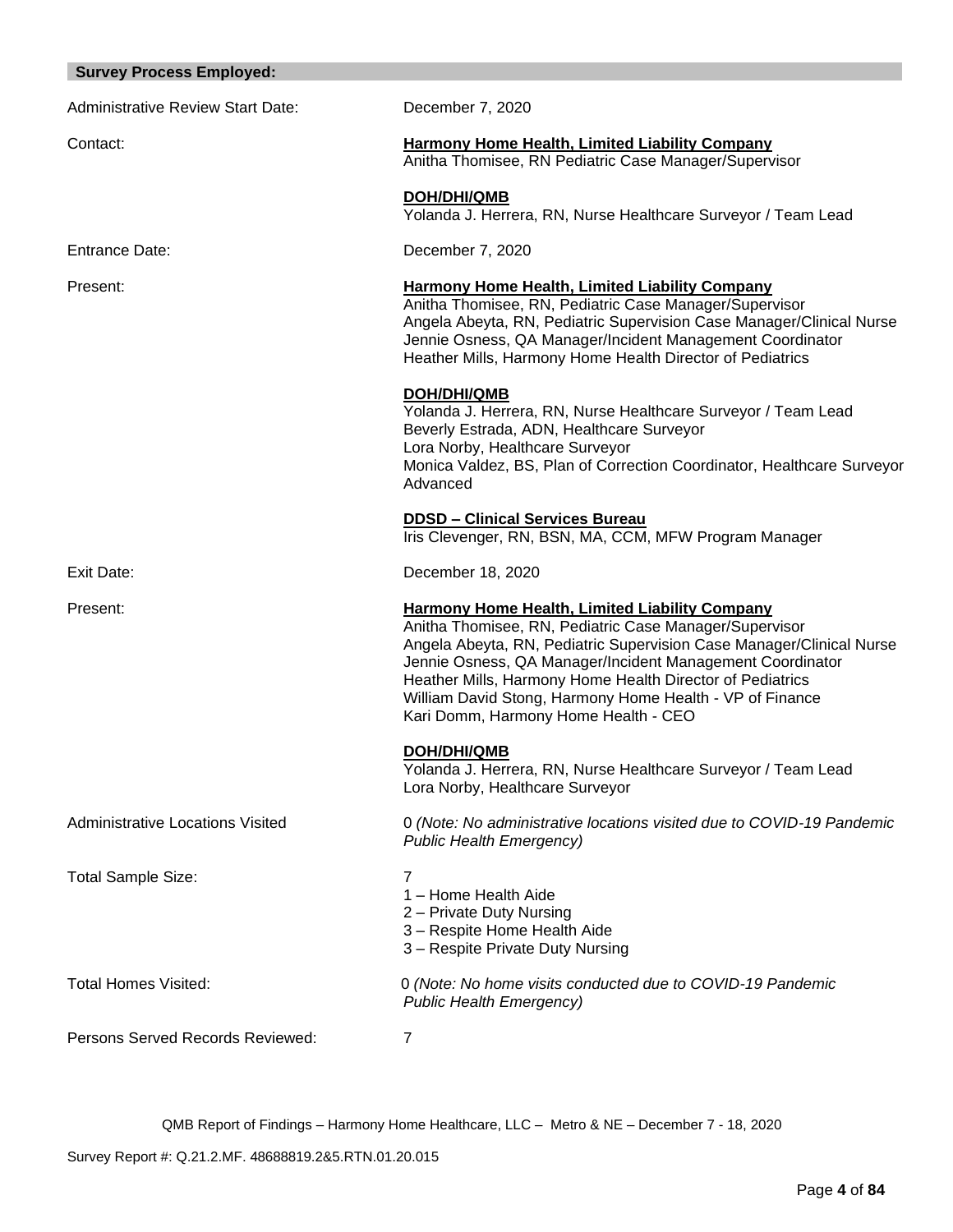## Survey Process Employed:

Administrative Review Start Date: December 7, 2020

Contact:

**Harmony Home Health, Limited Liability Company**
Anitha Thomisee, RN Pediatric Case Manager/Supervisor

**DOH/DHI/QMB**
Yolanda J. Herrera, RN, Nurse Healthcare Surveyor / Team Lead

Entrance Date: December 7, 2020

Present:

**Harmony Home Health, Limited Liability Company**
Anitha Thomisee, RN, Pediatric Case Manager/Supervisor
Angela Abeyta, RN, Pediatric Supervision Case Manager/Clinical Nurse
Jennie Osness, QA Manager/Incident Management Coordinator
Heather Mills, Harmony Home Health Director of Pediatrics

**DOH/DHI/QMB**
Yolanda J. Herrera, RN, Nurse Healthcare Surveyor / Team Lead
Beverly Estrada, ADN, Healthcare Surveyor
Lora Norby, Healthcare Surveyor
Monica Valdez, BS, Plan of Correction Coordinator, Healthcare Surveyor Advanced

**DDSD – Clinical Services Bureau**
Iris Clevenger, RN, BSN, MA, CCM, MFW Program Manager

Exit Date: December 18, 2020

Present:

**Harmony Home Health, Limited Liability Company**
Anitha Thomisee, RN, Pediatric Case Manager/Supervisor
Angela Abeyta, RN, Pediatric Supervision Case Manager/Clinical Nurse
Jennie Osness, QA Manager/Incident Management Coordinator
Heather Mills, Harmony Home Health Director of Pediatrics
William David Stong, Harmony Home Health - VP of Finance
Kari Domm, Harmony Home Health - CEO

**DOH/DHI/QMB**
Yolanda J. Herrera, RN, Nurse Healthcare Surveyor / Team Lead
Lora Norby, Healthcare Surveyor

Administrative Locations Visited: 0 *(Note: No administrative locations visited due to COVID-19 Pandemic Public Health Emergency)*

Total Sample Size: 7

1 – Home Health Aide
2 – Private Duty Nursing
3 – Respite Home Health Aide
3 – Respite Private Duty Nursing

Total Homes Visited: 0 *(Note: No home visits conducted due to COVID-19 Pandemic Public Health Emergency)*

Persons Served Records Reviewed: 7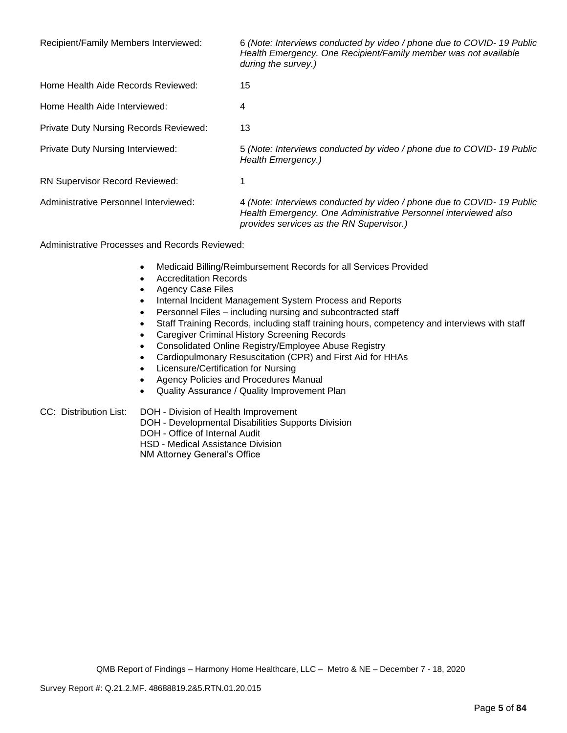| | |
|---|---|
| Recipient/Family Members Interviewed: | 6 *(Note: Interviews conducted by video / phone due to COVID- 19 Public Health Emergency. One Recipient/Family member was not available during the survey.)* |
| Home Health Aide Records Reviewed: | 15 |
| Home Health Aide Interviewed: | 4 |
| Private Duty Nursing Records Reviewed: | 13 |
| Private Duty Nursing Interviewed: | 5 *(Note: Interviews conducted by video / phone due to COVID- 19 Public Health Emergency.)* |
| RN Supervisor Record Reviewed: | 1 |
| Administrative Personnel Interviewed: | 4 *(Note: Interviews conducted by video / phone due to COVID- 19 Public Health Emergency. One Administrative Personnel interviewed also provides services as the RN Supervisor.)* |

Administrative Processes and Records Reviewed:

- Medicaid Billing/Reimbursement Records for all Services Provided
- Accreditation Records
- Agency Case Files
- Internal Incident Management System Process and Reports
- Personnel Files – including nursing and subcontracted staff
- Staff Training Records, including staff training hours, competency and interviews with staff
- Caregiver Criminal History Screening Records
- Consolidated Online Registry/Employee Abuse Registry
- Cardiopulmonary Resuscitation (CPR) and First Aid for HHAs
- Licensure/Certification for Nursing
- Agency Policies and Procedures Manual
- Quality Assurance / Quality Improvement Plan

CC: Distribution List:
DOH - Division of Health Improvement
DOH - Developmental Disabilities Supports Division
DOH - Office of Internal Audit
HSD - Medical Assistance Division
NM Attorney General's Office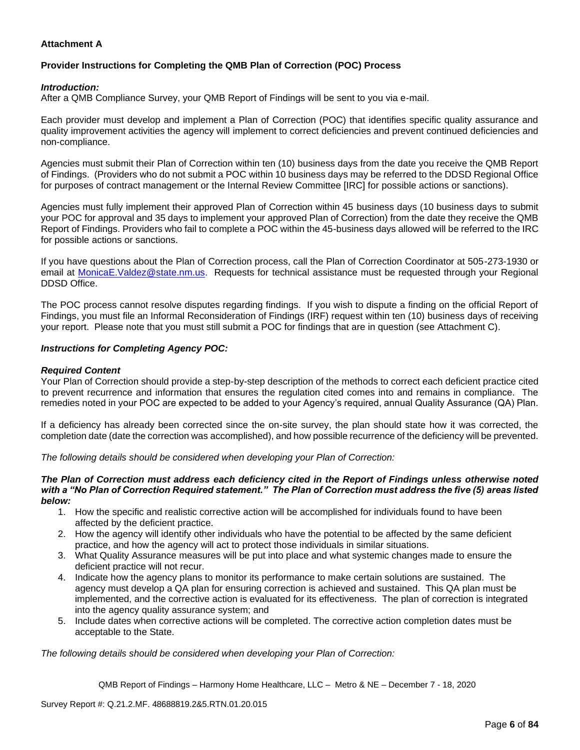**Attachment A**

**Provider Instructions for Completing the QMB Plan of Correction (POC) Process**

***Introduction:***
After a QMB Compliance Survey, your QMB Report of Findings will be sent to you via e-mail.

Each provider must develop and implement a Plan of Correction (POC) that identifies specific quality assurance and quality improvement activities the agency will implement to correct deficiencies and prevent continued deficiencies and non-compliance.

Agencies must submit their Plan of Correction within ten (10) business days from the date you receive the QMB Report of Findings. (Providers who do not submit a POC within 10 business days may be referred to the DDSD Regional Office for purposes of contract management or the Internal Review Committee [IRC] for possible actions or sanctions).

Agencies must fully implement their approved Plan of Correction within 45 business days (10 business days to submit your POC for approval and 35 days to implement your approved Plan of Correction) from the date they receive the QMB Report of Findings. Providers who fail to complete a POC within the 45-business days allowed will be referred to the IRC for possible actions or sanctions.

If you have questions about the Plan of Correction process, call the Plan of Correction Coordinator at 505-273-1930 or email at MonicaE.Valdez@state.nm.us. Requests for technical assistance must be requested through your Regional DDSD Office.

The POC process cannot resolve disputes regarding findings. If you wish to dispute a finding on the official Report of Findings, you must file an Informal Reconsideration of Findings (IRF) request within ten (10) business days of receiving your report. Please note that you must still submit a POC for findings that are in question (see Attachment C).

***Instructions for Completing Agency POC:***

***Required Content***
Your Plan of Correction should provide a step-by-step description of the methods to correct each deficient practice cited to prevent recurrence and information that ensures the regulation cited comes into and remains in compliance. The remedies noted in your POC are expected to be added to your Agency's required, annual Quality Assurance (QA) Plan.

If a deficiency has already been corrected since the on-site survey, the plan should state how it was corrected, the completion date (date the correction was accomplished), and how possible recurrence of the deficiency will be prevented.

*The following details should be considered when developing your Plan of Correction:*

***The Plan of Correction must address each deficiency cited in the Report of Findings unless otherwise noted with a "No Plan of Correction Required statement." The Plan of Correction must address the five (5) areas listed below:***

1. How the specific and realistic corrective action will be accomplished for individuals found to have been affected by the deficient practice.
2. How the agency will identify other individuals who have the potential to be affected by the same deficient practice, and how the agency will act to protect those individuals in similar situations.
3. What Quality Assurance measures will be put into place and what systemic changes made to ensure the deficient practice will not recur.
4. Indicate how the agency plans to monitor its performance to make certain solutions are sustained. The agency must develop a QA plan for ensuring correction is achieved and sustained. This QA plan must be implemented, and the corrective action is evaluated for its effectiveness. The plan of correction is integrated into the agency quality assurance system; and
5. Include dates when corrective actions will be completed. The corrective action completion dates must be acceptable to the State.

*The following details should be considered when developing your Plan of Correction:*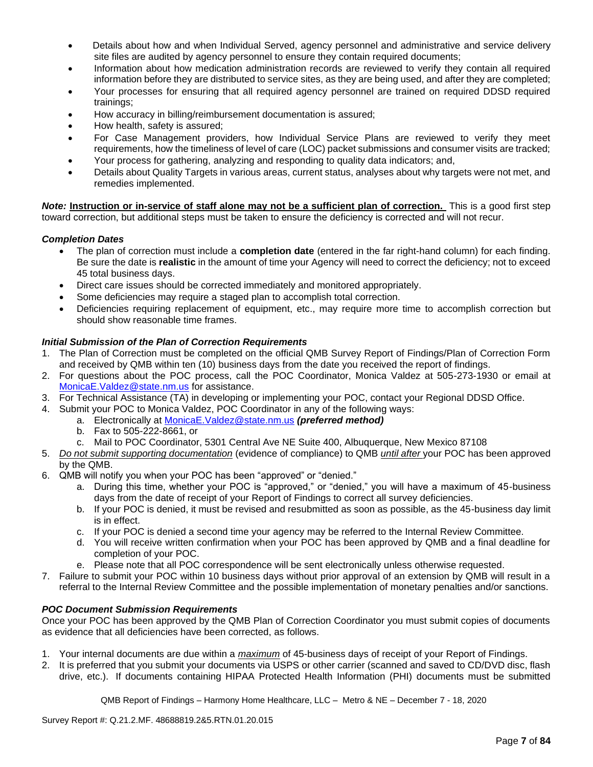- Details about how and when Individual Served, agency personnel and administrative and service delivery site files are audited by agency personnel to ensure they contain required documents;
- Information about how medication administration records are reviewed to verify they contain all required information before they are distributed to service sites, as they are being used, and after they are completed;
- Your processes for ensuring that all required agency personnel are trained on required DDSD required trainings;
- How accuracy in billing/reimbursement documentation is assured;
- How health, safety is assured;
- For Case Management providers, how Individual Service Plans are reviewed to verify they meet requirements, how the timeliness of level of care (LOC) packet submissions and consumer visits are tracked;
- Your process for gathering, analyzing and responding to quality data indicators; and,
- Details about Quality Targets in various areas, current status, analyses about why targets were not met, and remedies implemented.

***Note:*** **<u>Instruction or in-service of staff alone may not be a sufficient plan of correction.</u>** This is a good first step toward correction, but additional steps must be taken to ensure the deficiency is corrected and will not recur.

***Completion Dates***

- The plan of correction must include a **completion date** (entered in the far right-hand column) for each finding. Be sure the date is **realistic** in the amount of time your Agency will need to correct the deficiency; not to exceed 45 total business days.
- Direct care issues should be corrected immediately and monitored appropriately.
- Some deficiencies may require a staged plan to accomplish total correction.
- Deficiencies requiring replacement of equipment, etc., may require more time to accomplish correction but should show reasonable time frames.

***Initial Submission of the Plan of Correction Requirements***

1. The Plan of Correction must be completed on the official QMB Survey Report of Findings/Plan of Correction Form and received by QMB within ten (10) business days from the date you received the report of findings.
2. For questions about the POC process, call the POC Coordinator, Monica Valdez at 505-273-1930 or email at MonicaE.Valdez@state.nm.us for assistance.
3. For Technical Assistance (TA) in developing or implementing your POC, contact your Regional DDSD Office.
4. Submit your POC to Monica Valdez, POC Coordinator in any of the following ways:
   a. Electronically at MonicaE.Valdez@state.nm.us ***(preferred method)***
   b. Fax to 505-222-8661, or
   c. Mail to POC Coordinator, 5301 Central Ave NE Suite 400, Albuquerque, New Mexico 87108
5. *<u>Do not submit supporting documentation</u>* (evidence of compliance) to QMB *<u>until after</u>* your POC has been approved by the QMB.
6. QMB will notify you when your POC has been "approved" or "denied."
   a. During this time, whether your POC is "approved," or "denied," you will have a maximum of 45-business days from the date of receipt of your Report of Findings to correct all survey deficiencies.
   b. If your POC is denied, it must be revised and resubmitted as soon as possible, as the 45-business day limit is in effect.
   c. If your POC is denied a second time your agency may be referred to the Internal Review Committee.
   d. You will receive written confirmation when your POC has been approved by QMB and a final deadline for completion of your POC.
   e. Please note that all POC correspondence will be sent electronically unless otherwise requested.
7. Failure to submit your POC within 10 business days without prior approval of an extension by QMB will result in a referral to the Internal Review Committee and the possible implementation of monetary penalties and/or sanctions.

***POC Document Submission Requirements***

Once your POC has been approved by the QMB Plan of Correction Coordinator you must submit copies of documents as evidence that all deficiencies have been corrected, as follows.

1. Your internal documents are due within a *<u>maximum</u>* of 45-business days of receipt of your Report of Findings.
2. It is preferred that you submit your documents via USPS or other carrier (scanned and saved to CD/DVD disc, flash drive, etc.). If documents containing HIPAA Protected Health Information (PHI) documents must be submitted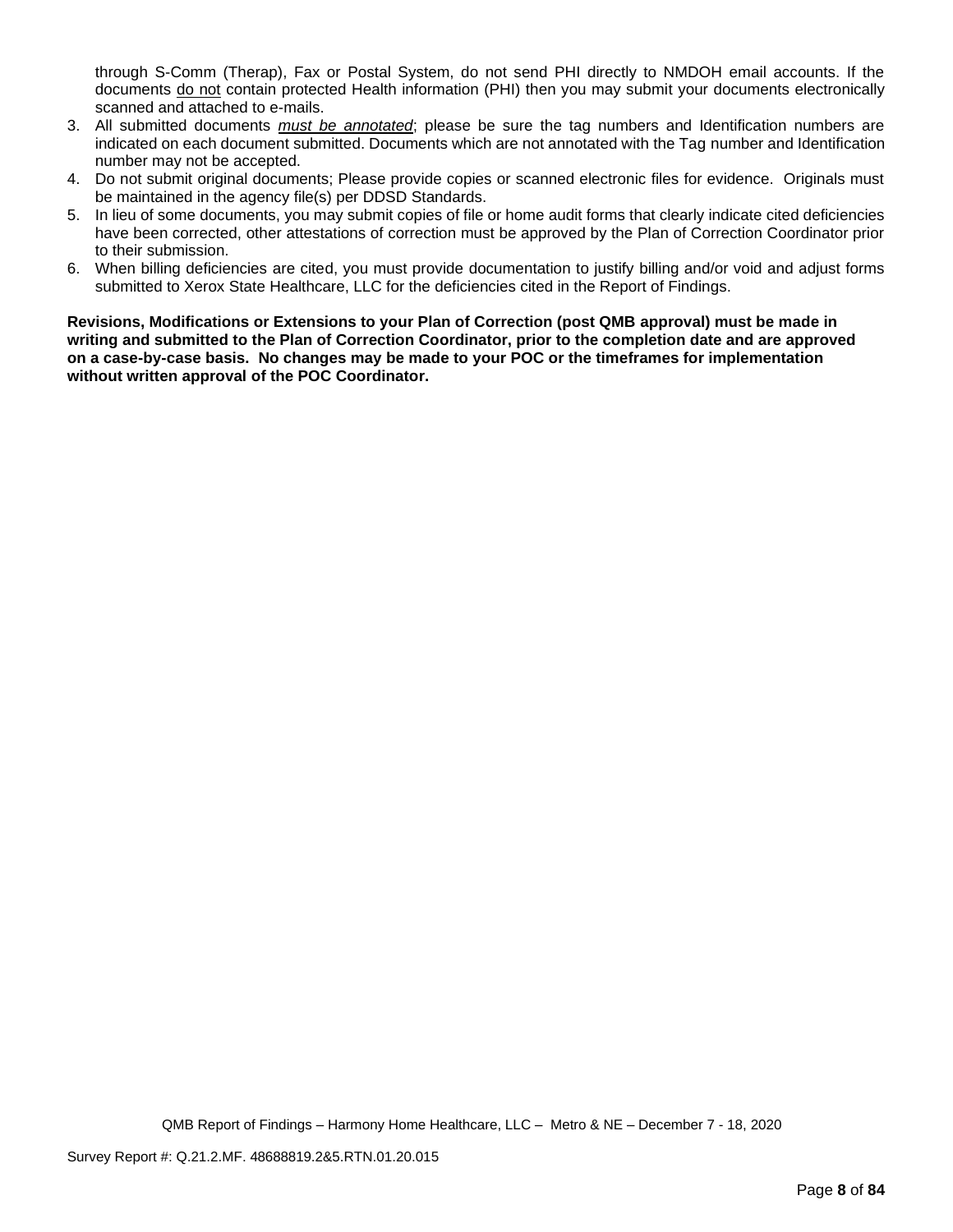through S-Comm (Therap), Fax or Postal System, do not send PHI directly to NMDOH email accounts. If the documents do not contain protected Health information (PHI) then you may submit your documents electronically scanned and attached to e-mails.

3. All submitted documents *must be annotated*; please be sure the tag numbers and Identification numbers are indicated on each document submitted. Documents which are not annotated with the Tag number and Identification number may not be accepted.
4. Do not submit original documents; Please provide copies or scanned electronic files for evidence. Originals must be maintained in the agency file(s) per DDSD Standards.
5. In lieu of some documents, you may submit copies of file or home audit forms that clearly indicate cited deficiencies have been corrected, other attestations of correction must be approved by the Plan of Correction Coordinator prior to their submission.
6. When billing deficiencies are cited, you must provide documentation to justify billing and/or void and adjust forms submitted to Xerox State Healthcare, LLC for the deficiencies cited in the Report of Findings.

**Revisions, Modifications or Extensions to your Plan of Correction (post QMB approval) must be made in writing and submitted to the Plan of Correction Coordinator, prior to the completion date and are approved on a case-by-case basis. No changes may be made to your POC or the timeframes for implementation without written approval of the POC Coordinator.**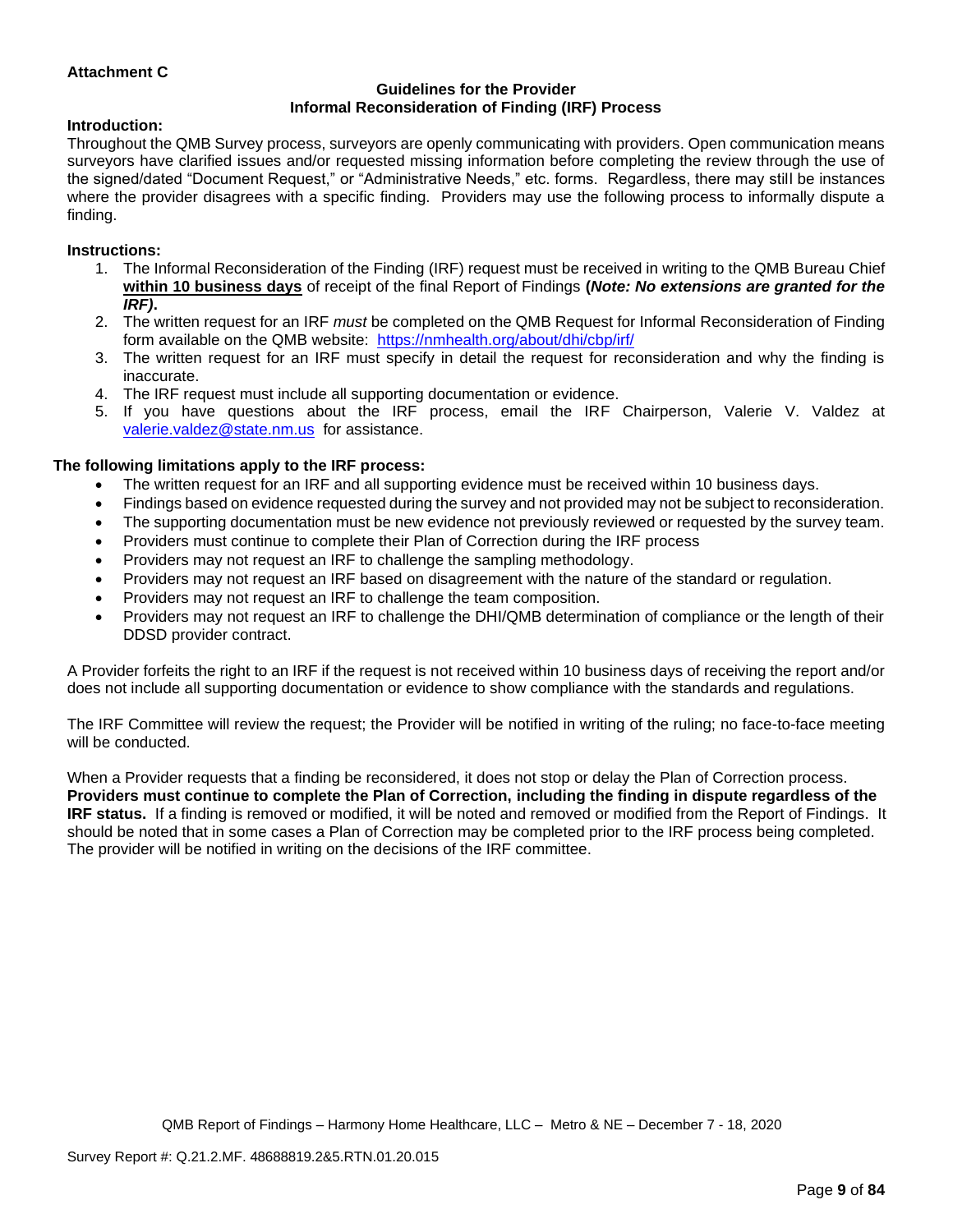**Attachment C**

**Guidelines for the Provider**
**Informal Reconsideration of Finding (IRF) Process**

**Introduction:**

Throughout the QMB Survey process, surveyors are openly communicating with providers. Open communication means surveyors have clarified issues and/or requested missing information before completing the review through the use of the signed/dated "Document Request," or "Administrative Needs," etc. forms. Regardless, there may still be instances where the provider disagrees with a specific finding. Providers may use the following process to informally dispute a finding.

**Instructions:**

1. The Informal Reconsideration of the Finding (IRF) request must be received in writing to the QMB Bureau Chief **within 10 business days** of receipt of the final Report of Findings **(*Note: No extensions are granted for the IRF*).**
2. The written request for an IRF *must* be completed on the QMB Request for Informal Reconsideration of Finding form available on the QMB website: https://nmhealth.org/about/dhi/cbp/irf/
3. The written request for an IRF must specify in detail the request for reconsideration and why the finding is inaccurate.
4. The IRF request must include all supporting documentation or evidence.
5. If you have questions about the IRF process, email the IRF Chairperson, Valerie V. Valdez at valerie.valdez@state.nm.us for assistance.

**The following limitations apply to the IRF process:**

- The written request for an IRF and all supporting evidence must be received within 10 business days.
- Findings based on evidence requested during the survey and not provided may not be subject to reconsideration.
- The supporting documentation must be new evidence not previously reviewed or requested by the survey team.
- Providers must continue to complete their Plan of Correction during the IRF process
- Providers may not request an IRF to challenge the sampling methodology.
- Providers may not request an IRF based on disagreement with the nature of the standard or regulation.
- Providers may not request an IRF to challenge the team composition.
- Providers may not request an IRF to challenge the DHI/QMB determination of compliance or the length of their DDSD provider contract.

A Provider forfeits the right to an IRF if the request is not received within 10 business days of receiving the report and/or does not include all supporting documentation or evidence to show compliance with the standards and regulations.

The IRF Committee will review the request; the Provider will be notified in writing of the ruling; no face-to-face meeting will be conducted.

When a Provider requests that a finding be reconsidered, it does not stop or delay the Plan of Correction process. **Providers must continue to complete the Plan of Correction, including the finding in dispute regardless of the IRF status.** If a finding is removed or modified, it will be noted and removed or modified from the Report of Findings. It should be noted that in some cases a Plan of Correction may be completed prior to the IRF process being completed. The provider will be notified in writing on the decisions of the IRF committee.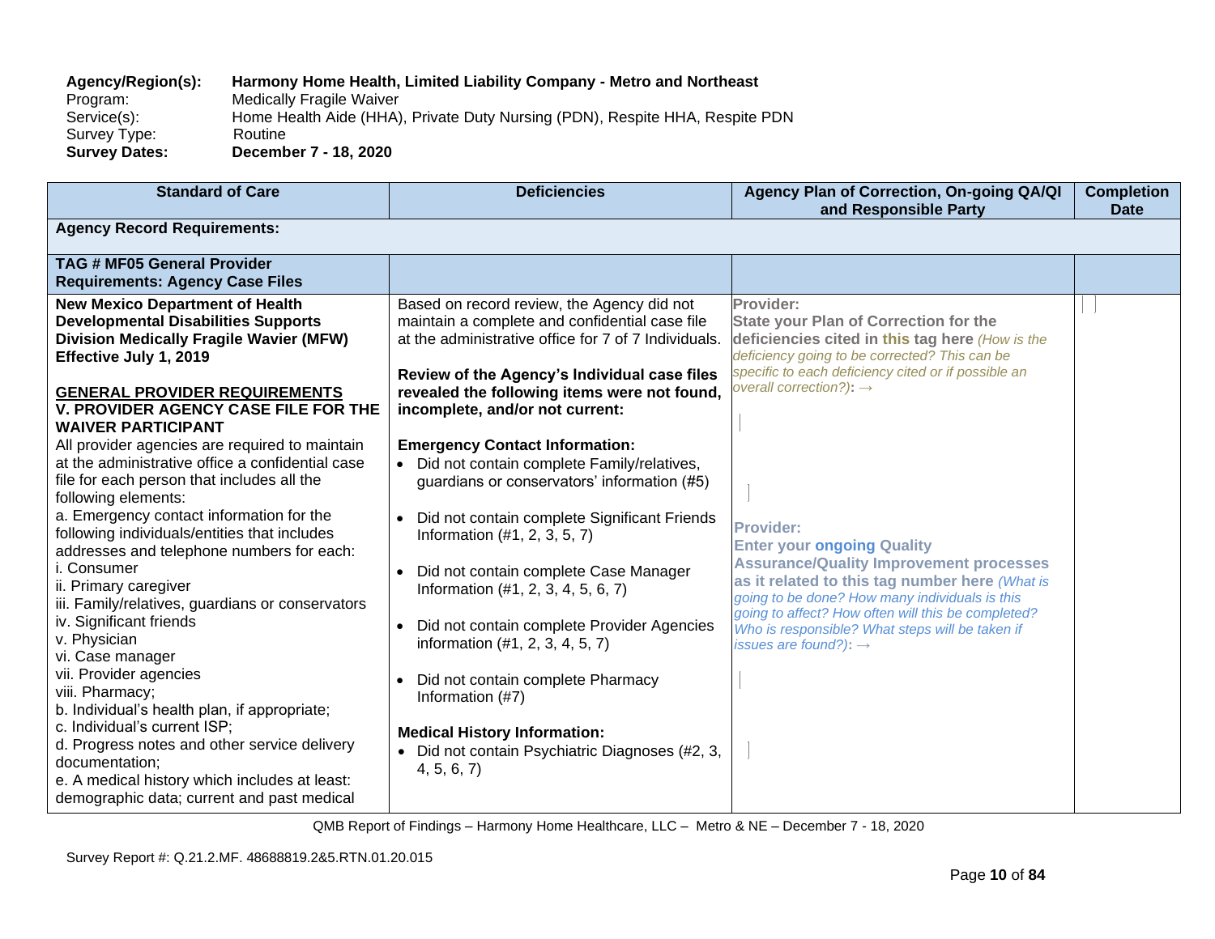**Agency/Region(s):** **Harmony Home Health, Limited Liability Company - Metro and Northeast**
Program: Medically Fragile Waiver
Service(s): Home Health Aide (HHA), Private Duty Nursing (PDN), Respite HHA, Respite PDN
Survey Type: Routine
**Survey Dates:** **December 7 - 18, 2020**

| Standard of Care | Deficiencies | Agency Plan of Correction, On-going QA/QI and Responsible Party | Completion Date |
|---|---|---|---|
| **Agency Record Requirements:** | | | |
| **TAG # MF05 General Provider Requirements: Agency Case Files** | | | |
| **New Mexico Department of Health Developmental Disabilities Supports Division Medically Fragile Wavier (MFW) Effective July 1, 2019**<br><br>**GENERAL PROVIDER REQUIREMENTS**<br>**V. PROVIDER AGENCY CASE FILE FOR THE WAIVER PARTICIPANT**<br>All provider agencies are required to maintain at the administrative office a confidential case file for each person that includes all the following elements:<br>a. Emergency contact information for the following individuals/entities that includes addresses and telephone numbers for each:<br>i. Consumer<br>ii. Primary caregiver<br>iii. Family/relatives, guardians or conservators<br>iv. Significant friends<br>v. Physician<br>vi. Case manager<br>vii. Provider agencies<br>viii. Pharmacy;<br>b. Individual's health plan, if appropriate;<br>c. Individual's current ISP;<br>d. Progress notes and other service delivery documentation;<br>e. A medical history which includes at least: demographic data; current and past medical | Based on record review, the Agency did not maintain a complete and confidential case file at the administrative office for 7 of 7 Individuals.<br><br>**Review of the Agency's Individual case files revealed the following items were not found, incomplete, and/or not current:**<br><br>**Emergency Contact Information:**<br>• Did not contain complete Family/relatives, guardians or conservators' information (#5)<br><br>• Did not contain complete Significant Friends Information (#1, 2, 3, 5, 7)<br><br>• Did not contain complete Case Manager Information (#1, 2, 3, 4, 5, 6, 7)<br><br>• Did not contain complete Provider Agencies information (#1, 2, 3, 4, 5, 7)<br><br>• Did not contain complete Pharmacy Information (#7)<br><br>**Medical History Information:**<br>• Did not contain Psychiatric Diagnoses (#2, 3, 4, 5, 6, 7) | **Provider:**<br>**State your Plan of Correction for the deficiencies cited in this tag here** *(How is the deficiency going to be corrected? This can be specific to each deficiency cited or if possible an overall correction?)*: →<br><br>**Provider:**<br>**Enter your ongoing Quality Assurance/Quality Improvement processes as it related to this tag number here** *(What is going to be done? How many individuals is this going to affect? How often will this be completed? Who is responsible? What steps will be taken if issues are found?)*: → | |

QMB Report of Findings – Harmony Home Healthcare, LLC – Metro & NE – December 7 - 18, 2020

Survey Report #: Q.21.2.MF. 48688819.2&5.RTN.01.20.015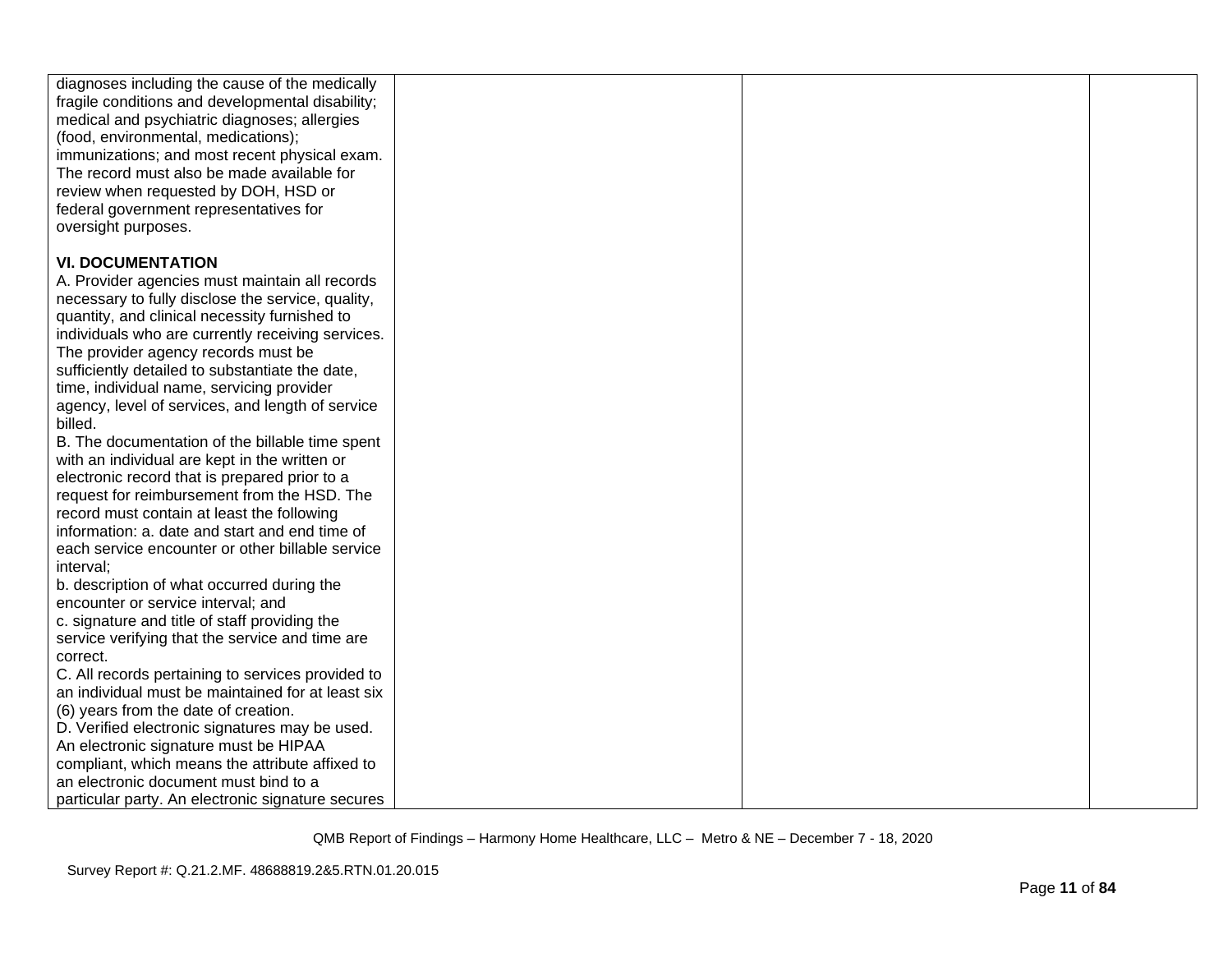| | | | |
|---|---|---|---|
| diagnoses including the cause of the medically fragile conditions and developmental disability; medical and psychiatric diagnoses; allergies (food, environmental, medications); immunizations; and most recent physical exam. The record must also be made available for review when requested by DOH, HSD or federal government representatives for oversight purposes.<br><br>**VI. DOCUMENTATION**<br>A. Provider agencies must maintain all records necessary to fully disclose the service, quality, quantity, and clinical necessity furnished to individuals who are currently receiving services. The provider agency records must be sufficiently detailed to substantiate the date, time, individual name, servicing provider agency, level of services, and length of service billed.<br>B. The documentation of the billable time spent with an individual are kept in the written or electronic record that is prepared prior to a request for reimbursement from the HSD. The record must contain at least the following information: a. date and start and end time of each service encounter or other billable service interval;<br>b. description of what occurred during the encounter or service interval; and<br>c. signature and title of staff providing the service verifying that the service and time are correct.<br>C. All records pertaining to services provided to an individual must be maintained for at least six (6) years from the date of creation.<br>D. Verified electronic signatures may be used. An electronic signature must be HIPAA compliant, which means the attribute affixed to an electronic document must bind to a particular party. An electronic signature secures | | | |

QMB Report of Findings – Harmony Home Healthcare, LLC – Metro & NE – December 7 - 18, 2020

Survey Report #: Q.21.2.MF. 48688819.2&5.RTN.01.20.015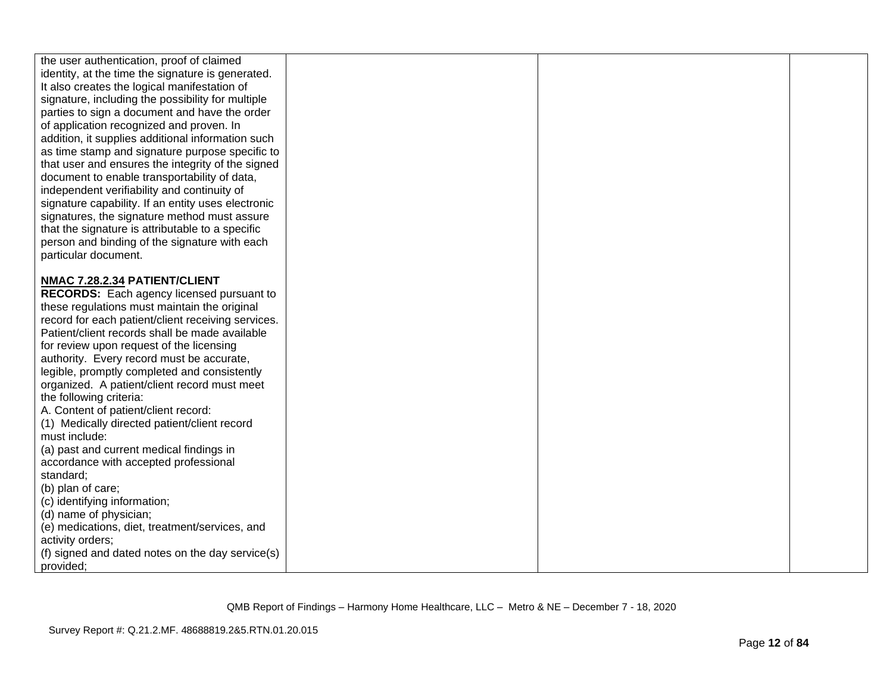| | | | |
|---|---|---|---|
| the user authentication, proof of claimed identity, at the time the signature is generated. It also creates the logical manifestation of signature, including the possibility for multiple parties to sign a document and have the order of application recognized and proven. In addition, it supplies additional information such as time stamp and signature purpose specific to that user and ensures the integrity of the signed document to enable transportability of data, independent verifiability and continuity of signature capability. If an entity uses electronic signatures, the signature method must assure that the signature is attributable to a specific person and binding of the signature with each particular document.<br><br>**<u>NMAC 7.28.2.34</u> PATIENT/CLIENT RECORDS:** Each agency licensed pursuant to these regulations must maintain the original record for each patient/client receiving services. Patient/client records shall be made available for review upon request of the licensing authority. Every record must be accurate, legible, promptly completed and consistently organized. A patient/client record must meet the following criteria:<br>A. Content of patient/client record:<br>(1) Medically directed patient/client record must include:<br>(a) past and current medical findings in accordance with accepted professional standard;<br>(b) plan of care;<br>(c) identifying information;<br>(d) name of physician;<br>(e) medications, diet, treatment/services, and activity orders;<br>(f) signed and dated notes on the day service(s) provided; | | | |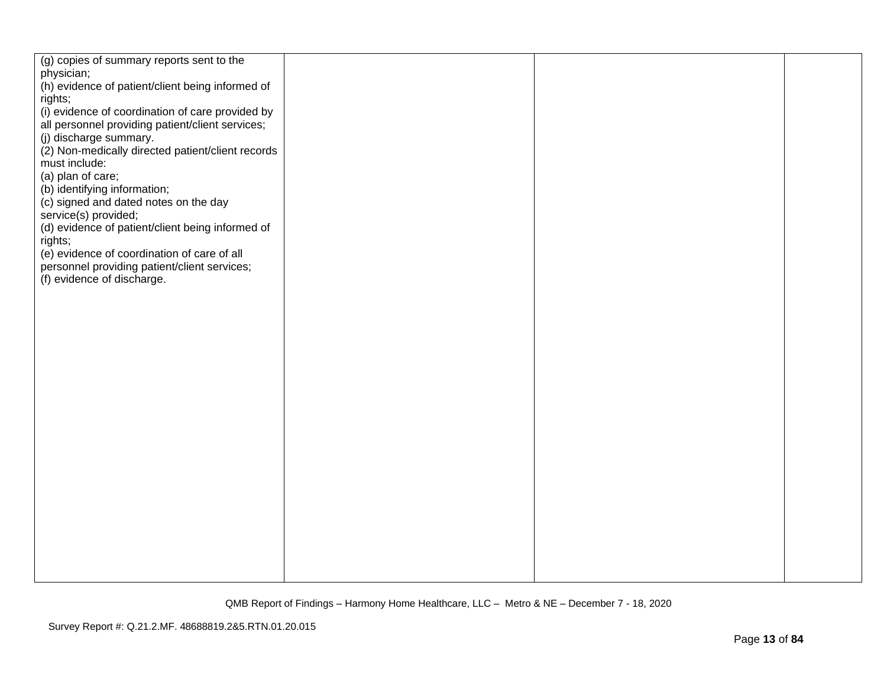| | | | |
|---|---|---|---|
| (g) copies of summary reports sent to the physician;<br>(h) evidence of patient/client being informed of rights;<br>(i) evidence of coordination of care provided by all personnel providing patient/client services;<br>(j) discharge summary.<br>(2) Non-medically directed patient/client records must include:<br>(a) plan of care;<br>(b) identifying information;<br>(c) signed and dated notes on the day service(s) provided;<br>(d) evidence of patient/client being informed of rights;<br>(e) evidence of coordination of care of all personnel providing patient/client services;<br>(f) evidence of discharge. | | | |

QMB Report of Findings – Harmony Home Healthcare, LLC – Metro & NE – December 7 - 18, 2020

Survey Report #: Q.21.2.MF. 48688819.2&5.RTN.01.20.015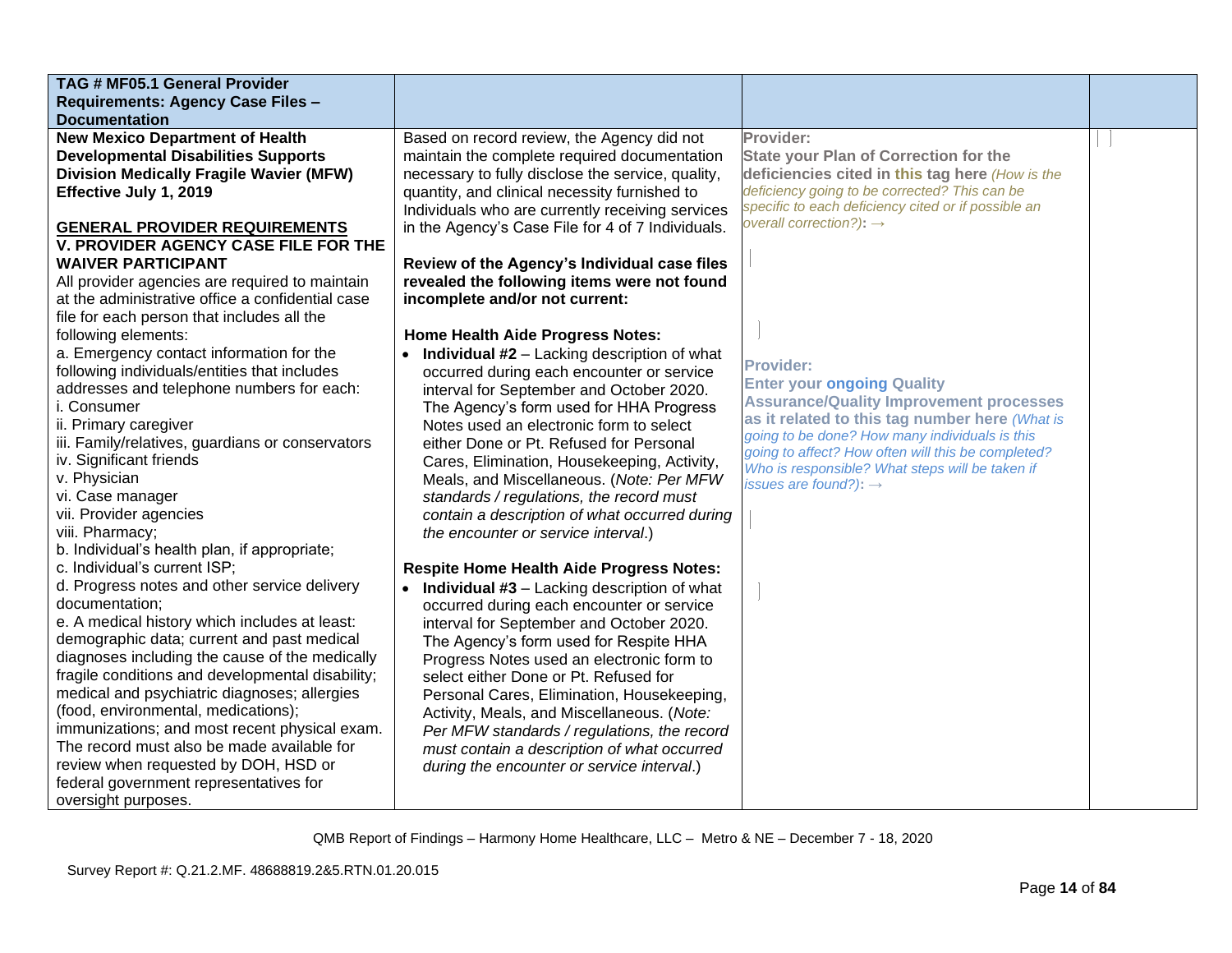| TAG # MF05.1 General Provider Requirements: Agency Case Files – Documentation | | | |
|---|---|---|---|
| **New Mexico Department of Health Developmental Disabilities Supports Division Medically Fragile Wavier (MFW) Effective July 1, 2019**<br><br>**GENERAL PROVIDER REQUIREMENTS**<br>**V. PROVIDER AGENCY CASE FILE FOR THE WAIVER PARTICIPANT**<br>All provider agencies are required to maintain at the administrative office a confidential case file for each person that includes all the following elements:<br>a. Emergency contact information for the following individuals/entities that includes addresses and telephone numbers for each:<br>i. Consumer<br>ii. Primary caregiver<br>iii. Family/relatives, guardians or conservators<br>iv. Significant friends<br>v. Physician<br>vi. Case manager<br>vii. Provider agencies<br>viii. Pharmacy;<br>b. Individual's health plan, if appropriate;<br>c. Individual's current ISP;<br>d. Progress notes and other service delivery documentation;<br>e. A medical history which includes at least: demographic data; current and past medical diagnoses including the cause of the medically fragile conditions and developmental disability; medical and psychiatric diagnoses; allergies (food, environmental, medications); immunizations; and most recent physical exam. The record must also be made available for review when requested by DOH, HSD or federal government representatives for oversight purposes. | Based on record review, the Agency did not maintain the complete required documentation necessary to fully disclose the service, quality, quantity, and clinical necessity furnished to Individuals who are currently receiving services in the Agency's Case File for 4 of 7 Individuals.<br><br>**Review of the Agency's Individual case files revealed the following items were not found incomplete and/or not current:**<br><br>**Home Health Aide Progress Notes:**<br>• **Individual #2** – Lacking description of what occurred during each encounter or service interval for September and October 2020. The Agency's form used for HHA Progress Notes used an electronic form to select either Done or Pt. Refused for Personal Cares, Elimination, Housekeeping, Activity, Meals, and Miscellaneous. (*Note: Per MFW standards / regulations, the record must contain a description of what occurred during the encounter or service interval*.)<br><br>**Respite Home Health Aide Progress Notes:**<br>• **Individual #3** – Lacking description of what occurred during each encounter or service interval for September and October 2020. The Agency's form used for Respite HHA Progress Notes used an electronic form to select either Done or Pt. Refused for Personal Cares, Elimination, Housekeeping, Activity, Meals, and Miscellaneous. (*Note: Per MFW standards / regulations, the record must contain a description of what occurred during the encounter or service interval*.) | **Provider:**<br>**State your Plan of Correction for the deficiencies cited in this tag here** *(How is the deficiency going to be corrected? This can be specific to each deficiency cited or if possible an overall correction?)*: →<br><br>**Provider:**<br>**Enter your ongoing Quality Assurance/Quality Improvement processes as it related to this tag number here** *(What is going to be done? How many individuals is this going to affect? How often will this be completed? Who is responsible? What steps will be taken if issues are found?)*: → | |

QMB Report of Findings – Harmony Home Healthcare, LLC – Metro & NE – December 7 - 18, 2020

Survey Report #: Q.21.2.MF. 48688819.2&5.RTN.01.20.015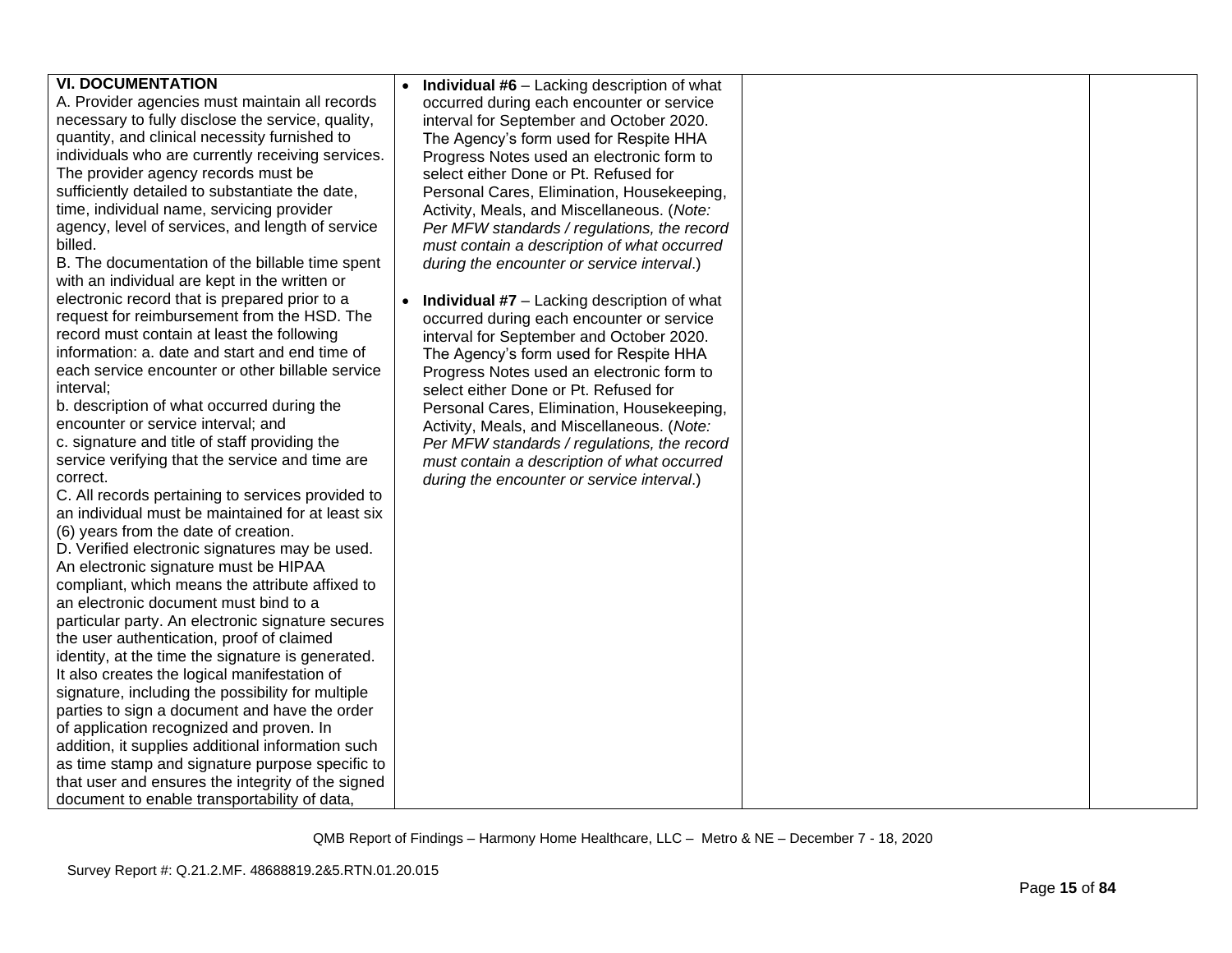| | | | |
|---|---|---|---|
| **VI. DOCUMENTATION**<br>A. Provider agencies must maintain all records necessary to fully disclose the service, quality, quantity, and clinical necessity furnished to individuals who are currently receiving services. The provider agency records must be sufficiently detailed to substantiate the date, time, individual name, servicing provider agency, level of services, and length of service billed.<br>B. The documentation of the billable time spent with an individual are kept in the written or electronic record that is prepared prior to a request for reimbursement from the HSD. The record must contain at least the following information: a. date and start and end time of each service encounter or other billable service interval;<br>b. description of what occurred during the encounter or service interval; and<br>c. signature and title of staff providing the service verifying that the service and time are correct.<br>C. All records pertaining to services provided to an individual must be maintained for at least six (6) years from the date of creation.<br>D. Verified electronic signatures may be used. An electronic signature must be HIPAA compliant, which means the attribute affixed to an electronic document must bind to a particular party. An electronic signature secures the user authentication, proof of claimed identity, at the time the signature is generated. It also creates the logical manifestation of signature, including the possibility for multiple parties to sign a document and have the order of application recognized and proven. In addition, it supplies additional information such as time stamp and signature purpose specific to that user and ensures the integrity of the signed document to enable transportability of data, | • **Individual #6** – Lacking description of what occurred during each encounter or service interval for September and October 2020. The Agency's form used for Respite HHA Progress Notes used an electronic form to select either Done or Pt. Refused for Personal Cares, Elimination, Housekeeping, Activity, Meals, and Miscellaneous. (*Note: Per MFW standards / regulations, the record must contain a description of what occurred during the encounter or service interval*.)<br><br>• **Individual #7** – Lacking description of what occurred during each encounter or service interval for September and October 2020. The Agency's form used for Respite HHA Progress Notes used an electronic form to select either Done or Pt. Refused for Personal Cares, Elimination, Housekeeping, Activity, Meals, and Miscellaneous. (*Note: Per MFW standards / regulations, the record must contain a description of what occurred during the encounter or service interval*.) | | |

QMB Report of Findings – Harmony Home Healthcare, LLC – Metro & NE – December 7 - 18, 2020

Survey Report #: Q.21.2.MF. 48688819.2&5.RTN.01.20.015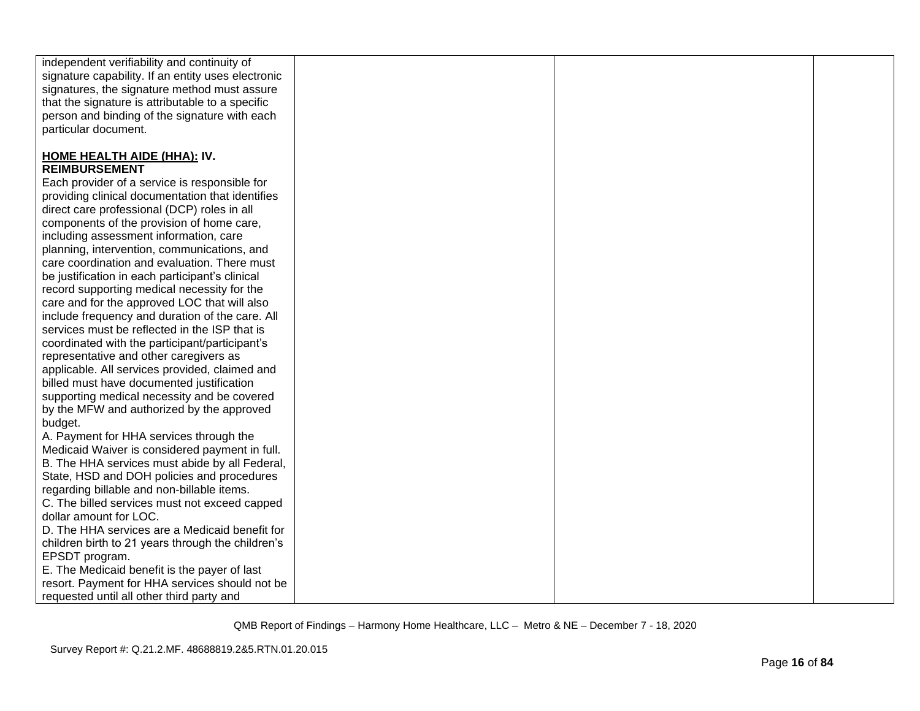| | | | |
|---|---|---|---|
| independent verifiability and continuity of signature capability. If an entity uses electronic signatures, the signature method must assure that the signature is attributable to a specific person and binding of the signature with each particular document.<br><br>**HOME HEALTH AIDE (HHA): IV. REIMBURSEMENT**<br>Each provider of a service is responsible for providing clinical documentation that identifies direct care professional (DCP) roles in all components of the provision of home care, including assessment information, care planning, intervention, communications, and care coordination and evaluation. There must be justification in each participant's clinical record supporting medical necessity for the care and for the approved LOC that will also include frequency and duration of the care. All services must be reflected in the ISP that is coordinated with the participant/participant's representative and other caregivers as applicable. All services provided, claimed and billed must have documented justification supporting medical necessity and be covered by the MFW and authorized by the approved budget.<br>A. Payment for HHA services through the Medicaid Waiver is considered payment in full.<br>B. The HHA services must abide by all Federal, State, HSD and DOH policies and procedures regarding billable and non-billable items.<br>C. The billed services must not exceed capped dollar amount for LOC.<br>D. The HHA services are a Medicaid benefit for children birth to 21 years through the children's EPSDT program.<br>E. The Medicaid benefit is the payer of last resort. Payment for HHA services should not be requested until all other third party and | | | |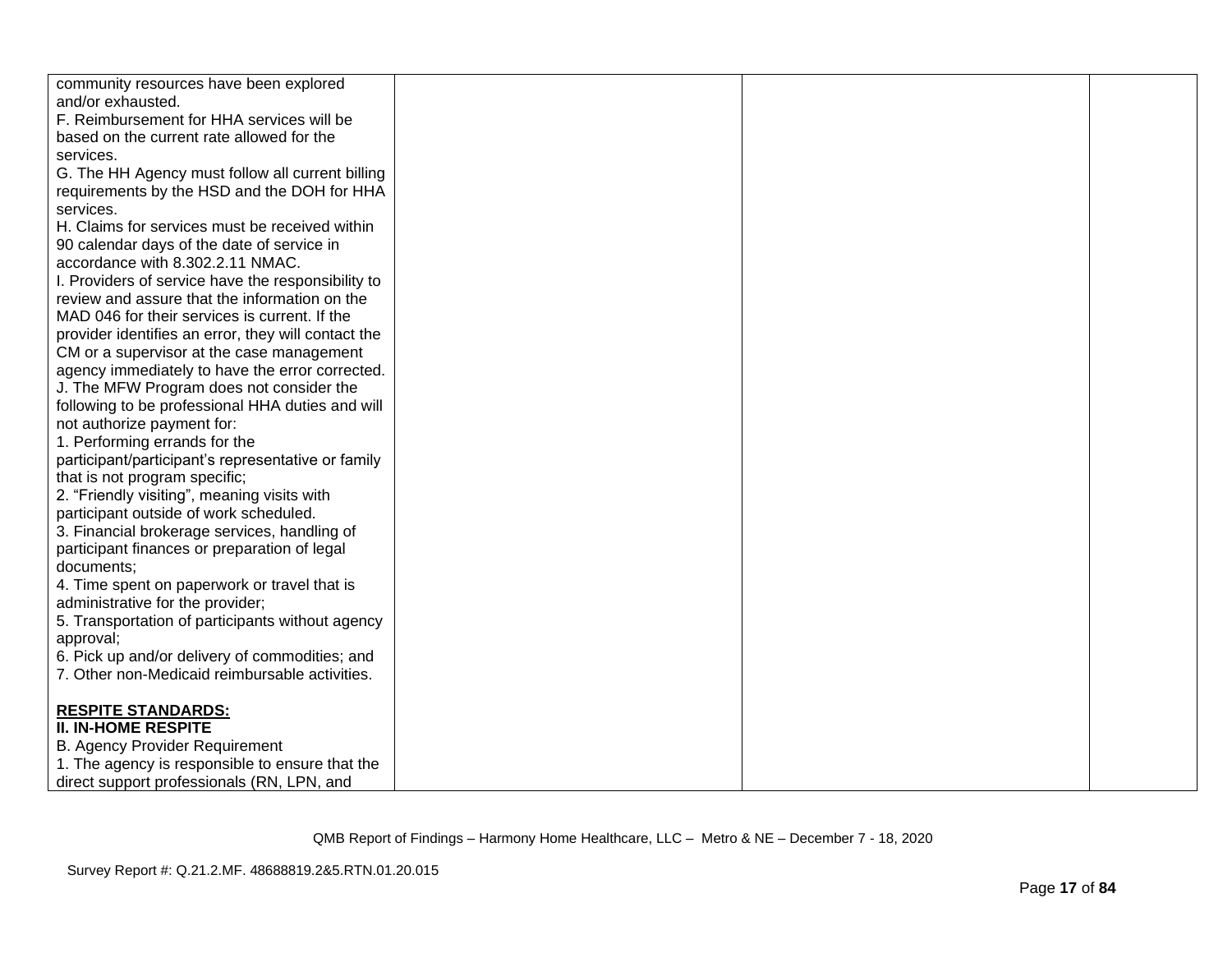| | | | |
|---|---|---|---|
| community resources have been explored and/or exhausted.<br>F. Reimbursement for HHA services will be based on the current rate allowed for the services.<br>G. The HH Agency must follow all current billing requirements by the HSD and the DOH for HHA services.<br>H. Claims for services must be received within 90 calendar days of the date of service in accordance with 8.302.2.11 NMAC.<br>I. Providers of service have the responsibility to review and assure that the information on the MAD 046 for their services is current. If the provider identifies an error, they will contact the CM or a supervisor at the case management agency immediately to have the error corrected.<br>J. The MFW Program does not consider the following to be professional HHA duties and will not authorize payment for:<br>1. Performing errands for the participant/participant's representative or family that is not program specific;<br>2. "Friendly visiting", meaning visits with participant outside of work scheduled.<br>3. Financial brokerage services, handling of participant finances or preparation of legal documents;<br>4. Time spent on paperwork or travel that is administrative for the provider;<br>5. Transportation of participants without agency approval;<br>6. Pick up and/or delivery of commodities; and<br>7. Other non-Medicaid reimbursable activities.<br><br>**RESPITE STANDARDS:**<br>**II. IN-HOME RESPITE**<br>B. Agency Provider Requirement<br>1. The agency is responsible to ensure that the direct support professionals (RN, LPN, and | | | |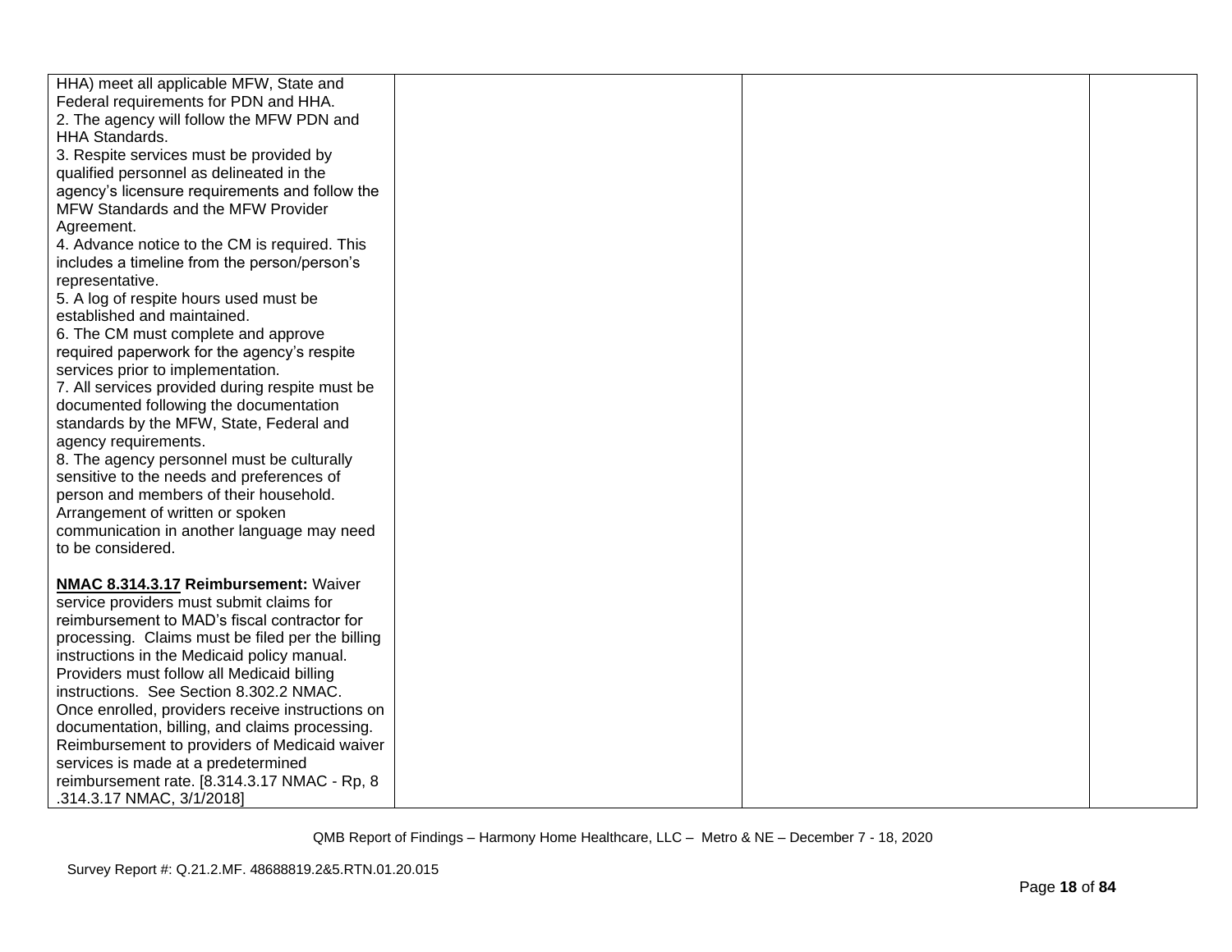| | | | |
|---|---|---|---|
| HHA) meet all applicable MFW, State and Federal requirements for PDN and HHA.<br>2. The agency will follow the MFW PDN and HHA Standards.<br>3. Respite services must be provided by qualified personnel as delineated in the agency's licensure requirements and follow the MFW Standards and the MFW Provider Agreement.<br>4. Advance notice to the CM is required. This includes a timeline from the person/person's representative.<br>5. A log of respite hours used must be established and maintained.<br>6. The CM must complete and approve required paperwork for the agency's respite services prior to implementation.<br>7. All services provided during respite must be documented following the documentation standards by the MFW, State, Federal and agency requirements.<br>8. The agency personnel must be culturally sensitive to the needs and preferences of person and members of their household. Arrangement of written or spoken communication in another language may need to be considered.<br><br>**NMAC 8.314.3.17 Reimbursement:** Waiver service providers must submit claims for reimbursement to MAD's fiscal contractor for processing. Claims must be filed per the billing instructions in the Medicaid policy manual. Providers must follow all Medicaid billing instructions. See Section 8.302.2 NMAC. Once enrolled, providers receive instructions on documentation, billing, and claims processing. Reimbursement to providers of Medicaid waiver services is made at a predetermined reimbursement rate. [8.314.3.17 NMAC - Rp, 8 .314.3.17 NMAC, 3/1/2018] | | | |

QMB Report of Findings – Harmony Home Healthcare, LLC – Metro & NE – December 7 - 18, 2020

Survey Report #: Q.21.2.MF. 48688819.2&5.RTN.01.20.015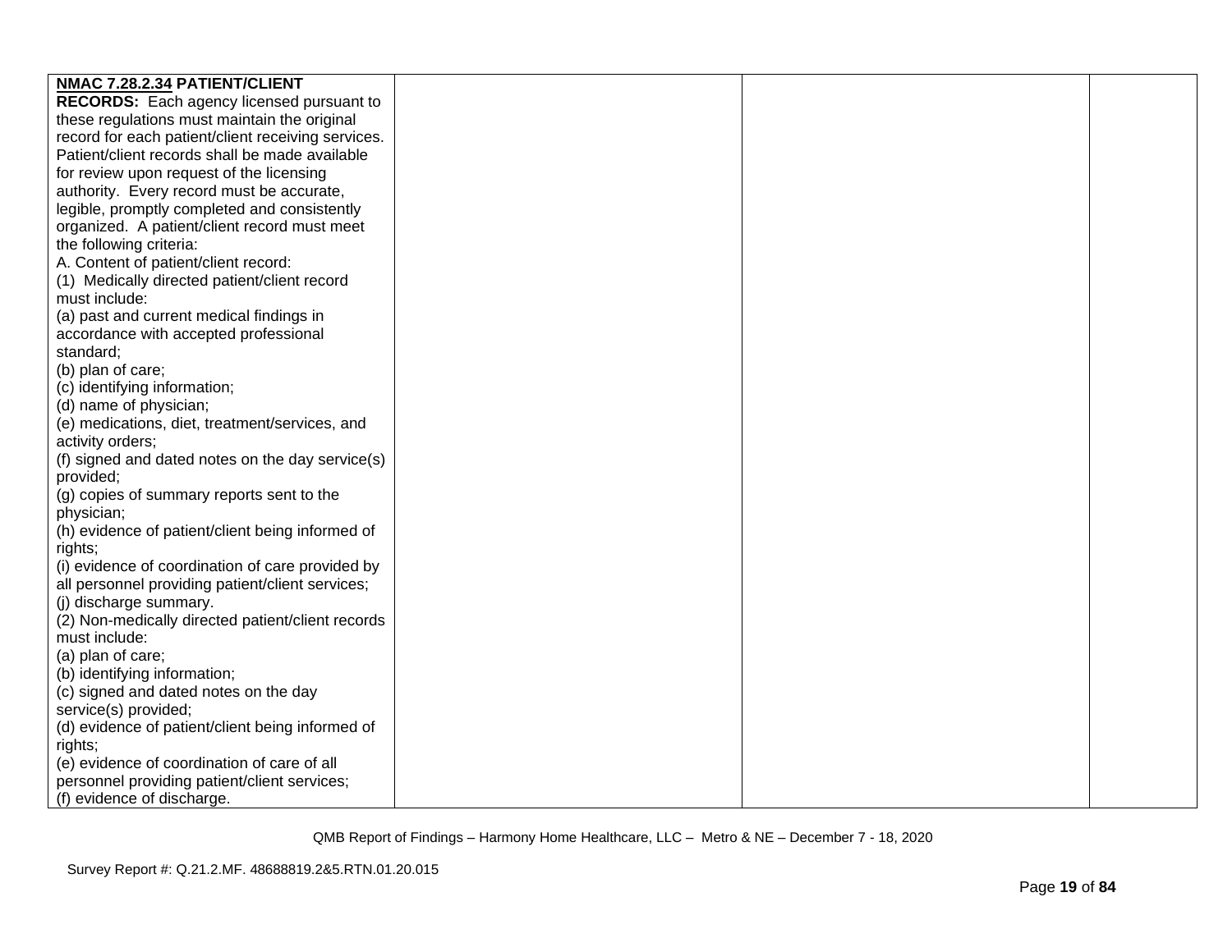| | | | |
|---|---|---|---|
| **NMAC 7.28.2.34 PATIENT/CLIENT RECORDS:** Each agency licensed pursuant to these regulations must maintain the original record for each patient/client receiving services. Patient/client records shall be made available for review upon request of the licensing authority. Every record must be accurate, legible, promptly completed and consistently organized. A patient/client record must meet the following criteria:<br>A. Content of patient/client record:<br>(1) Medically directed patient/client record must include:<br>(a) past and current medical findings in accordance with accepted professional standard;<br>(b) plan of care;<br>(c) identifying information;<br>(d) name of physician;<br>(e) medications, diet, treatment/services, and activity orders;<br>(f) signed and dated notes on the day service(s) provided;<br>(g) copies of summary reports sent to the physician;<br>(h) evidence of patient/client being informed of rights;<br>(i) evidence of coordination of care provided by all personnel providing patient/client services;<br>(j) discharge summary.<br>(2) Non-medically directed patient/client records must include:<br>(a) plan of care;<br>(b) identifying information;<br>(c) signed and dated notes on the day service(s) provided;<br>(d) evidence of patient/client being informed of rights;<br>(e) evidence of coordination of care of all personnel providing patient/client services;<br>(f) evidence of discharge. | | | |

QMB Report of Findings – Harmony Home Healthcare, LLC – Metro & NE – December 7 - 18, 2020

Survey Report #: Q.21.2.MF. 48688819.2&5.RTN.01.20.015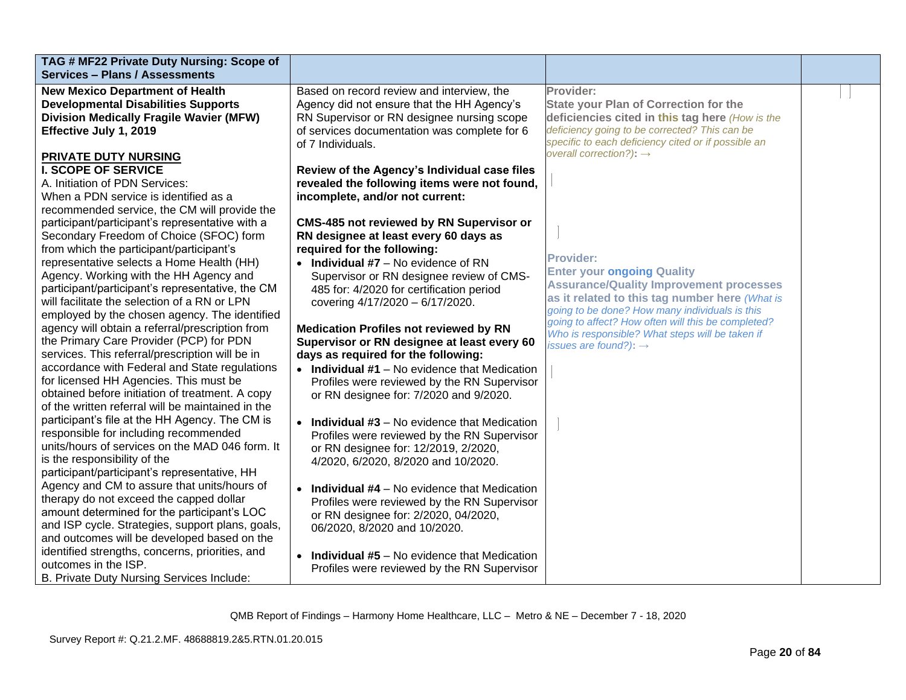| TAG # MF22 Private Duty Nursing: Scope of Services – Plans / Assessments | | | |
|---|---|---|---|
| **New Mexico Department of Health Developmental Disabilities Supports Division Medically Fragile Wavier (MFW) Effective July 1, 2019**<br><br>**PRIVATE DUTY NURSING**<br>**I. SCOPE OF SERVICE**<br>A. Initiation of PDN Services:<br>When a PDN service is identified as a recommended service, the CM will provide the participant/participant's representative with a Secondary Freedom of Choice (SFOC) form from which the participant/participant's representative selects a Home Health (HH) Agency. Working with the HH Agency and participant/participant's representative, the CM will facilitate the selection of a RN or LPN employed by the chosen agency. The identified agency will obtain a referral/prescription from the Primary Care Provider (PCP) for PDN services. This referral/prescription will be in accordance with Federal and State regulations for licensed HH Agencies. This must be obtained before initiation of treatment. A copy of the written referral will be maintained in the participant's file at the HH Agency. The CM is responsible for including recommended units/hours of services on the MAD 046 form. It is the responsibility of the participant/participant's representative, HH Agency and CM to assure that units/hours of therapy do not exceed the capped dollar amount determined for the participant's LOC and ISP cycle. Strategies, support plans, goals, and outcomes will be developed based on the identified strengths, concerns, priorities, and outcomes in the ISP.<br>B. Private Duty Nursing Services Include: | Based on record review and interview, the Agency did not ensure that the HH Agency's RN Supervisor or RN designee nursing scope of services documentation was complete for 6 of 7 Individuals.<br><br>**Review of the Agency's Individual case files revealed the following items were not found, incomplete, and/or not current:**<br><br>**CMS-485 not reviewed by RN Supervisor or RN designee at least every 60 days as required for the following:**<br>• **Individual #7** – No evidence of RN Supervisor or RN designee review of CMS-485 for: 4/2020 for certification period covering 4/17/2020 – 6/17/2020.<br><br>**Medication Profiles not reviewed by RN Supervisor or RN designee at least every 60 days as required for the following:**<br>• **Individual #1** – No evidence that Medication Profiles were reviewed by the RN Supervisor or RN designee for: 7/2020 and 9/2020.<br><br>• **Individual #3** – No evidence that Medication Profiles were reviewed by the RN Supervisor or RN designee for: 12/2019, 2/2020, 4/2020, 6/2020, 8/2020 and 10/2020.<br><br>• **Individual #4** – No evidence that Medication Profiles were reviewed by the RN Supervisor or RN designee for: 2/2020, 04/2020, 06/2020, 8/2020 and 10/2020.<br><br>• **Individual #5** – No evidence that Medication Profiles were reviewed by the RN Supervisor | **Provider:**<br>**State your Plan of Correction for the deficiencies cited in this tag here** *(How is the deficiency going to be corrected? This can be specific to each deficiency cited or if possible an overall correction?):* →<br><br><br><br>**Provider:**<br>**Enter your ongoing Quality Assurance/Quality Improvement processes as it related to this tag number here** *(What is going to be done? How many individuals is this going to affect? How often will this be completed? Who is responsible? What steps will be taken if issues are found?):* → | |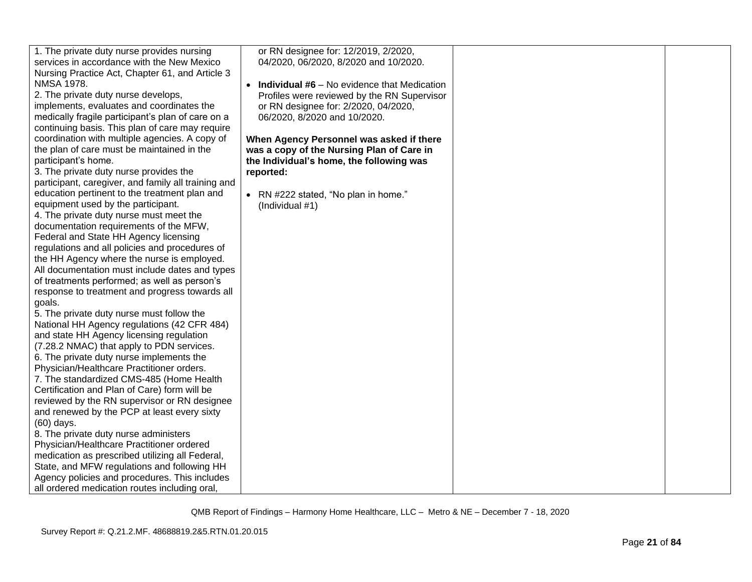| | | | |
|---|---|---|---|
| 1. The private duty nurse provides nursing services in accordance with the New Mexico Nursing Practice Act, Chapter 61, and Article 3 NMSA 1978.<br>2. The private duty nurse develops, implements, evaluates and coordinates the medically fragile participant's plan of care on a continuing basis. This plan of care may require coordination with multiple agencies. A copy of the plan of care must be maintained in the participant's home.<br>3. The private duty nurse provides the participant, caregiver, and family all training and education pertinent to the treatment plan and equipment used by the participant.<br>4. The private duty nurse must meet the documentation requirements of the MFW, Federal and State HH Agency licensing regulations and all policies and procedures of the HH Agency where the nurse is employed. All documentation must include dates and types of treatments performed; as well as person's response to treatment and progress towards all goals.<br>5. The private duty nurse must follow the National HH Agency regulations (42 CFR 484) and state HH Agency licensing regulation (7.28.2 NMAC) that apply to PDN services.<br>6. The private duty nurse implements the Physician/Healthcare Practitioner orders.<br>7. The standardized CMS-485 (Home Health Certification and Plan of Care) form will be reviewed by the RN supervisor or RN designee and renewed by the PCP at least every sixty (60) days.<br>8. The private duty nurse administers Physician/Healthcare Practitioner ordered medication as prescribed utilizing all Federal, State, and MFW regulations and following HH Agency policies and procedures. This includes all ordered medication routes including oral, | or RN designee for: 12/2019, 2/2020, 04/2020, 06/2020, 8/2020 and 10/2020.<br><br>• **Individual #6** – No evidence that Medication Profiles were reviewed by the RN Supervisor or RN designee for: 2/2020, 04/2020, 06/2020, 8/2020 and 10/2020.<br><br>**When Agency Personnel was asked if there was a copy of the Nursing Plan of Care in the Individual's home, the following was reported:**<br><br>• RN #222 stated, "No plan in home." (Individual #1) | | |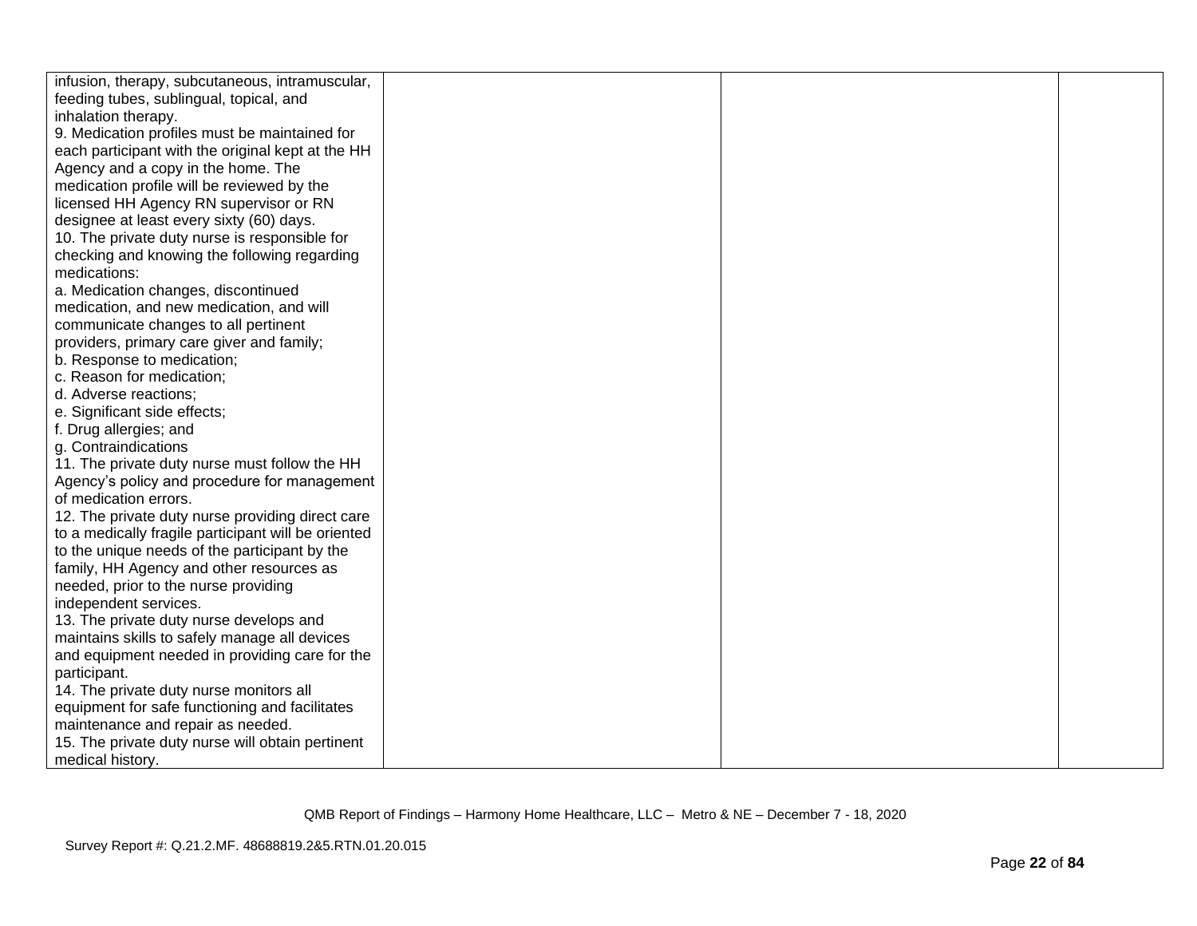| | | | |
|---|---|---|---|
| infusion, therapy, subcutaneous, intramuscular, feeding tubes, sublingual, topical, and inhalation therapy.<br>9. Medication profiles must be maintained for each participant with the original kept at the HH Agency and a copy in the home. The medication profile will be reviewed by the licensed HH Agency RN supervisor or RN designee at least every sixty (60) days.<br>10. The private duty nurse is responsible for checking and knowing the following regarding medications:<br>a. Medication changes, discontinued medication, and new medication, and will communicate changes to all pertinent providers, primary care giver and family;<br>b. Response to medication;<br>c. Reason for medication;<br>d. Adverse reactions;<br>e. Significant side effects;<br>f. Drug allergies; and<br>g. Contraindications<br>11. The private duty nurse must follow the HH Agency's policy and procedure for management of medication errors.<br>12. The private duty nurse providing direct care to a medically fragile participant will be oriented to the unique needs of the participant by the family, HH Agency and other resources as needed, prior to the nurse providing independent services.<br>13. The private duty nurse develops and maintains skills to safely manage all devices and equipment needed in providing care for the participant.<br>14. The private duty nurse monitors all equipment for safe functioning and facilitates maintenance and repair as needed.<br>15. The private duty nurse will obtain pertinent medical history. | | | |

QMB Report of Findings – Harmony Home Healthcare, LLC – Metro & NE – December 7 - 18, 2020

Survey Report #: Q.21.2.MF. 48688819.2&5.RTN.01.20.015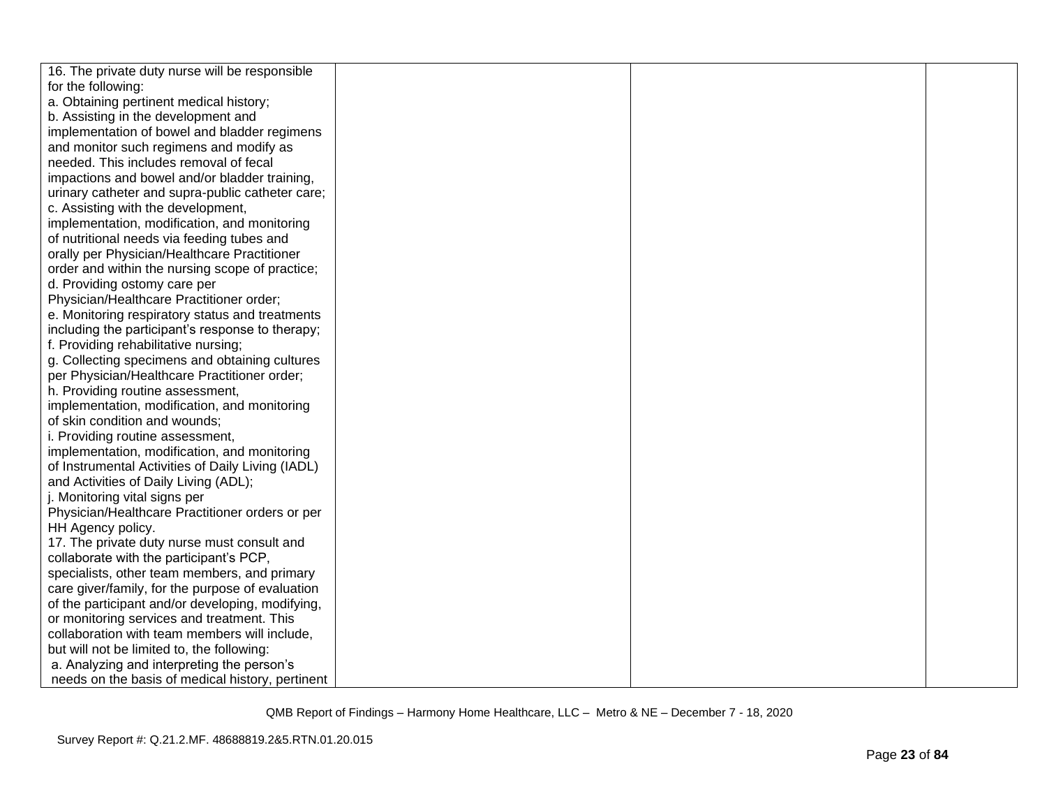| | | | |
|---|---|---|---|
| 16. The private duty nurse will be responsible for the following:<br>a. Obtaining pertinent medical history;<br>b. Assisting in the development and implementation of bowel and bladder regimens and monitor such regimens and modify as needed. This includes removal of fecal impactions and bowel and/or bladder training, urinary catheter and supra-public catheter care;<br>c. Assisting with the development, implementation, modification, and monitoring of nutritional needs via feeding tubes and orally per Physician/Healthcare Practitioner order and within the nursing scope of practice;<br>d. Providing ostomy care per Physician/Healthcare Practitioner order;<br>e. Monitoring respiratory status and treatments including the participant's response to therapy;<br>f. Providing rehabilitative nursing;<br>g. Collecting specimens and obtaining cultures per Physician/Healthcare Practitioner order;<br>h. Providing routine assessment, implementation, modification, and monitoring of skin condition and wounds;<br>i. Providing routine assessment, implementation, modification, and monitoring of Instrumental Activities of Daily Living (IADL) and Activities of Daily Living (ADL);<br>j. Monitoring vital signs per Physician/Healthcare Practitioner orders or per HH Agency policy.<br>17. The private duty nurse must consult and collaborate with the participant's PCP, specialists, other team members, and primary care giver/family, for the purpose of evaluation of the participant and/or developing, modifying, or monitoring services and treatment. This collaboration with team members will include, but will not be limited to, the following:<br>a. Analyzing and interpreting the person's needs on the basis of medical history, pertinent | | | |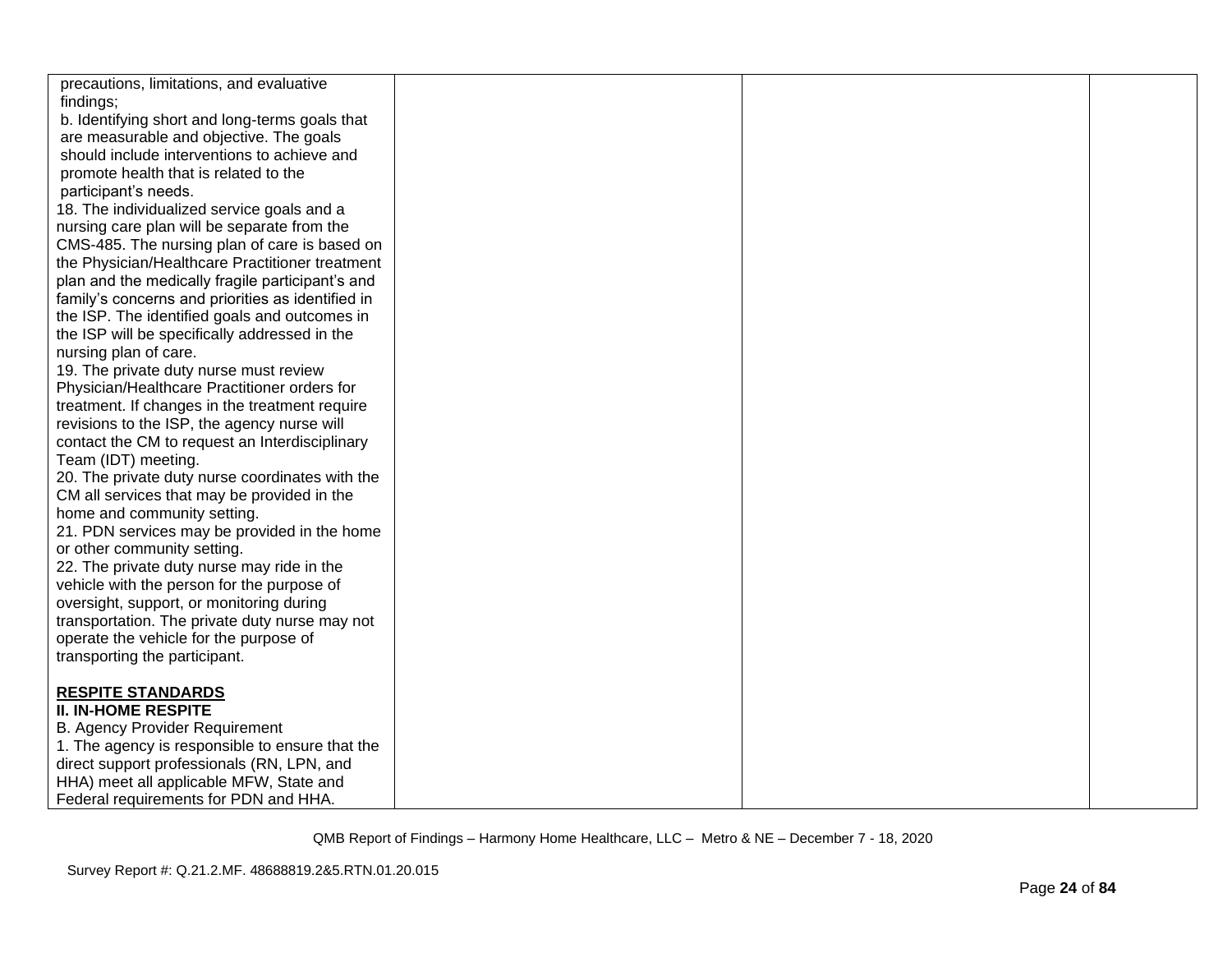| | | | |
|---|---|---|---|
| precautions, limitations, and evaluative findings;<br>b. Identifying short and long-terms goals that are measurable and objective. The goals should include interventions to achieve and promote health that is related to the participant's needs.<br>18. The individualized service goals and a nursing care plan will be separate from the CMS-485. The nursing plan of care is based on the Physician/Healthcare Practitioner treatment plan and the medically fragile participant's and family's concerns and priorities as identified in the ISP. The identified goals and outcomes in the ISP will be specifically addressed in the nursing plan of care.<br>19. The private duty nurse must review Physician/Healthcare Practitioner orders for treatment. If changes in the treatment require revisions to the ISP, the agency nurse will contact the CM to request an Interdisciplinary Team (IDT) meeting.<br>20. The private duty nurse coordinates with the CM all services that may be provided in the home and community setting.<br>21. PDN services may be provided in the home or other community setting.<br>22. The private duty nurse may ride in the vehicle with the person for the purpose of oversight, support, or monitoring during transportation. The private duty nurse may not operate the vehicle for the purpose of transporting the participant.<br><br>**RESPITE STANDARDS**<br>**II. IN-HOME RESPITE**<br>B. Agency Provider Requirement<br>1. The agency is responsible to ensure that the direct support professionals (RN, LPN, and HHA) meet all applicable MFW, State and Federal requirements for PDN and HHA. | | | |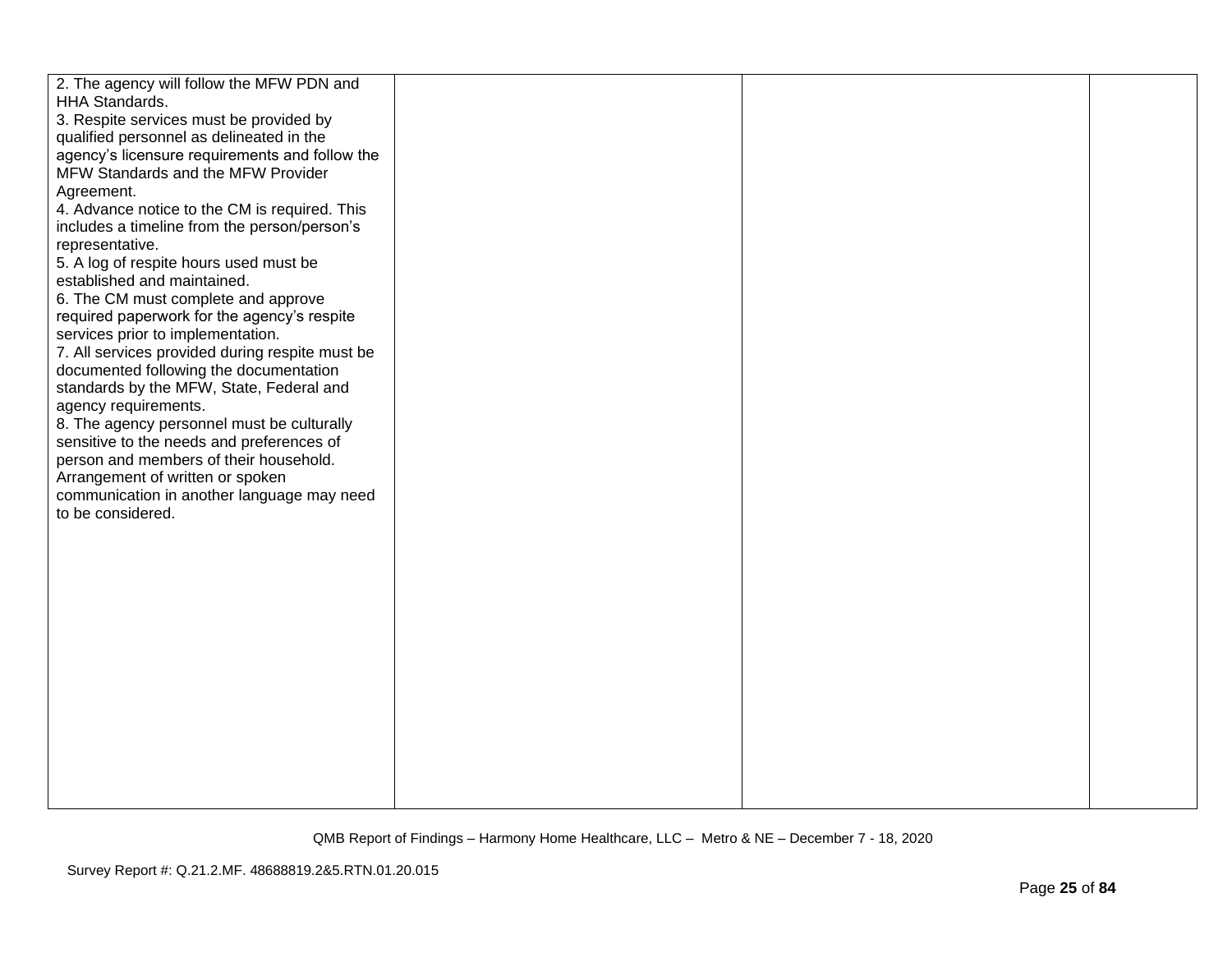| | | | |
|---|---|---|---|
| 2. The agency will follow the MFW PDN and HHA Standards.<br>3. Respite services must be provided by qualified personnel as delineated in the agency's licensure requirements and follow the MFW Standards and the MFW Provider Agreement.<br>4. Advance notice to the CM is required. This includes a timeline from the person/person's representative.<br>5. A log of respite hours used must be established and maintained.<br>6. The CM must complete and approve required paperwork for the agency's respite services prior to implementation.<br>7. All services provided during respite must be documented following the documentation standards by the MFW, State, Federal and agency requirements.<br>8. The agency personnel must be culturally sensitive to the needs and preferences of person and members of their household. Arrangement of written or spoken communication in another language may need to be considered. | | | |

QMB Report of Findings – Harmony Home Healthcare, LLC – Metro & NE – December 7 - 18, 2020

Survey Report #: Q.21.2.MF. 48688819.2&5.RTN.01.20.015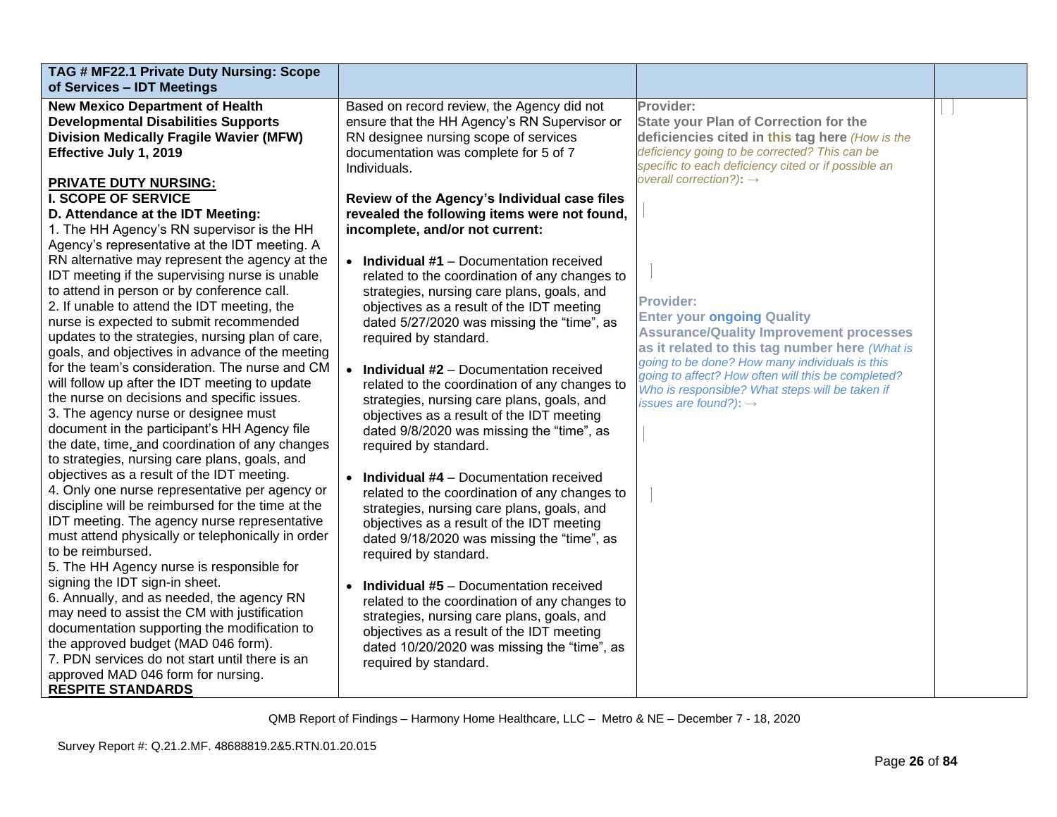| TAG # MF22.1 Private Duty Nursing: Scope of Services – IDT Meetings | | | |
|---|---|---|---|
| **New Mexico Department of Health Developmental Disabilities Supports Division Medically Fragile Wavier (MFW) Effective July 1, 2019**<br><br>**PRIVATE DUTY NURSING:**<br>**I. SCOPE OF SERVICE**<br>**D. Attendance at the IDT Meeting:**<br>1. The HH Agency's RN supervisor is the HH Agency's representative at the IDT meeting. A RN alternative may represent the agency at the IDT meeting if the supervising nurse is unable to attend in person or by conference call.<br>2. If unable to attend the IDT meeting, the nurse is expected to submit recommended updates to the strategies, nursing plan of care, goals, and objectives in advance of the meeting for the team's consideration. The nurse and CM will follow up after the IDT meeting to update the nurse on decisions and specific issues.<br>3. The agency nurse or designee must document in the participant's HH Agency file the date, time, and coordination of any changes to strategies, nursing care plans, goals, and objectives as a result of the IDT meeting.<br>4. Only one nurse representative per agency or discipline will be reimbursed for the time at the IDT meeting. The agency nurse representative must attend physically or telephonically in order to be reimbursed.<br>5. The HH Agency nurse is responsible for signing the IDT sign-in sheet.<br>6. Annually, and as needed, the agency RN may need to assist the CM with justification documentation supporting the modification to the approved budget (MAD 046 form).<br>7. PDN services do not start until there is an approved MAD 046 form for nursing.<br>**RESPITE STANDARDS** | Based on record review, the Agency did not ensure that the HH Agency's RN Supervisor or RN designee nursing scope of services documentation was complete for 5 of 7 Individuals.<br><br>**Review of the Agency's Individual case files revealed the following items were not found, incomplete, and/or not current:**<br><br>• **Individual #1** – Documentation received related to the coordination of any changes to strategies, nursing care plans, goals, and objectives as a result of the IDT meeting dated 5/27/2020 was missing the "time", as required by standard.<br><br>• **Individual #2** – Documentation received related to the coordination of any changes to strategies, nursing care plans, goals, and objectives as a result of the IDT meeting dated 9/8/2020 was missing the "time", as required by standard.<br><br>• **Individual #4** – Documentation received related to the coordination of any changes to strategies, nursing care plans, goals, and objectives as a result of the IDT meeting dated 9/18/2020 was missing the "time", as required by standard.<br><br>• **Individual #5** – Documentation received related to the coordination of any changes to strategies, nursing care plans, goals, and objectives as a result of the IDT meeting dated 10/20/2020 was missing the "time", as required by standard. | **Provider:**<br>**State your Plan of Correction for the deficiencies cited in this tag here** *(How is the deficiency going to be corrected? This can be specific to each deficiency cited or if possible an overall correction?)***:** →<br><br>**Provider:**<br>**Enter your ongoing Quality Assurance/Quality Improvement processes as it related to this tag number here** *(What is going to be done? How many individuals is this going to affect? How often will this be completed? Who is responsible? What steps will be taken if issues are found?)***:** → | |

QMB Report of Findings – Harmony Home Healthcare, LLC – Metro & NE – December 7 - 18, 2020

Survey Report #: Q.21.2.MF. 48688819.2&5.RTN.01.20.015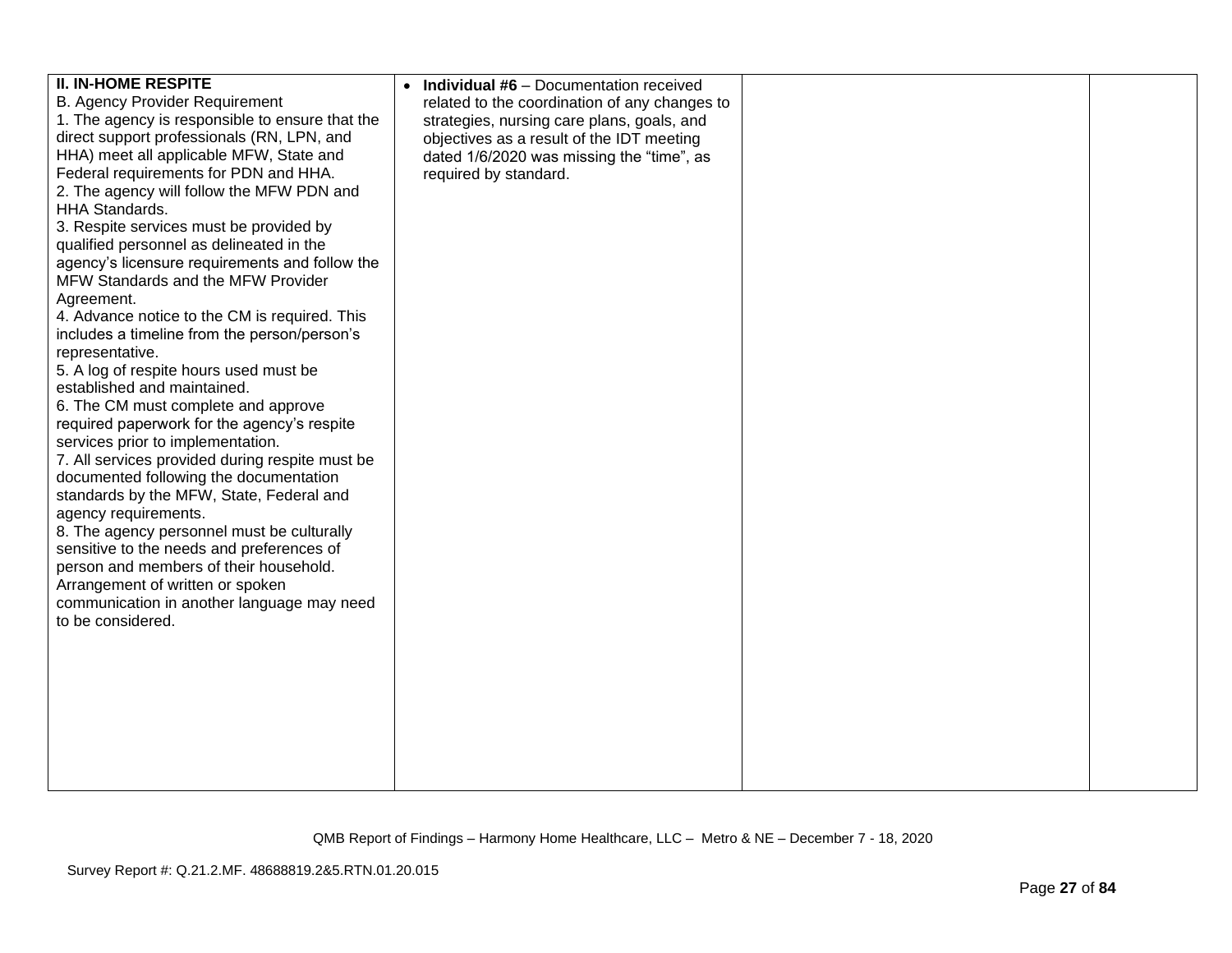| | | | |
|---|---|---|---|
| **II. IN-HOME RESPITE**<br>B. Agency Provider Requirement<br>1. The agency is responsible to ensure that the direct support professionals (RN, LPN, and HHA) meet all applicable MFW, State and Federal requirements for PDN and HHA.<br>2. The agency will follow the MFW PDN and HHA Standards.<br>3. Respite services must be provided by qualified personnel as delineated in the agency's licensure requirements and follow the MFW Standards and the MFW Provider Agreement.<br>4. Advance notice to the CM is required. This includes a timeline from the person/person's representative.<br>5. A log of respite hours used must be established and maintained.<br>6. The CM must complete and approve required paperwork for the agency's respite services prior to implementation.<br>7. All services provided during respite must be documented following the documentation standards by the MFW, State, Federal and agency requirements.<br>8. The agency personnel must be culturally sensitive to the needs and preferences of person and members of their household. Arrangement of written or spoken communication in another language may need to be considered. | • **Individual #6** – Documentation received related to the coordination of any changes to strategies, nursing care plans, goals, and objectives as a result of the IDT meeting dated 1/6/2020 was missing the "time", as required by standard. | | |

QMB Report of Findings – Harmony Home Healthcare, LLC – Metro & NE – December 7 - 18, 2020

Survey Report #: Q.21.2.MF. 48688819.2&5.RTN.01.20.015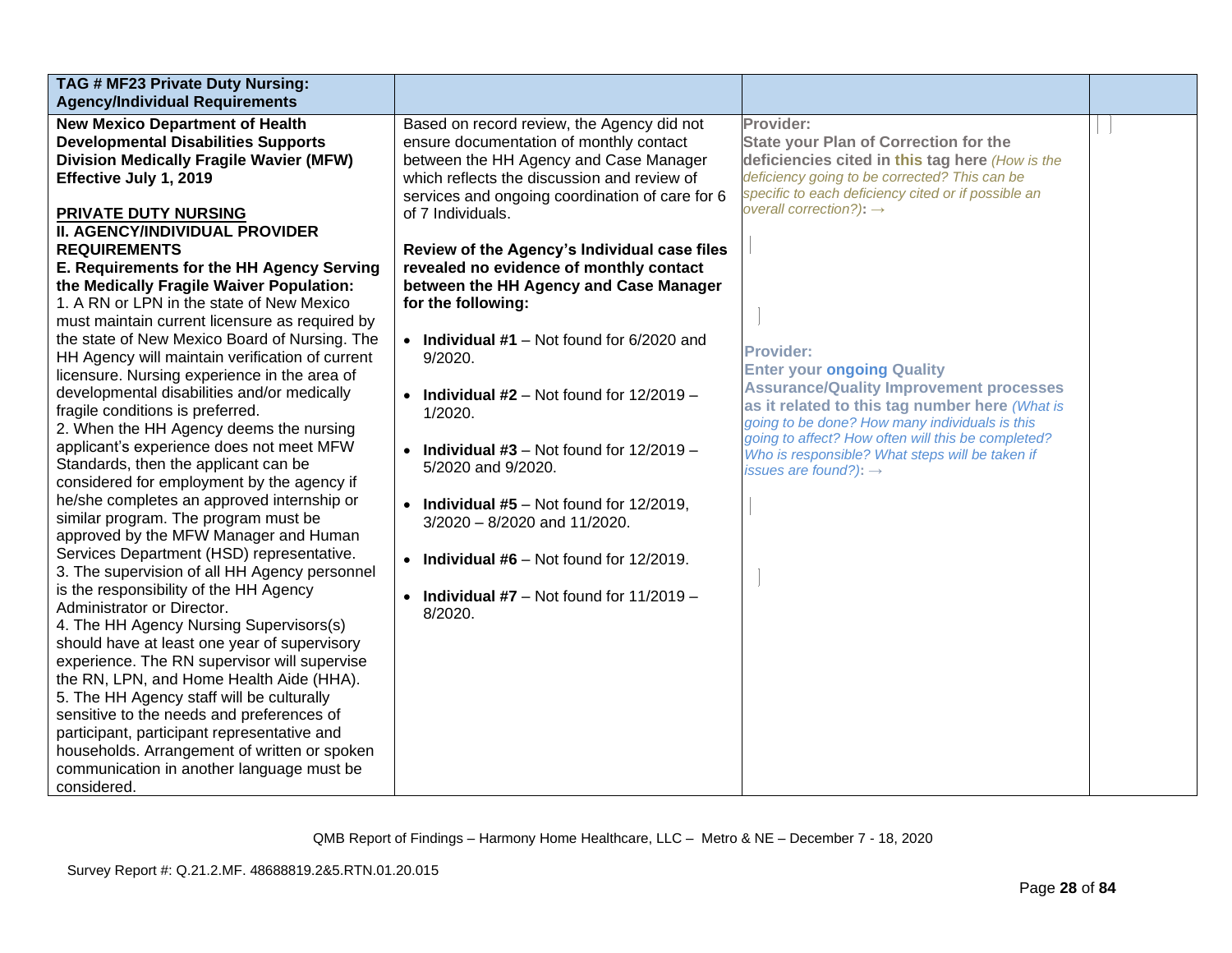| TAG # MF23 Private Duty Nursing: Agency/Individual Requirements | | | |
|---|---|---|---|
| **New Mexico Department of Health Developmental Disabilities Supports Division Medically Fragile Wavier (MFW) Effective July 1, 2019**<br><br>**PRIVATE DUTY NURSING**<br>**II. AGENCY/INDIVIDUAL PROVIDER REQUIREMENTS**<br>**E. Requirements for the HH Agency Serving the Medically Fragile Waiver Population:**<br>1. A RN or LPN in the state of New Mexico must maintain current licensure as required by the state of New Mexico Board of Nursing. The HH Agency will maintain verification of current licensure. Nursing experience in the area of developmental disabilities and/or medically fragile conditions is preferred.<br>2. When the HH Agency deems the nursing applicant's experience does not meet MFW Standards, then the applicant can be considered for employment by the agency if he/she completes an approved internship or similar program. The program must be approved by the MFW Manager and Human Services Department (HSD) representative.<br>3. The supervision of all HH Agency personnel is the responsibility of the HH Agency Administrator or Director.<br>4. The HH Agency Nursing Supervisors(s) should have at least one year of supervisory experience. The RN supervisor will supervise the RN, LPN, and Home Health Aide (HHA).<br>5. The HH Agency staff will be culturally sensitive to the needs and preferences of participant, participant representative and households. Arrangement of written or spoken communication in another language must be considered. | Based on record review, the Agency did not ensure documentation of monthly contact between the HH Agency and Case Manager which reflects the discussion and review of services and ongoing coordination of care for 6 of 7 Individuals.<br><br>**Review of the Agency's Individual case files revealed no evidence of monthly contact between the HH Agency and Case Manager for the following:**<br><br>• **Individual #1** – Not found for 6/2020 and 9/2020.<br><br>• **Individual #2** – Not found for 12/2019 – 1/2020.<br><br>• **Individual #3** – Not found for 12/2019 – 5/2020 and 9/2020.<br><br>• **Individual #5** – Not found for 12/2019, 3/2020 – 8/2020 and 11/2020.<br><br>• **Individual #6** – Not found for 12/2019.<br><br>• **Individual #7** – Not found for 11/2019 – 8/2020. | **Provider:**<br>**State your Plan of Correction for the deficiencies cited in this tag here** *(How is the deficiency going to be corrected? This can be specific to each deficiency cited or if possible an overall correction?)*: →<br><br><br><br>**Provider:**<br>**Enter your ongoing Quality Assurance/Quality Improvement processes as it related to this tag number here** *(What is going to be done? How many individuals is this going to affect? How often will this be completed? Who is responsible? What steps will be taken if issues are found?)*: → | |

QMB Report of Findings – Harmony Home Healthcare, LLC – Metro & NE – December 7 - 18, 2020

Survey Report #: Q.21.2.MF. 48688819.2&5.RTN.01.20.015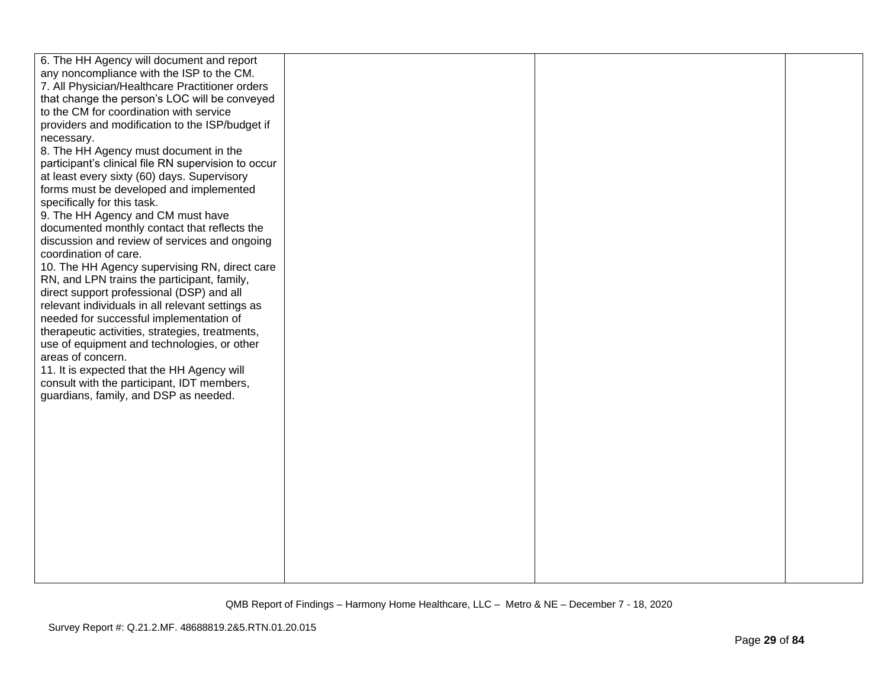| | | | |
|---|---|---|---|
| 6. The HH Agency will document and report any noncompliance with the ISP to the CM.<br>7. All Physician/Healthcare Practitioner orders that change the person's LOC will be conveyed to the CM for coordination with service providers and modification to the ISP/budget if necessary.<br>8. The HH Agency must document in the participant's clinical file RN supervision to occur at least every sixty (60) days. Supervisory forms must be developed and implemented specifically for this task.<br>9. The HH Agency and CM must have documented monthly contact that reflects the discussion and review of services and ongoing coordination of care.<br>10. The HH Agency supervising RN, direct care RN, and LPN trains the participant, family, direct support professional (DSP) and all relevant individuals in all relevant settings as needed for successful implementation of therapeutic activities, strategies, treatments, use of equipment and technologies, or other areas of concern.<br>11. It is expected that the HH Agency will consult with the participant, IDT members, guardians, family, and DSP as needed. | | | |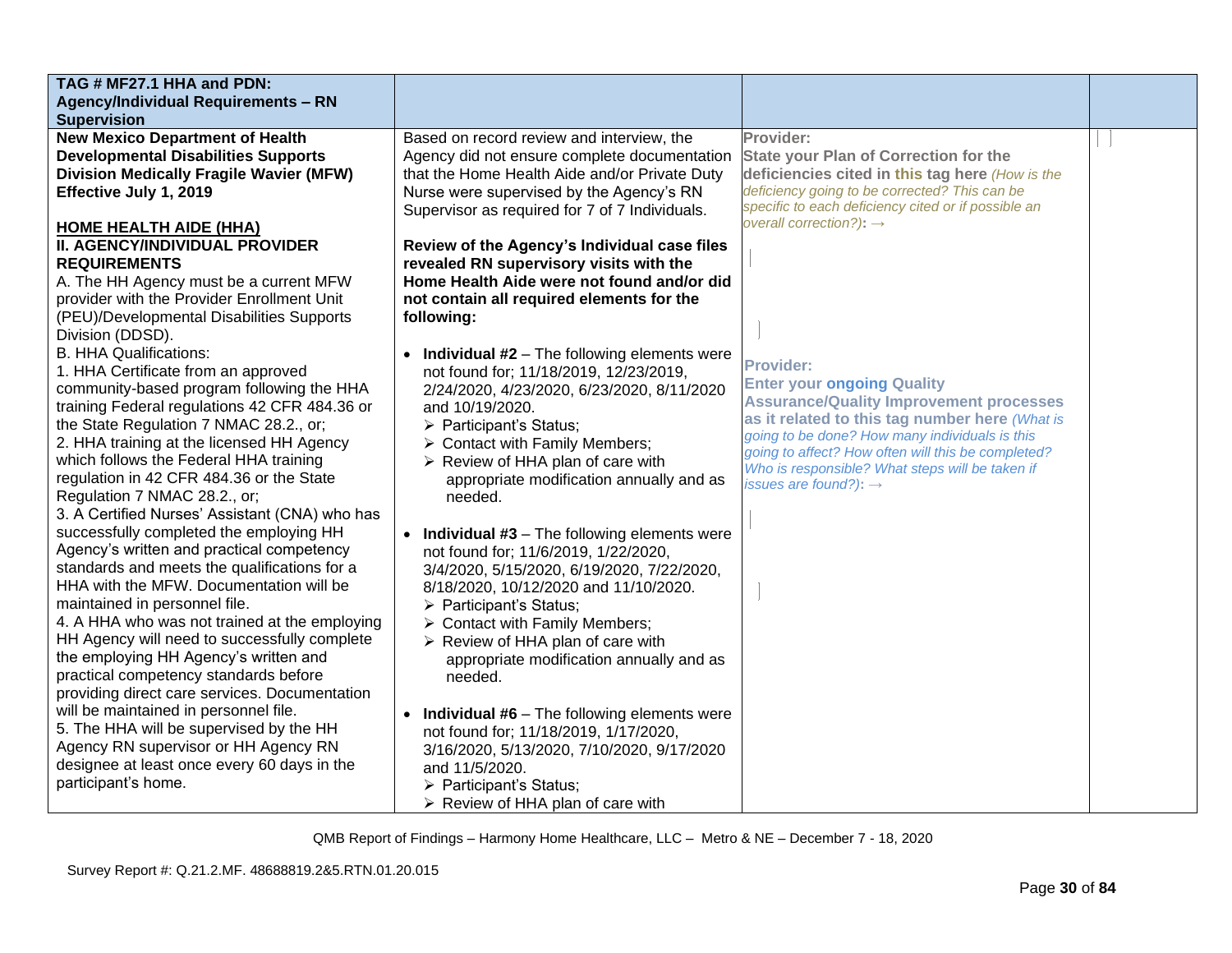| TAG # MF27.1 HHA and PDN: Agency/Individual Requirements – RN Supervision | | | |
|---|---|---|---|
| **New Mexico Department of Health Developmental Disabilities Supports Division Medically Fragile Wavier (MFW) Effective July 1, 2019**<br><br>**HOME HEALTH AIDE (HHA)**<br>**II. AGENCY/INDIVIDUAL PROVIDER REQUIREMENTS**<br>A. The HH Agency must be a current MFW provider with the Provider Enrollment Unit (PEU)/Developmental Disabilities Supports Division (DDSD).<br>B. HHA Qualifications:<br>1. HHA Certificate from an approved community-based program following the HHA training Federal regulations 42 CFR 484.36 or the State Regulation 7 NMAC 28.2., or;<br>2. HHA training at the licensed HH Agency which follows the Federal HHA training regulation in 42 CFR 484.36 or the State Regulation 7 NMAC 28.2., or;<br>3. A Certified Nurses' Assistant (CNA) who has successfully completed the employing HH Agency's written and practical competency standards and meets the qualifications for a HHA with the MFW. Documentation will be maintained in personnel file.<br>4. A HHA who was not trained at the employing HH Agency will need to successfully complete the employing HH Agency's written and practical competency standards before providing direct care services. Documentation will be maintained in personnel file.<br>5. The HHA will be supervised by the HH Agency RN supervisor or HH Agency RN designee at least once every 60 days in the participant's home. | Based on record review and interview, the Agency did not ensure complete documentation that the Home Health Aide and/or Private Duty Nurse were supervised by the Agency's RN Supervisor as required for 7 of 7 Individuals.<br><br>**Review of the Agency's Individual case files revealed RN supervisory visits with the Home Health Aide were not found and/or did not contain all required elements for the following:**<br><br>• **Individual #2** – The following elements were not found for; 11/18/2019, 12/23/2019, 2/24/2020, 4/23/2020, 6/23/2020, 8/11/2020 and 10/19/2020.<br>➢ Participant's Status;<br>➢ Contact with Family Members;<br>➢ Review of HHA plan of care with appropriate modification annually and as needed.<br><br>• **Individual #3** – The following elements were not found for; 11/6/2019, 1/22/2020, 3/4/2020, 5/15/2020, 6/19/2020, 7/22/2020, 8/18/2020, 10/12/2020 and 11/10/2020.<br>➢ Participant's Status;<br>➢ Contact with Family Members;<br>➢ Review of HHA plan of care with appropriate modification annually and as needed.<br><br>• **Individual #6** – The following elements were not found for; 11/18/2019, 1/17/2020, 3/16/2020, 5/13/2020, 7/10/2020, 9/17/2020 and 11/5/2020.<br>➢ Participant's Status;<br>➢ Review of HHA plan of care with | **Provider:**<br>**State your Plan of Correction for the deficiencies cited in this tag here** *(How is the deficiency going to be corrected? This can be specific to each deficiency cited or if possible an overall correction?)*: →<br><br><br><br>**Provider:**<br>**Enter your ongoing Quality Assurance/Quality Improvement processes as it related to this tag number here** *(What is going to be done? How many individuals is this going to affect? How often will this be completed? Who is responsible? What steps will be taken if issues are found?)*: → | |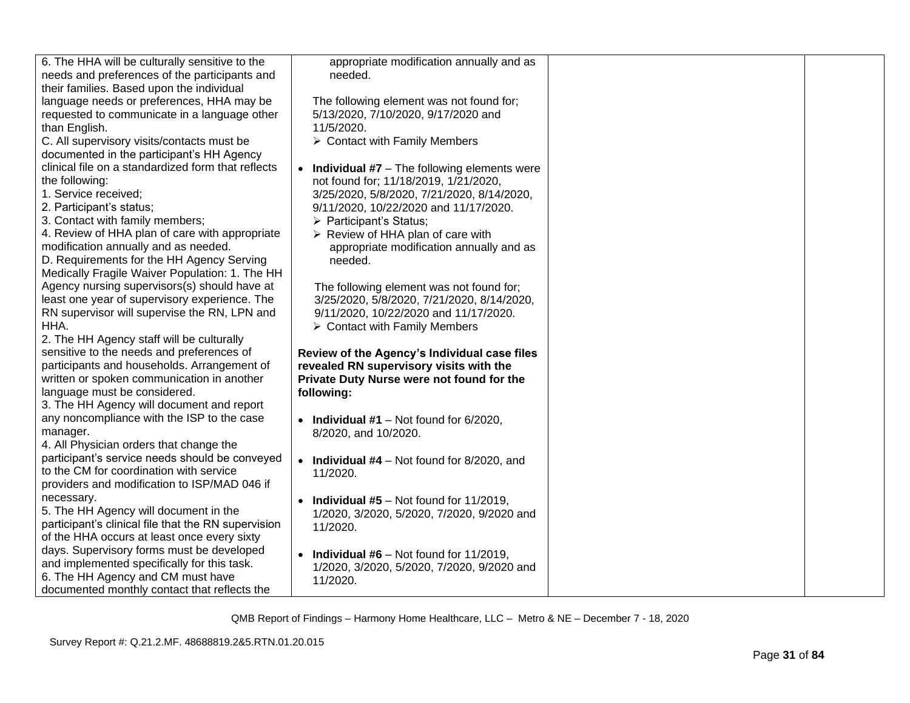| | | | |
|---|---|---|---|
| 6. The HHA will be culturally sensitive to the needs and preferences of the participants and their families. Based upon the individual language needs or preferences, HHA may be requested to communicate in a language other than English.<br>C. All supervisory visits/contacts must be documented in the participant's HH Agency clinical file on a standardized form that reflects the following:<br>1. Service received;<br>2. Participant's status;<br>3. Contact with family members;<br>4. Review of HHA plan of care with appropriate modification annually and as needed.<br>D. Requirements for the HH Agency Serving Medically Fragile Waiver Population: 1. The HH Agency nursing supervisors(s) should have at least one year of supervisory experience. The RN supervisor will supervise the RN, LPN and HHA.<br>2. The HH Agency staff will be culturally sensitive to the needs and preferences of participants and households. Arrangement of written or spoken communication in another language must be considered.<br>3. The HH Agency will document and report any noncompliance with the ISP to the case manager.<br>4. All Physician orders that change the participant's service needs should be conveyed to the CM for coordination with service providers and modification to ISP/MAD 046 if necessary.<br>5. The HH Agency will document in the participant's clinical file that the RN supervision of the HHA occurs at least once every sixty days. Supervisory forms must be developed and implemented specifically for this task.<br>6. The HH Agency and CM must have documented monthly contact that reflects the | appropriate modification annually and as needed.<br><br>The following element was not found for; 5/13/2020, 7/10/2020, 9/17/2020 and 11/5/2020.<br>➢ Contact with Family Members<br><br>• **Individual #7** – The following elements were not found for; 11/18/2019, 1/21/2020, 3/25/2020, 5/8/2020, 7/21/2020, 8/14/2020, 9/11/2020, 10/22/2020 and 11/17/2020.<br>➢ Participant's Status;<br>➢ Review of HHA plan of care with appropriate modification annually and as needed.<br><br>The following element was not found for; 3/25/2020, 5/8/2020, 7/21/2020, 8/14/2020, 9/11/2020, 10/22/2020 and 11/17/2020.<br>➢ Contact with Family Members<br><br>**Review of the Agency's Individual case files revealed RN supervisory visits with the Private Duty Nurse were not found for the following:**<br><br>• **Individual #1** – Not found for 6/2020, 8/2020, and 10/2020.<br><br>• **Individual #4** – Not found for 8/2020, and 11/2020.<br><br>• **Individual #5** – Not found for 11/2019, 1/2020, 3/2020, 5/2020, 7/2020, 9/2020 and 11/2020.<br><br>• **Individual #6** – Not found for 11/2019, 1/2020, 3/2020, 5/2020, 7/2020, 9/2020 and 11/2020. | | |

QMB Report of Findings – Harmony Home Healthcare, LLC – Metro & NE – December 7 - 18, 2020

Survey Report #: Q.21.2.MF. 48688819.2&5.RTN.01.20.015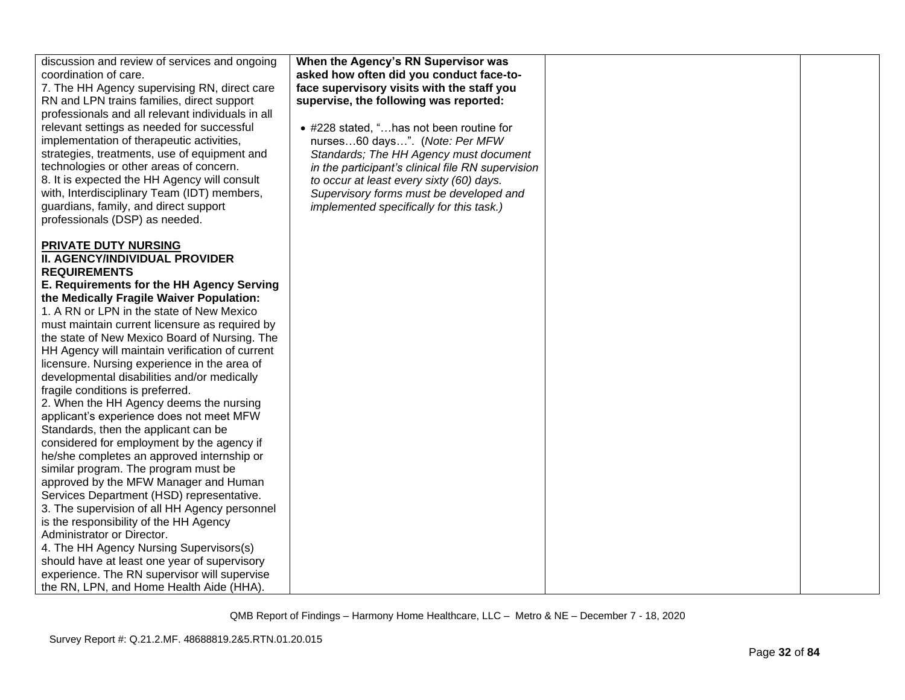| | | | |
|---|---|---|---|
| discussion and review of services and ongoing coordination of care.<br>7. The HH Agency supervising RN, direct care RN and LPN trains families, direct support professionals and all relevant individuals in all relevant settings as needed for successful implementation of therapeutic activities, strategies, treatments, use of equipment and technologies or other areas of concern.<br>8. It is expected the HH Agency will consult with, Interdisciplinary Team (IDT) members, guardians, family, and direct support professionals (DSP) as needed.<br><br>**<u>PRIVATE DUTY NURSING</u>**<br>**II. AGENCY/INDIVIDUAL PROVIDER REQUIREMENTS**<br>**E. Requirements for the HH Agency Serving the Medically Fragile Waiver Population:**<br>1. A RN or LPN in the state of New Mexico must maintain current licensure as required by the state of New Mexico Board of Nursing. The HH Agency will maintain verification of current licensure. Nursing experience in the area of developmental disabilities and/or medically fragile conditions is preferred.<br>2. When the HH Agency deems the nursing applicant's experience does not meet MFW Standards, then the applicant can be considered for employment by the agency if he/she completes an approved internship or similar program. The program must be approved by the MFW Manager and Human Services Department (HSD) representative.<br>3. The supervision of all HH Agency personnel is the responsibility of the HH Agency Administrator or Director.<br>4. The HH Agency Nursing Supervisors(s) should have at least one year of supervisory experience. The RN supervisor will supervise the RN, LPN, and Home Health Aide (HHA). | **When the Agency's RN Supervisor was asked how often did you conduct face-to-face supervisory visits with the staff you supervise, the following was reported:**<br><br>• #228 stated, "…has not been routine for nurses…60 days…". (*Note: Per MFW Standards; The HH Agency must document in the participant's clinical file RN supervision to occur at least every sixty (60) days. Supervisory forms must be developed and implemented specifically for this task.)* | | |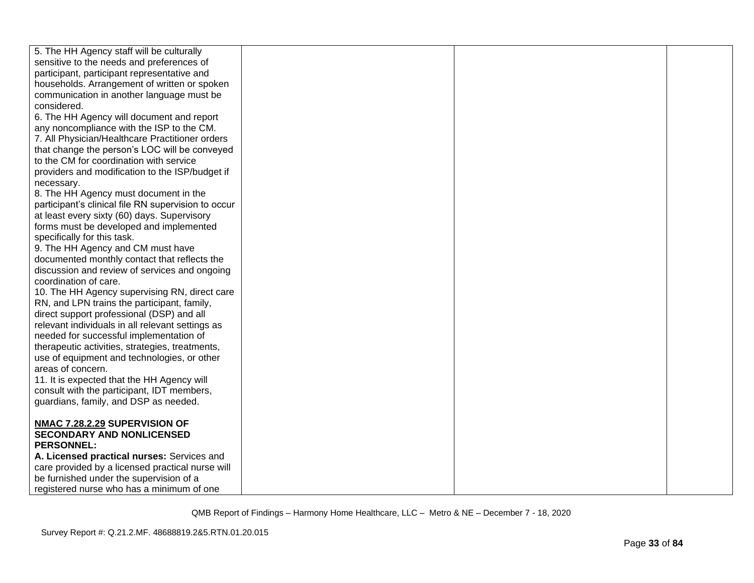| | | | |
|---|---|---|---|
| 5. The HH Agency staff will be culturally sensitive to the needs and preferences of participant, participant representative and households. Arrangement of written or spoken communication in another language must be considered.<br>6. The HH Agency will document and report any noncompliance with the ISP to the CM.<br>7. All Physician/Healthcare Practitioner orders that change the person's LOC will be conveyed to the CM for coordination with service providers and modification to the ISP/budget if necessary.<br>8. The HH Agency must document in the participant's clinical file RN supervision to occur at least every sixty (60) days. Supervisory forms must be developed and implemented specifically for this task.<br>9. The HH Agency and CM must have documented monthly contact that reflects the discussion and review of services and ongoing coordination of care.<br>10. The HH Agency supervising RN, direct care RN, and LPN trains the participant, family, direct support professional (DSP) and all relevant individuals in all relevant settings as needed for successful implementation of therapeutic activities, strategies, treatments, use of equipment and technologies, or other areas of concern.<br>11. It is expected that the HH Agency will consult with the participant, IDT members, guardians, family, and DSP as needed.<br><br>**NMAC 7.28.2.29 SUPERVISION OF SECONDARY AND NONLICENSED PERSONNEL:**<br>**A. Licensed practical nurses:** Services and care provided by a licensed practical nurse will be furnished under the supervision of a registered nurse who has a minimum of one | | | |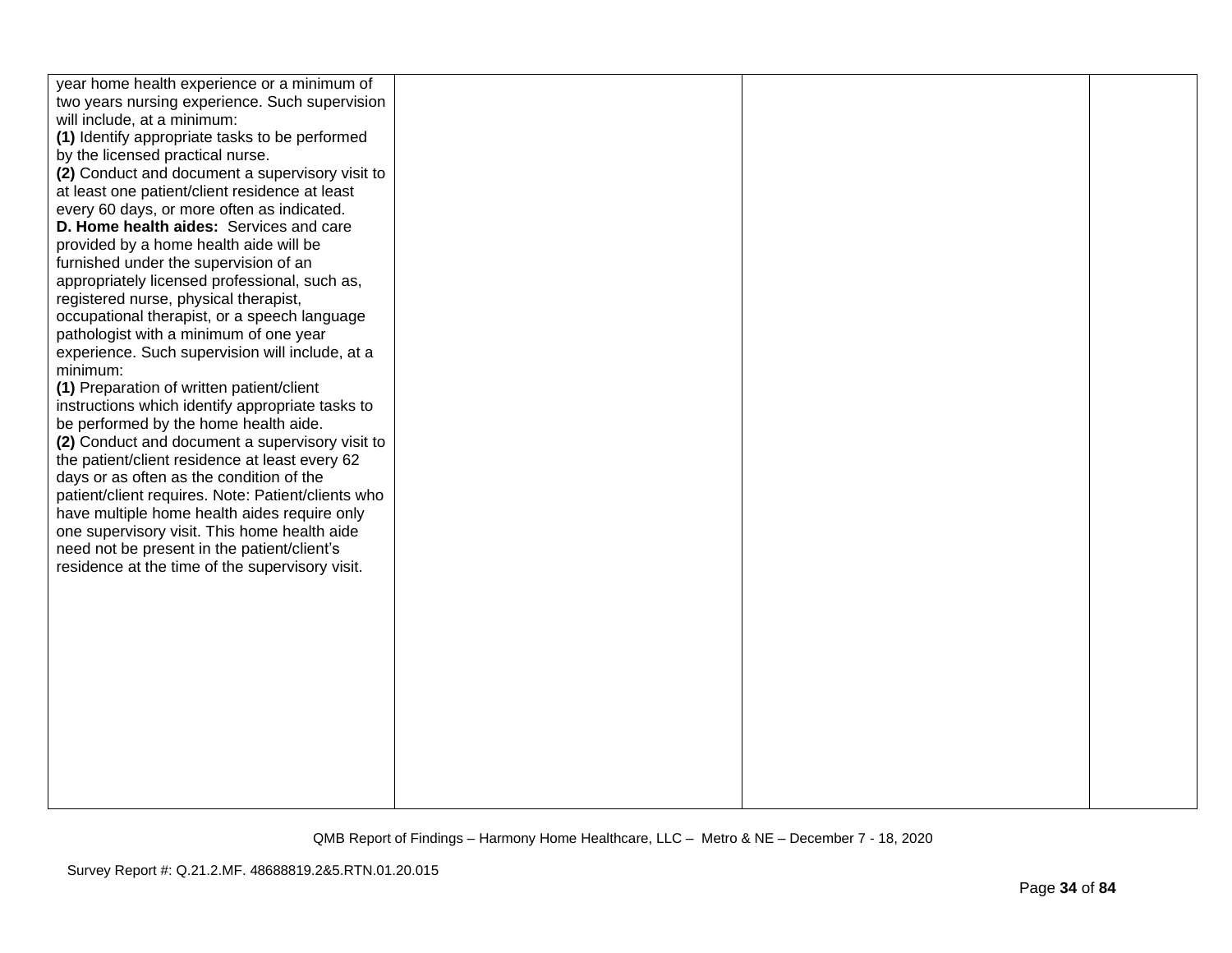| | | | |
|---|---|---|---|
| year home health experience or a minimum of two years nursing experience. Such supervision will include, at a minimum:<br>**(1)** Identify appropriate tasks to be performed by the licensed practical nurse.<br>**(2)** Conduct and document a supervisory visit to at least one patient/client residence at least every 60 days, or more often as indicated.<br>**D. Home health aides:** Services and care provided by a home health aide will be furnished under the supervision of an appropriately licensed professional, such as, registered nurse, physical therapist, occupational therapist, or a speech language pathologist with a minimum of one year experience. Such supervision will include, at a minimum:<br>**(1)** Preparation of written patient/client instructions which identify appropriate tasks to be performed by the home health aide.<br>**(2)** Conduct and document a supervisory visit to the patient/client residence at least every 62 days or as often as the condition of the patient/client requires. Note: Patient/clients who have multiple home health aides require only one supervisory visit. This home health aide need not be present in the patient/client's residence at the time of the supervisory visit. | | | |

QMB Report of Findings – Harmony Home Healthcare, LLC – Metro & NE – December 7 - 18, 2020

Survey Report #: Q.21.2.MF. 48688819.2&5.RTN.01.20.015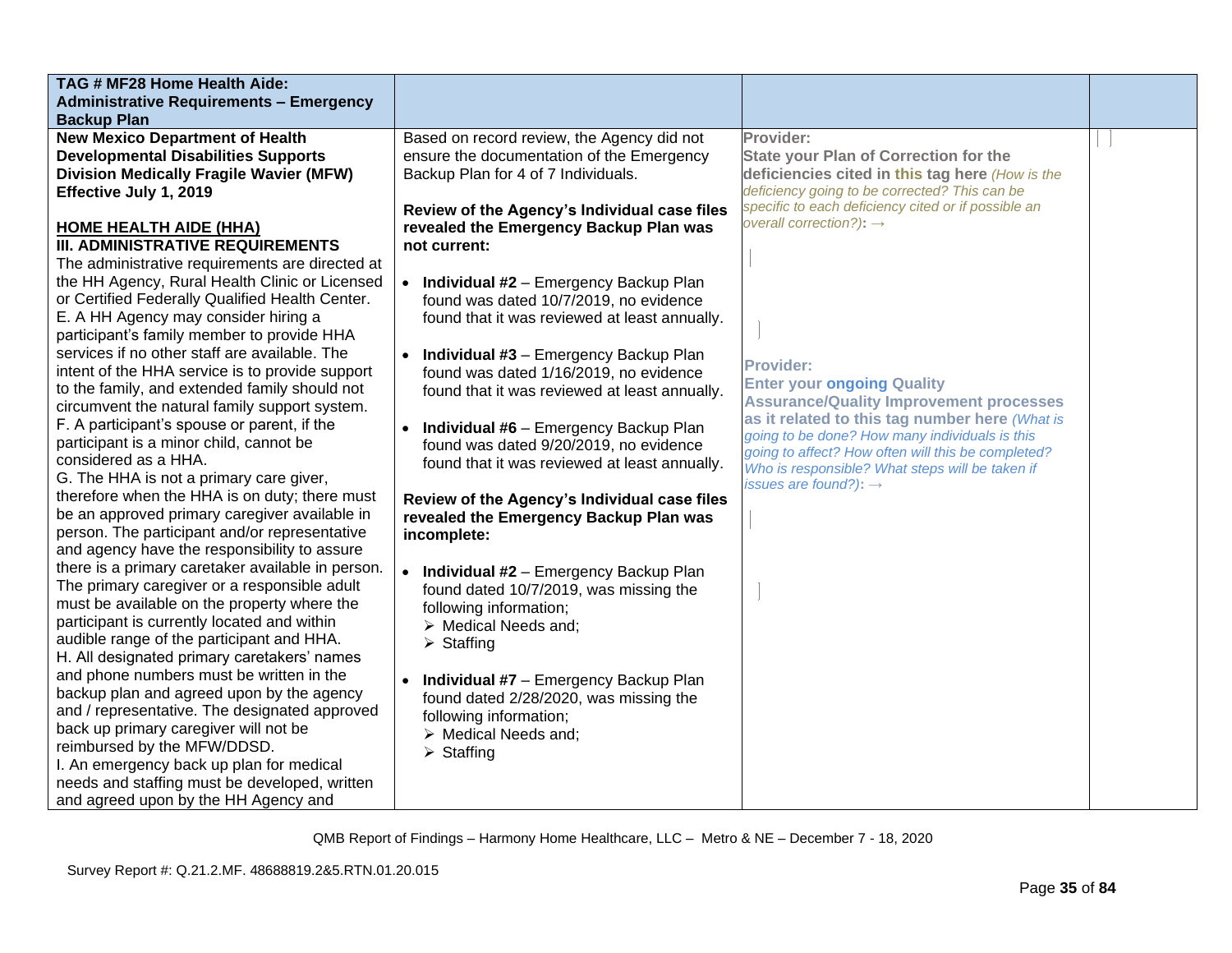| TAG # MF28 Home Health Aide: Administrative Requirements – Emergency Backup Plan | | | |
|---|---|---|---|
| **New Mexico Department of Health Developmental Disabilities Supports Division Medically Fragile Wavier (MFW) Effective July 1, 2019**<br><br>**HOME HEALTH AIDE (HHA)**<br>**III. ADMINISTRATIVE REQUIREMENTS**<br>The administrative requirements are directed at the HH Agency, Rural Health Clinic or Licensed or Certified Federally Qualified Health Center.<br>E. A HH Agency may consider hiring a participant's family member to provide HHA services if no other staff are available. The intent of the HHA service is to provide support to the family, and extended family should not circumvent the natural family support system.<br>F. A participant's spouse or parent, if the participant is a minor child, cannot be considered as a HHA.<br>G. The HHA is not a primary care giver, therefore when the HHA is on duty; there must be an approved primary caregiver available in person. The participant and/or representative and agency have the responsibility to assure there is a primary caretaker available in person. The primary caregiver or a responsible adult must be available on the property where the participant is currently located and within audible range of the participant and HHA.<br>H. All designated primary caretakers' names and phone numbers must be written in the backup plan and agreed upon by the agency and / representative. The designated approved back up primary caregiver will not be reimbursed by the MFW/DDSD.<br>I. An emergency back up plan for medical needs and staffing must be developed, written and agreed upon by the HH Agency and | Based on record review, the Agency did not ensure the documentation of the Emergency Backup Plan for 4 of 7 Individuals.<br><br>**Review of the Agency's Individual case files revealed the Emergency Backup Plan was not current:**<br><br>• **Individual #2** – Emergency Backup Plan found was dated 10/7/2019, no evidence found that it was reviewed at least annually.<br><br>• **Individual #3** – Emergency Backup Plan found was dated 1/16/2019, no evidence found that it was reviewed at least annually.<br><br>• **Individual #6** – Emergency Backup Plan found was dated 9/20/2019, no evidence found that it was reviewed at least annually.<br><br>**Review of the Agency's Individual case files revealed the Emergency Backup Plan was incomplete:**<br><br>• **Individual #2** – Emergency Backup Plan found dated 10/7/2019, was missing the following information;<br>➢ Medical Needs and;<br>➢ Staffing<br><br>• **Individual #7** – Emergency Backup Plan found dated 2/28/2020, was missing the following information;<br>➢ Medical Needs and;<br>➢ Staffing | **Provider:**<br>**State your Plan of Correction for the deficiencies cited in this tag here** *(How is the deficiency going to be corrected? This can be specific to each deficiency cited or if possible an overall correction?)*: →<br><br><br>**Provider:**<br>**Enter your ongoing Quality Assurance/Quality Improvement processes as it related to this tag number here** *(What is going to be done? How many individuals is this going to affect? How often will this be completed? Who is responsible? What steps will be taken if issues are found?)*: → | |

QMB Report of Findings – Harmony Home Healthcare, LLC – Metro & NE – December 7 - 18, 2020

Survey Report #: Q.21.2.MF. 48688819.2&5.RTN.01.20.015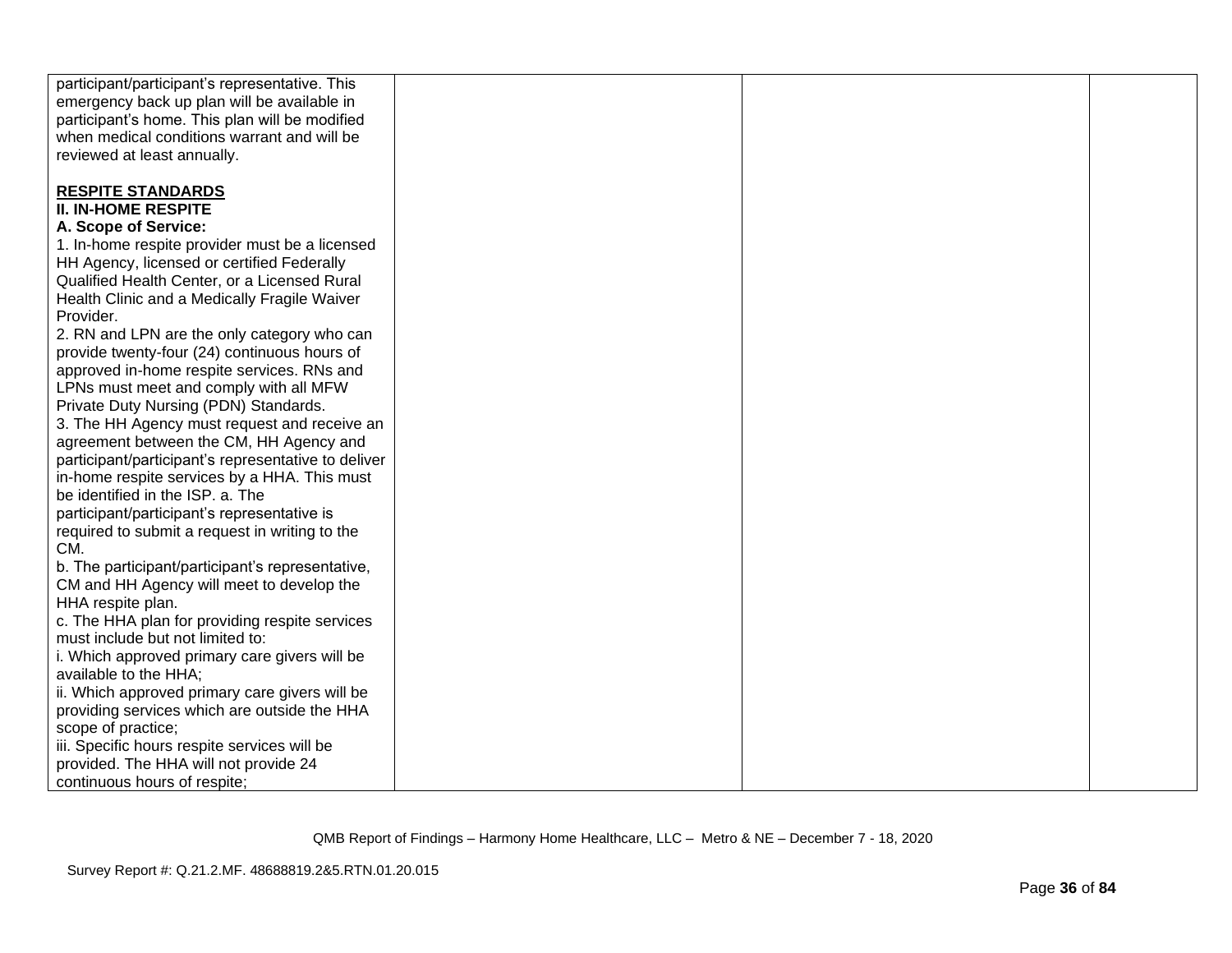| | | | |
|---|---|---|---|
| participant/participant's representative. This emergency back up plan will be available in participant's home. This plan will be modified when medical conditions warrant and will be reviewed at least annually.<br><br>**<u>RESPITE STANDARDS</u>**<br>**II. IN-HOME RESPITE**<br>**A. Scope of Service:**<br>1. In-home respite provider must be a licensed HH Agency, licensed or certified Federally Qualified Health Center, or a Licensed Rural Health Clinic and a Medically Fragile Waiver Provider.<br>2. RN and LPN are the only category who can provide twenty-four (24) continuous hours of approved in-home respite services. RNs and LPNs must meet and comply with all MFW Private Duty Nursing (PDN) Standards.<br>3. The HH Agency must request and receive an agreement between the CM, HH Agency and participant/participant's representative to deliver in-home respite services by a HHA. This must be identified in the ISP. a. The participant/participant's representative is required to submit a request in writing to the CM.<br>b. The participant/participant's representative, CM and HH Agency will meet to develop the HHA respite plan.<br>c. The HHA plan for providing respite services must include but not limited to:<br>i. Which approved primary care givers will be available to the HHA;<br>ii. Which approved primary care givers will be providing services which are outside the HHA scope of practice;<br>iii. Specific hours respite services will be provided. The HHA will not provide 24 continuous hours of respite; | | | |

QMB Report of Findings – Harmony Home Healthcare, LLC – Metro & NE – December 7 - 18, 2020

Survey Report #: Q.21.2.MF. 48688819.2&5.RTN.01.20.015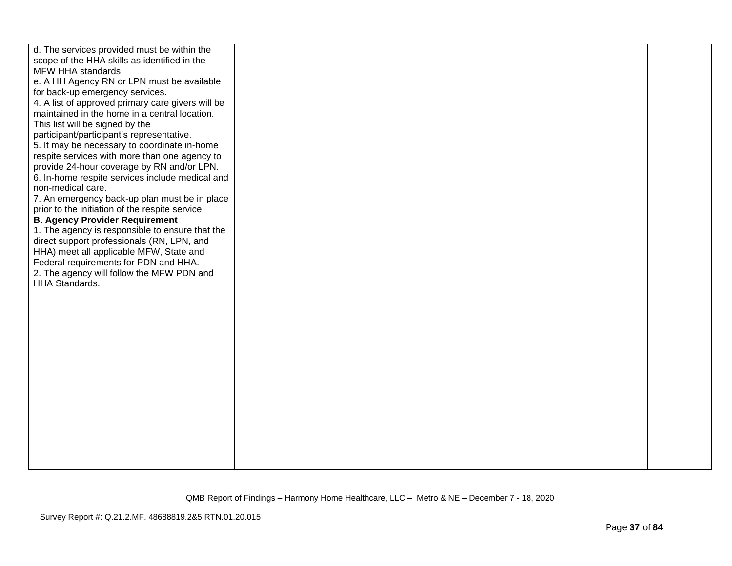| | | | |
|---|---|---|---|
| d. The services provided must be within the scope of the HHA skills as identified in the MFW HHA standards;<br>e. A HH Agency RN or LPN must be available for back-up emergency services.<br>4. A list of approved primary care givers will be maintained in the home in a central location. This list will be signed by the participant/participant's representative.<br>5. It may be necessary to coordinate in-home respite services with more than one agency to provide 24-hour coverage by RN and/or LPN.<br>6. In-home respite services include medical and non-medical care.<br>7. An emergency back-up plan must be in place prior to the initiation of the respite service.<br>**B. Agency Provider Requirement**<br>1. The agency is responsible to ensure that the direct support professionals (RN, LPN, and HHA) meet all applicable MFW, State and Federal requirements for PDN and HHA.<br>2. The agency will follow the MFW PDN and HHA Standards. | | | |

QMB Report of Findings – Harmony Home Healthcare, LLC – Metro & NE – December 7 - 18, 2020

Survey Report #: Q.21.2.MF. 48688819.2&5.RTN.01.20.015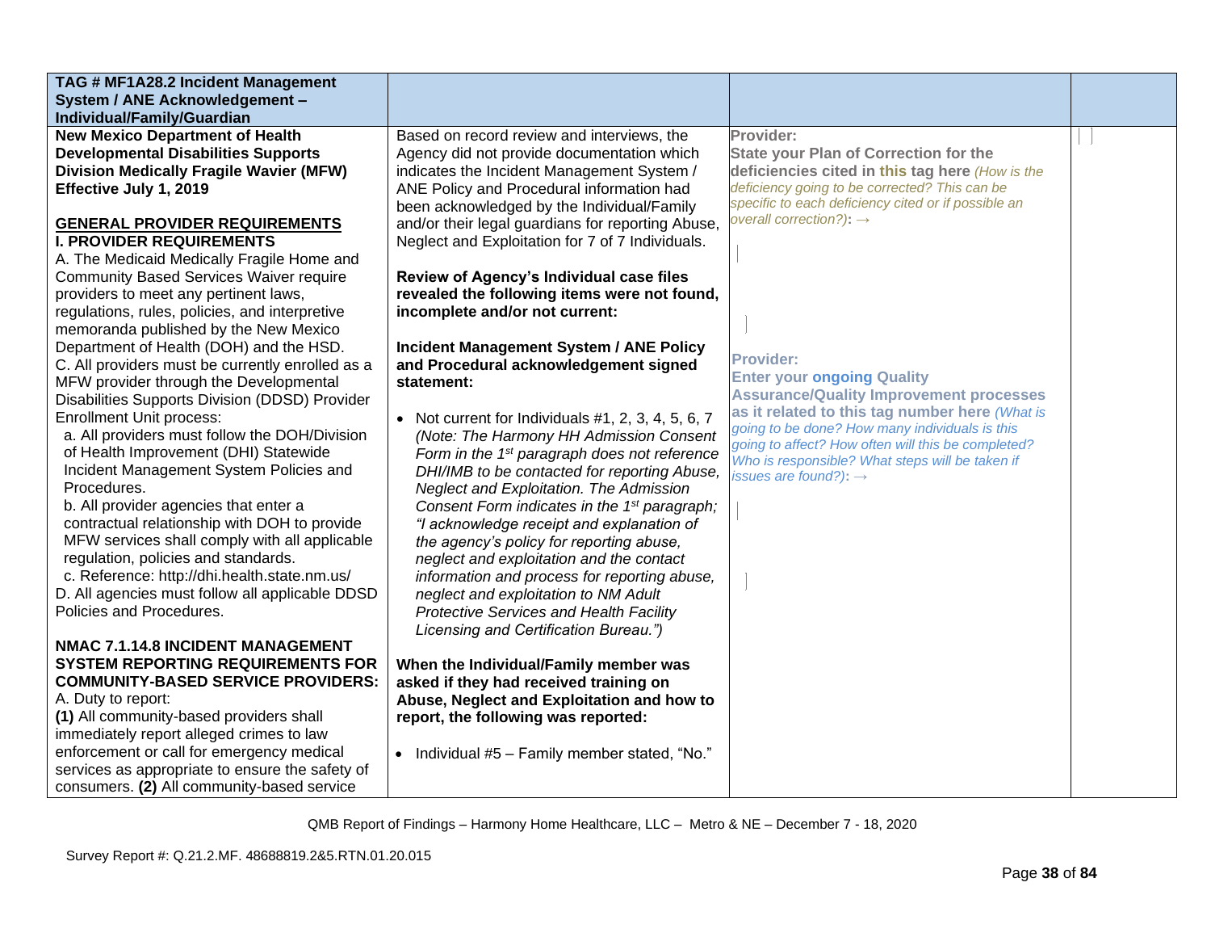| TAG # MF1A28.2 Incident Management System / ANE Acknowledgement – Individual/Family/Guardian | | | |
|---|---|---|---|
| **New Mexico Department of Health Developmental Disabilities Supports Division Medically Fragile Wavier (MFW) Effective July 1, 2019**<br><br>**GENERAL PROVIDER REQUIREMENTS**<br>**I. PROVIDER REQUIREMENTS**<br>A. The Medicaid Medically Fragile Home and Community Based Services Waiver require providers to meet any pertinent laws, regulations, rules, policies, and interpretive memoranda published by the New Mexico Department of Health (DOH) and the HSD.<br>C. All providers must be currently enrolled as a MFW provider through the Developmental Disabilities Supports Division (DDSD) Provider Enrollment Unit process:<br>a. All providers must follow the DOH/Division of Health Improvement (DHI) Statewide Incident Management System Policies and Procedures.<br>b. All provider agencies that enter a contractual relationship with DOH to provide MFW services shall comply with all applicable regulation, policies and standards.<br>c. Reference: http://dhi.health.state.nm.us/<br>D. All agencies must follow all applicable DDSD Policies and Procedures.<br><br>**NMAC 7.1.14.8 INCIDENT MANAGEMENT SYSTEM REPORTING REQUIREMENTS FOR COMMUNITY-BASED SERVICE PROVIDERS:**<br>A. Duty to report:<br>**(1)** All community-based providers shall immediately report alleged crimes to law enforcement or call for emergency medical services as appropriate to ensure the safety of consumers. **(2)** All community-based service | Based on record review and interviews, the Agency did not provide documentation which indicates the Incident Management System / ANE Policy and Procedural information had been acknowledged by the Individual/Family and/or their legal guardians for reporting Abuse, Neglect and Exploitation for 7 of 7 Individuals.<br><br>**Review of Agency's Individual case files revealed the following items were not found, incomplete and/or not current:**<br><br>**Incident Management System / ANE Policy and Procedural acknowledgement signed statement:**<br><br>• Not current for Individuals #1, 2, 3, 4, 5, 6, 7 *(Note: The Harmony HH Admission Consent Form in the 1st paragraph does not reference DHI/IMB to be contacted for reporting Abuse, Neglect and Exploitation. The Admission Consent Form indicates in the 1st paragraph; "I acknowledge receipt and explanation of the agency's policy for reporting abuse, neglect and exploitation and the contact information and process for reporting abuse, neglect and exploitation to NM Adult Protective Services and Health Facility Licensing and Certification Bureau.")*<br><br>**When the Individual/Family member was asked if they had received training on Abuse, Neglect and Exploitation and how to report, the following was reported:**<br><br>• Individual #5 – Family member stated, "No." | **Provider:**<br>**State your Plan of Correction for the deficiencies cited in this tag here** *(How is the deficiency going to be corrected? This can be specific to each deficiency cited or if possible an overall correction?)*: →<br><br>**Provider:**<br>**Enter your ongoing Quality Assurance/Quality Improvement processes as it related to this tag number here** *(What is going to be done? How many individuals is this going to affect? How often will this be completed? Who is responsible? What steps will be taken if issues are found?)*: → | |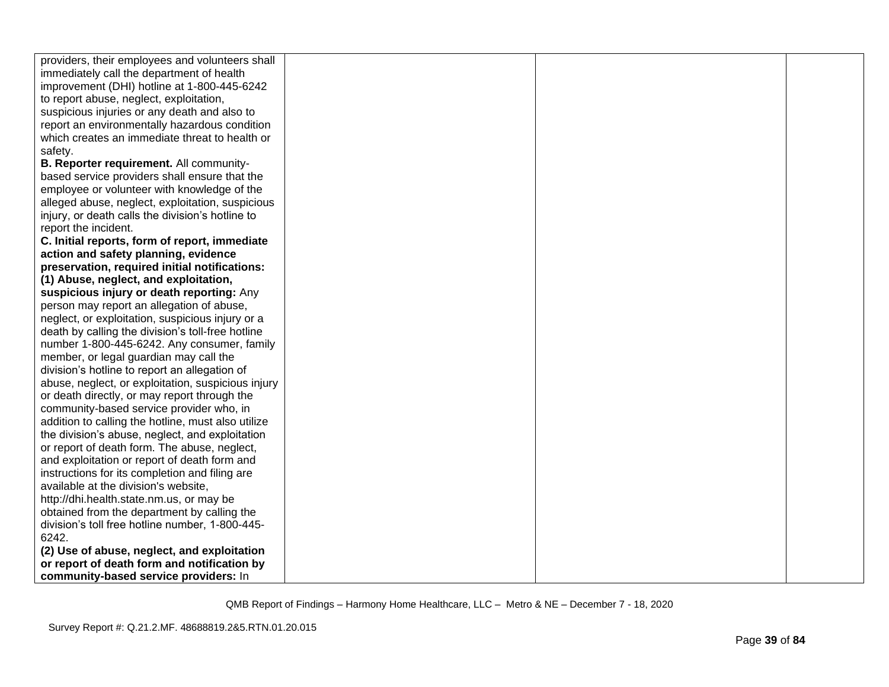| | | | |
|---|---|---|---|
| providers, their employees and volunteers shall immediately call the department of health improvement (DHI) hotline at 1-800-445-6242 to report abuse, neglect, exploitation, suspicious injuries or any death and also to report an environmentally hazardous condition which creates an immediate threat to health or safety.<br>**B. Reporter requirement.** All community-based service providers shall ensure that the employee or volunteer with knowledge of the alleged abuse, neglect, exploitation, suspicious injury, or death calls the division's hotline to report the incident.<br>**C. Initial reports, form of report, immediate action and safety planning, evidence preservation, required initial notifications:**<br>**(1) Abuse, neglect, and exploitation, suspicious injury or death reporting:** Any person may report an allegation of abuse, neglect, or exploitation, suspicious injury or a death by calling the division's toll-free hotline number 1-800-445-6242. Any consumer, family member, or legal guardian may call the division's hotline to report an allegation of abuse, neglect, or exploitation, suspicious injury or death directly, or may report through the community-based service provider who, in addition to calling the hotline, must also utilize the division's abuse, neglect, and exploitation or report of death form. The abuse, neglect, and exploitation or report of death form and instructions for its completion and filing are available at the division's website, http://dhi.health.state.nm.us, or may be obtained from the department by calling the division's toll free hotline number, 1-800-445-6242.<br>**(2) Use of abuse, neglect, and exploitation or report of death form and notification by community-based service providers:** In | | | |

QMB Report of Findings – Harmony Home Healthcare, LLC – Metro & NE – December 7 - 18, 2020

Survey Report #: Q.21.2.MF. 48688819.2&5.RTN.01.20.015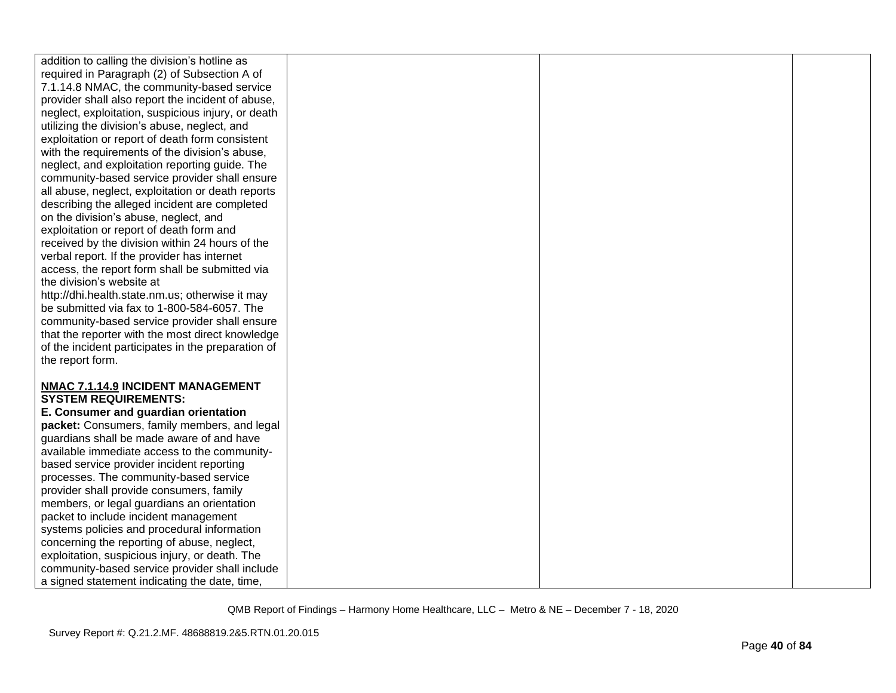| | | | |
|---|---|---|---|
| addition to calling the division's hotline as required in Paragraph (2) of Subsection A of 7.1.14.8 NMAC, the community-based service provider shall also report the incident of abuse, neglect, exploitation, suspicious injury, or death utilizing the division's abuse, neglect, and exploitation or report of death form consistent with the requirements of the division's abuse, neglect, and exploitation reporting guide. The community-based service provider shall ensure all abuse, neglect, exploitation or death reports describing the alleged incident are completed on the division's abuse, neglect, and exploitation or report of death form and received by the division within 24 hours of the verbal report. If the provider has internet access, the report form shall be submitted via the division's website at http://dhi.health.state.nm.us; otherwise it may be submitted via fax to 1-800-584-6057. The community-based service provider shall ensure that the reporter with the most direct knowledge of the incident participates in the preparation of the report form.<br><br>**<u>NMAC 7.1.14.9</u> INCIDENT MANAGEMENT SYSTEM REQUIREMENTS:**<br>**E. Consumer and guardian orientation packet:** Consumers, family members, and legal guardians shall be made aware of and have available immediate access to the community-based service provider incident reporting processes. The community-based service provider shall provide consumers, family members, or legal guardians an orientation packet to include incident management systems policies and procedural information concerning the reporting of abuse, neglect, exploitation, suspicious injury, or death. The community-based service provider shall include a signed statement indicating the date, time, | | | |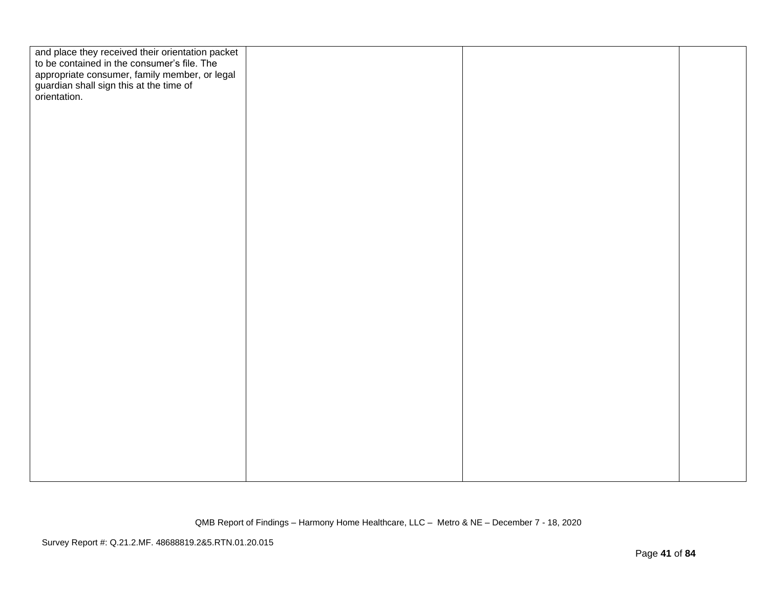| | | | |
|---|---|---|---|
| and place they received their orientation packet to be contained in the consumer's file. The appropriate consumer, family member, or legal guardian shall sign this at the time of orientation. | | | |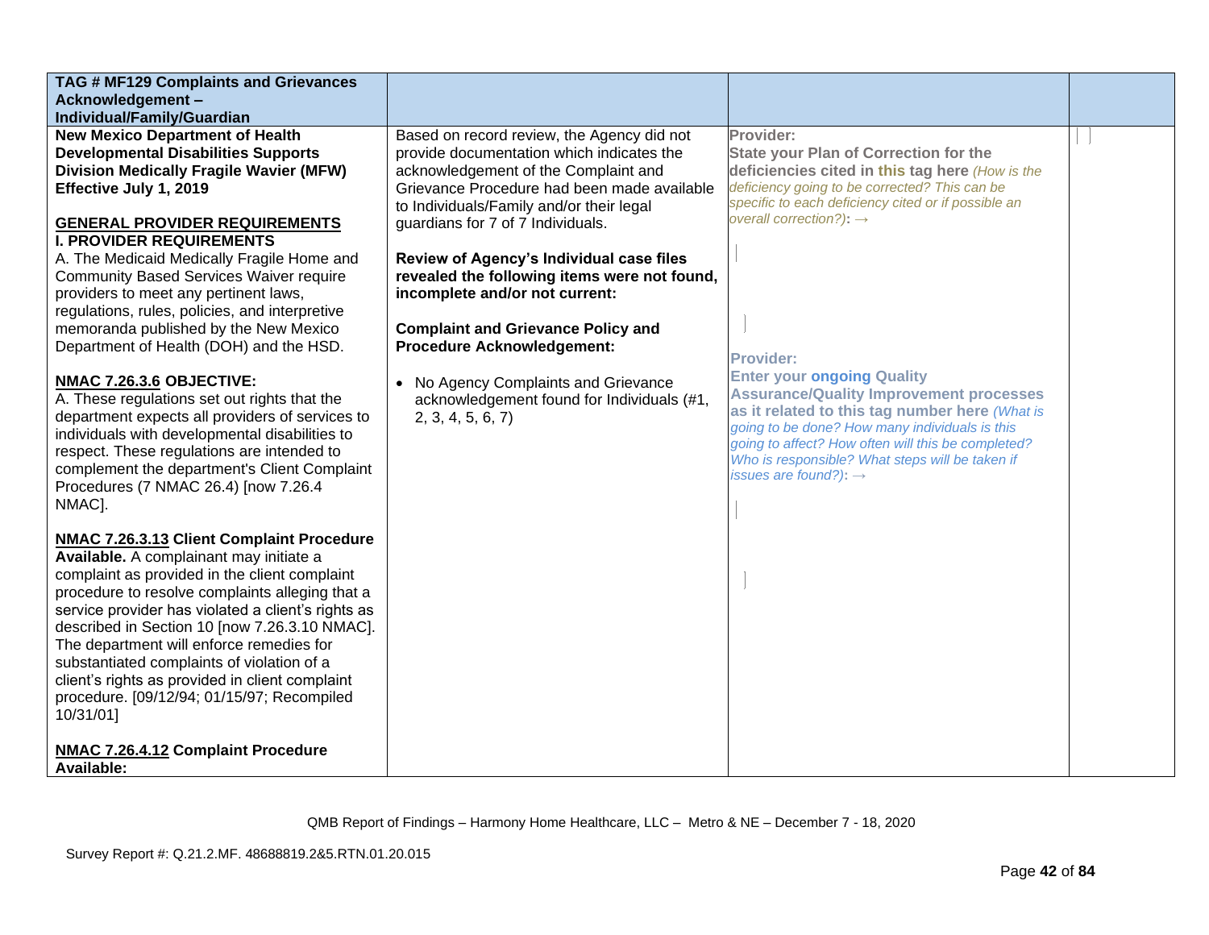| TAG # MF129 Complaints and Grievances Acknowledgement – Individual/Family/Guardian | | | |
|---|---|---|---|
| **New Mexico Department of Health Developmental Disabilities Supports Division Medically Fragile Wavier (MFW) Effective July 1, 2019**<br><br>**GENERAL PROVIDER REQUIREMENTS**<br>**I. PROVIDER REQUIREMENTS**<br>A. The Medicaid Medically Fragile Home and Community Based Services Waiver require providers to meet any pertinent laws, regulations, rules, policies, and interpretive memoranda published by the New Mexico Department of Health (DOH) and the HSD.<br><br>**NMAC 7.26.3.6 OBJECTIVE:**<br>A. These regulations set out rights that the department expects all providers of services to individuals with developmental disabilities to respect. These regulations are intended to complement the department's Client Complaint Procedures (7 NMAC 26.4) [now 7.26.4 NMAC].<br><br>**NMAC 7.26.3.13 Client Complaint Procedure Available.** A complainant may initiate a complaint as provided in the client complaint procedure to resolve complaints alleging that a service provider has violated a client's rights as described in Section 10 [now 7.26.3.10 NMAC]. The department will enforce remedies for substantiated complaints of violation of a client's rights as provided in client complaint procedure. [09/12/94; 01/15/97; Recompiled 10/31/01]<br><br>**NMAC 7.26.4.12 Complaint Procedure Available:** | Based on record review, the Agency did not provide documentation which indicates the acknowledgement of the Complaint and Grievance Procedure had been made available to Individuals/Family and/or their legal guardians for 7 of 7 Individuals.<br><br>**Review of Agency's Individual case files revealed the following items were not found, incomplete and/or not current:**<br><br>**Complaint and Grievance Policy and Procedure Acknowledgement:**<br><br>• No Agency Complaints and Grievance acknowledgement found for Individuals (#1, 2, 3, 4, 5, 6, 7) | **Provider:**<br>**State your Plan of Correction for the deficiencies cited in this tag here** *(How is the deficiency going to be corrected? This can be specific to each deficiency cited or if possible an overall correction?):* →<br><br>**Provider:**<br>**Enter your ongoing Quality Assurance/Quality Improvement processes as it related to this tag number here** *(What is going to be done? How many individuals is this going to affect? How often will this be completed? Who is responsible? What steps will be taken if issues are found?):* → | |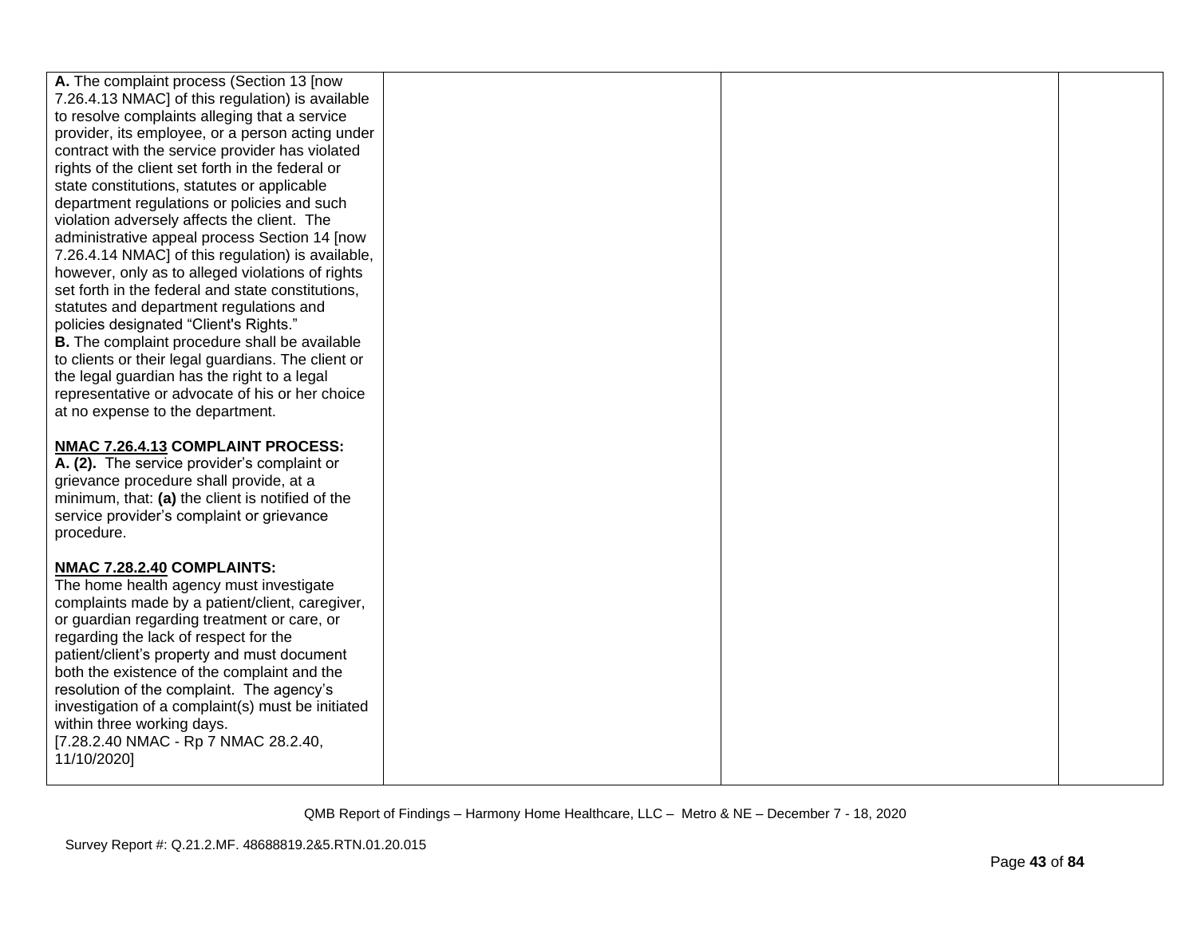| | | | |
|---|---|---|---|
| **A.** The complaint process (Section 13 [now 7.26.4.13 NMAC] of this regulation) is available to resolve complaints alleging that a service provider, its employee, or a person acting under contract with the service provider has violated rights of the client set forth in the federal or state constitutions, statutes or applicable department regulations or policies and such violation adversely affects the client. The administrative appeal process Section 14 [now 7.26.4.14 NMAC] of this regulation) is available, however, only as to alleged violations of rights set forth in the federal and state constitutions, statutes and department regulations and policies designated "Client's Rights."<br>**B.** The complaint procedure shall be available to clients or their legal guardians. The client or the legal guardian has the right to a legal representative or advocate of his or her choice at no expense to the department.<br><br>**NMAC 7.26.4.13 COMPLAINT PROCESS:**<br>**A. (2).** The service provider's complaint or grievance procedure shall provide, at a minimum, that: **(a)** the client is notified of the service provider's complaint or grievance procedure.<br><br>**NMAC 7.28.2.40 COMPLAINTS:**<br>The home health agency must investigate complaints made by a patient/client, caregiver, or guardian regarding treatment or care, or regarding the lack of respect for the patient/client's property and must document both the existence of the complaint and the resolution of the complaint. The agency's investigation of a complaint(s) must be initiated within three working days.<br>[7.28.2.40 NMAC - Rp 7 NMAC 28.2.40, 11/10/2020] | | | |

QMB Report of Findings – Harmony Home Healthcare, LLC – Metro & NE – December 7 - 18, 2020

Survey Report #: Q.21.2.MF. 48688819.2&5.RTN.01.20.015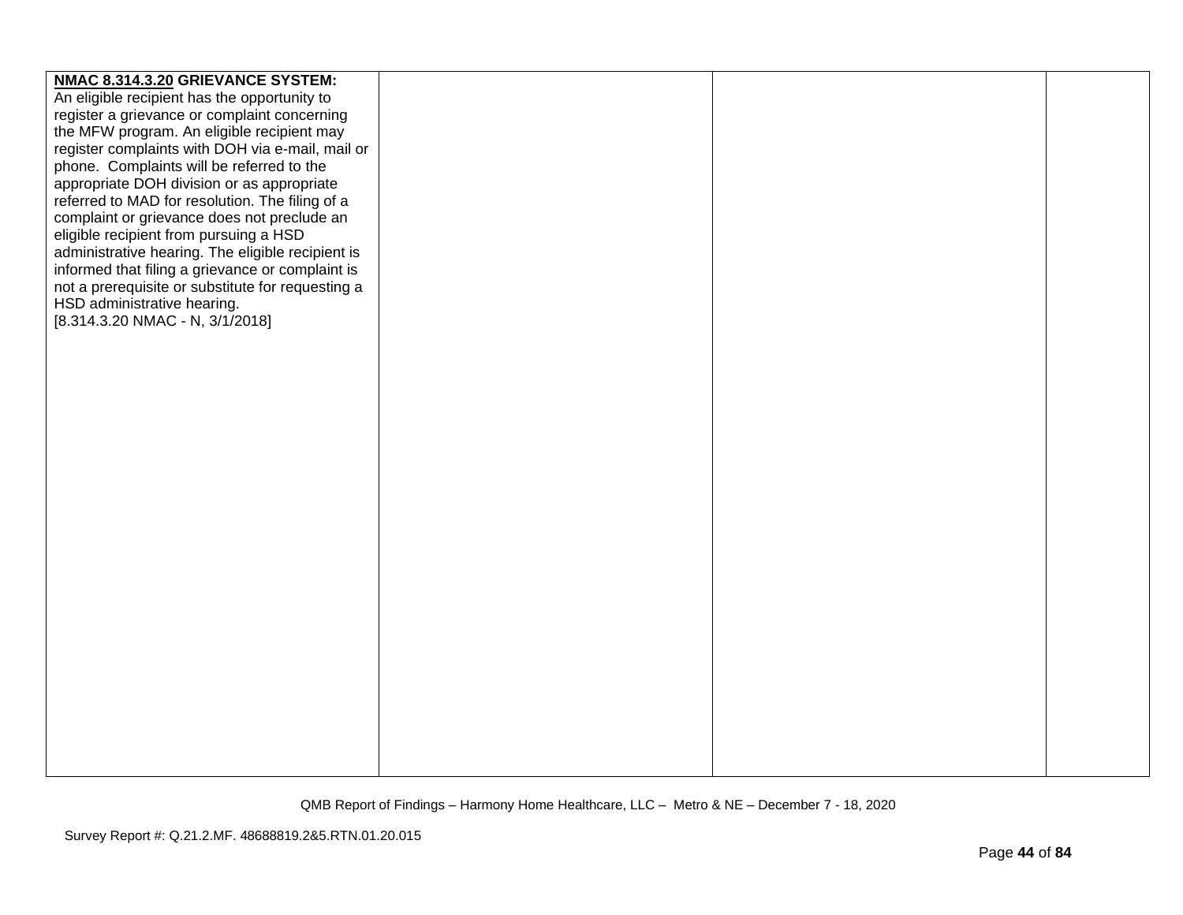| | | | |
|---|---|---|---|
| **<u>NMAC 8.314.3.20</u> GRIEVANCE SYSTEM:** An eligible recipient has the opportunity to register a grievance or complaint concerning the MFW program. An eligible recipient may register complaints with DOH via e-mail, mail or phone. Complaints will be referred to the appropriate DOH division or as appropriate referred to MAD for resolution. The filing of a complaint or grievance does not preclude an eligible recipient from pursuing a HSD administrative hearing. The eligible recipient is informed that filing a grievance or complaint is not a prerequisite or substitute for requesting a HSD administrative hearing. [8.314.3.20 NMAC - N, 3/1/2018] | | | |

QMB Report of Findings – Harmony Home Healthcare, LLC – Metro & NE – December 7 - 18, 2020

Survey Report #: Q.21.2.MF. 48688819.2&5.RTN.01.20.015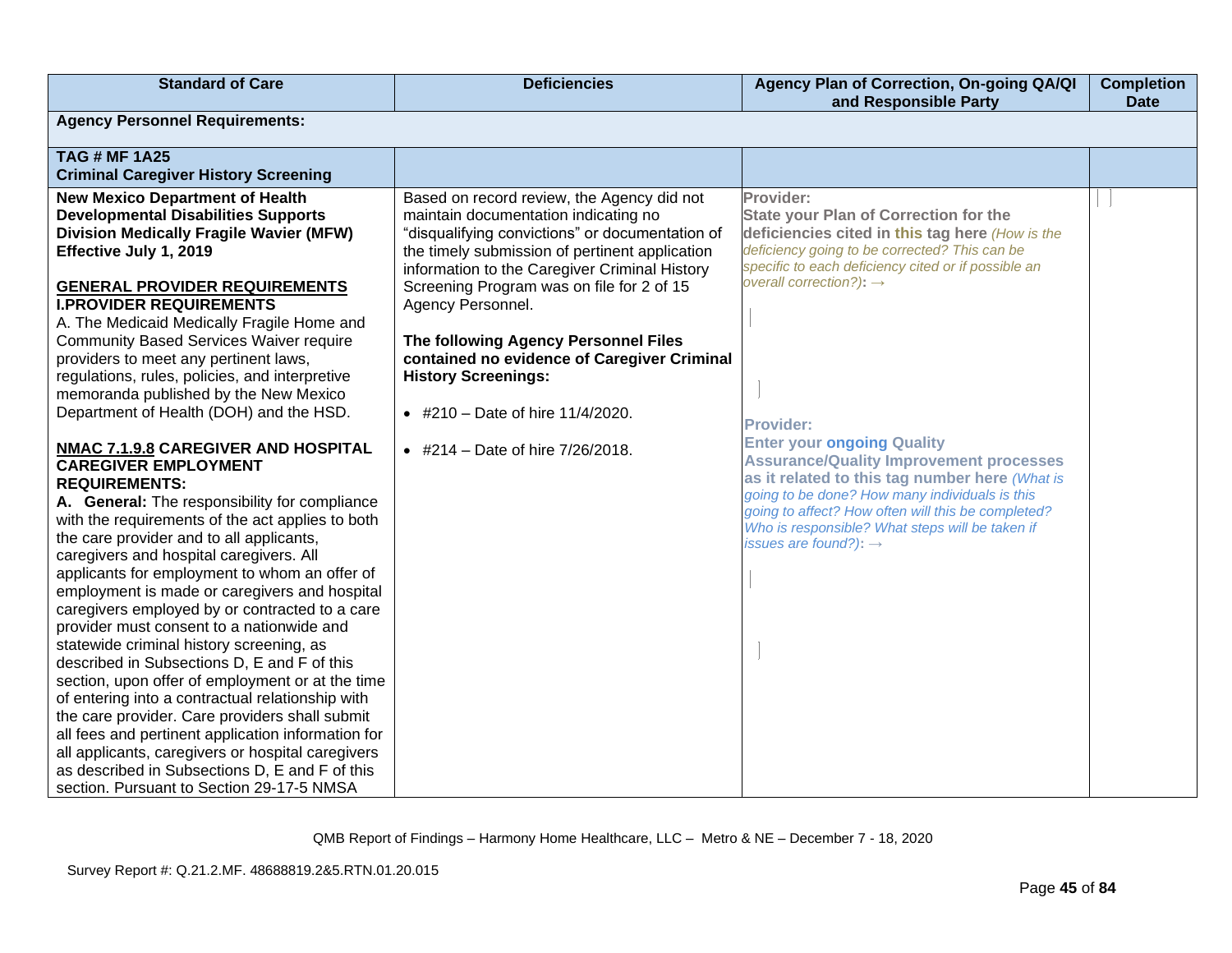| Standard of Care | Deficiencies | Agency Plan of Correction, On-going QA/QI and Responsible Party | Completion Date |
|---|---|---|---|
| **Agency Personnel Requirements:** | | | |
| **TAG # MF 1A25**<br>**Criminal Caregiver History Screening** | | | |
| **New Mexico Department of Health Developmental Disabilities Supports Division Medically Fragile Wavier (MFW) Effective July 1, 2019**<br><br>**GENERAL PROVIDER REQUIREMENTS**<br>**I.PROVIDER REQUIREMENTS**<br>A. The Medicaid Medically Fragile Home and Community Based Services Waiver require providers to meet any pertinent laws, regulations, rules, policies, and interpretive memoranda published by the New Mexico Department of Health (DOH) and the HSD.<br><br>**NMAC 7.1.9.8 CAREGIVER AND HOSPITAL CAREGIVER EMPLOYMENT REQUIREMENTS:**<br>**A. General:** The responsibility for compliance with the requirements of the act applies to both the care provider and to all applicants, caregivers and hospital caregivers. All applicants for employment to whom an offer of employment is made or caregivers and hospital caregivers employed by or contracted to a care provider must consent to a nationwide and statewide criminal history screening, as described in Subsections D, E and F of this section, upon offer of employment or at the time of entering into a contractual relationship with the care provider. Care providers shall submit all fees and pertinent application information for all applicants, caregivers or hospital caregivers as described in Subsections D, E and F of this section. Pursuant to Section 29-17-5 NMSA | Based on record review, the Agency did not maintain documentation indicating no "disqualifying convictions" or documentation of the timely submission of pertinent application information to the Caregiver Criminal History Screening Program was on file for 2 of 15 Agency Personnel.<br><br>**The following Agency Personnel Files contained no evidence of Caregiver Criminal History Screenings:**<br><br>• #210 – Date of hire 11/4/2020.<br><br>• #214 – Date of hire 7/26/2018. | Provider:<br>**State your Plan of Correction for the deficiencies cited in this tag here** *(How is the deficiency going to be corrected? This can be specific to each deficiency cited or if possible an overall correction?)*: →<br><br>Provider:<br>**Enter your ongoing Quality Assurance/Quality Improvement processes as it related to this tag number here** *(What is going to be done? How many individuals is this going to affect? How often will this be completed? Who is responsible? What steps will be taken if issues are found?)*: → | |

QMB Report of Findings – Harmony Home Healthcare, LLC – Metro & NE – December 7 - 18, 2020

Survey Report #: Q.21.2.MF. 48688819.2&5.RTN.01.20.015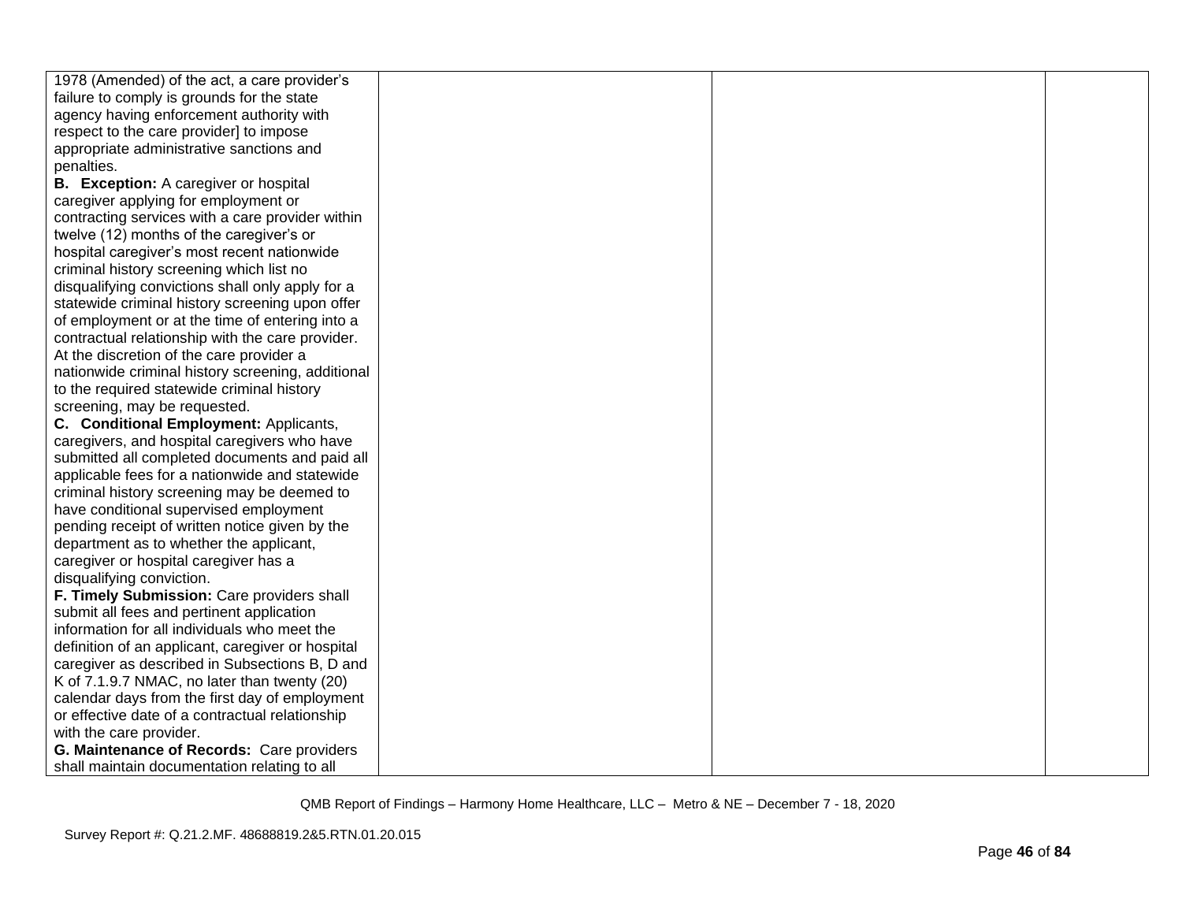| | | | |
|---|---|---|---|
| 1978 (Amended) of the act, a care provider's failure to comply is grounds for the state agency having enforcement authority with respect to the care provider] to impose appropriate administrative sanctions and penalties.<br>**B. Exception:** A caregiver or hospital caregiver applying for employment or contracting services with a care provider within twelve (12) months of the caregiver's or hospital caregiver's most recent nationwide criminal history screening which list no disqualifying convictions shall only apply for a statewide criminal history screening upon offer of employment or at the time of entering into a contractual relationship with the care provider. At the discretion of the care provider a nationwide criminal history screening, additional to the required statewide criminal history screening, may be requested.<br>**C. Conditional Employment:** Applicants, caregivers, and hospital caregivers who have submitted all completed documents and paid all applicable fees for a nationwide and statewide criminal history screening may be deemed to have conditional supervised employment pending receipt of written notice given by the department as to whether the applicant, caregiver or hospital caregiver has a disqualifying conviction.<br>**F. Timely Submission:** Care providers shall submit all fees and pertinent application information for all individuals who meet the definition of an applicant, caregiver or hospital caregiver as described in Subsections B, D and K of 7.1.9.7 NMAC, no later than twenty (20) calendar days from the first day of employment or effective date of a contractual relationship with the care provider.<br>**G. Maintenance of Records:** Care providers shall maintain documentation relating to all | | | |

QMB Report of Findings – Harmony Home Healthcare, LLC – Metro & NE – December 7 - 18, 2020

Survey Report #: Q.21.2.MF. 48688819.2&5.RTN.01.20.015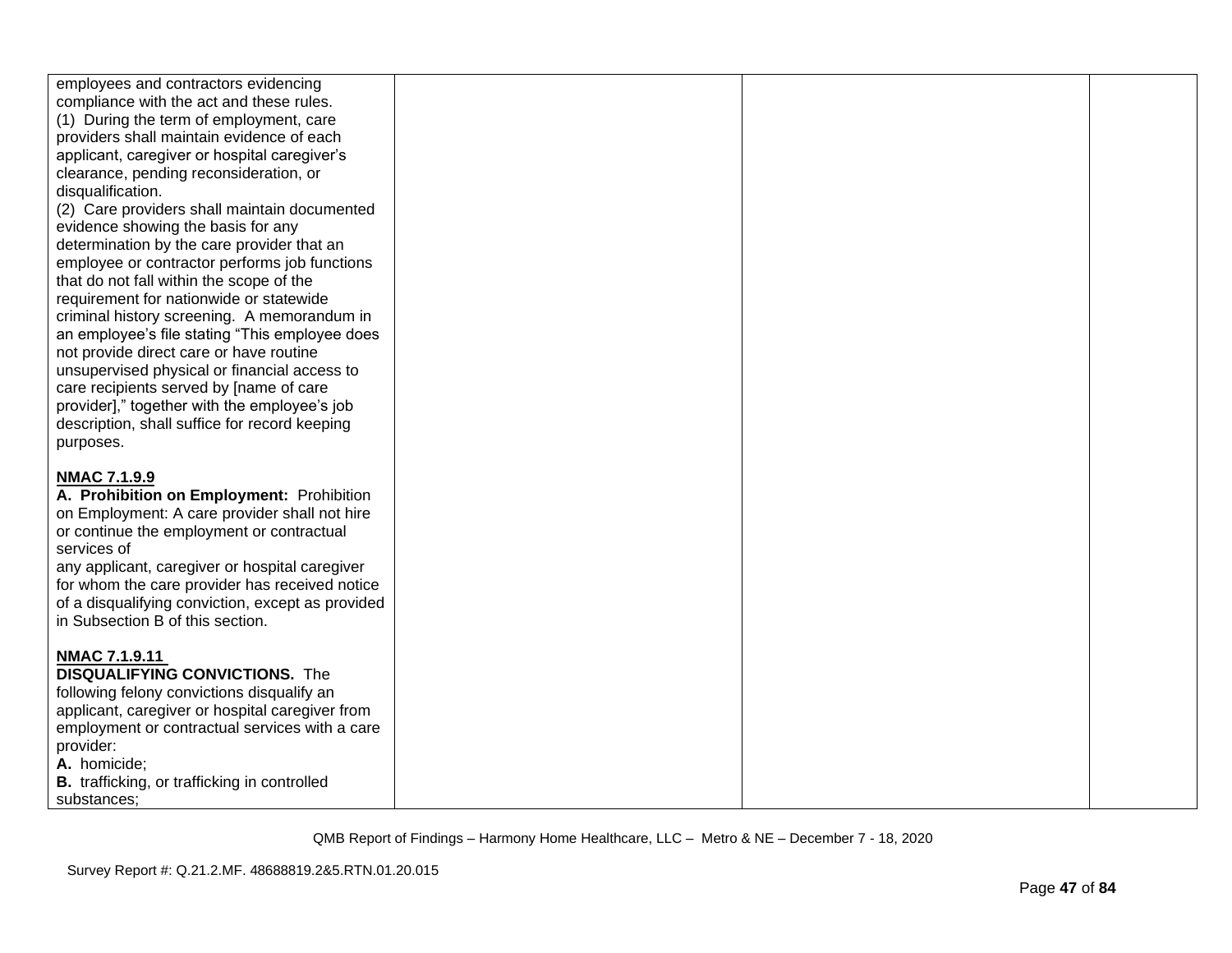| | | | |
|---|---|---|---|
| employees and contractors evidencing compliance with the act and these rules.<br>(1) During the term of employment, care providers shall maintain evidence of each applicant, caregiver or hospital caregiver's clearance, pending reconsideration, or disqualification.<br>(2) Care providers shall maintain documented evidence showing the basis for any determination by the care provider that an employee or contractor performs job functions that do not fall within the scope of the requirement for nationwide or statewide criminal history screening. A memorandum in an employee's file stating "This employee does not provide direct care or have routine unsupervised physical or financial access to care recipients served by [name of care provider]," together with the employee's job description, shall suffice for record keeping purposes.<br><br>**NMAC 7.1.9.9**<br>**A. Prohibition on Employment:** Prohibition on Employment: A care provider shall not hire or continue the employment or contractual services of<br>any applicant, caregiver or hospital caregiver for whom the care provider has received notice of a disqualifying conviction, except as provided in Subsection B of this section.<br><br>**NMAC 7.1.9.11**<br>**DISQUALIFYING CONVICTIONS.** The following felony convictions disqualify an applicant, caregiver or hospital caregiver from employment or contractual services with a care provider:<br>**A.** homicide;<br>**B.** trafficking, or trafficking in controlled substances; | | | |

QMB Report of Findings – Harmony Home Healthcare, LLC – Metro & NE – December 7 - 18, 2020

Survey Report #: Q.21.2.MF. 48688819.2&5.RTN.01.20.015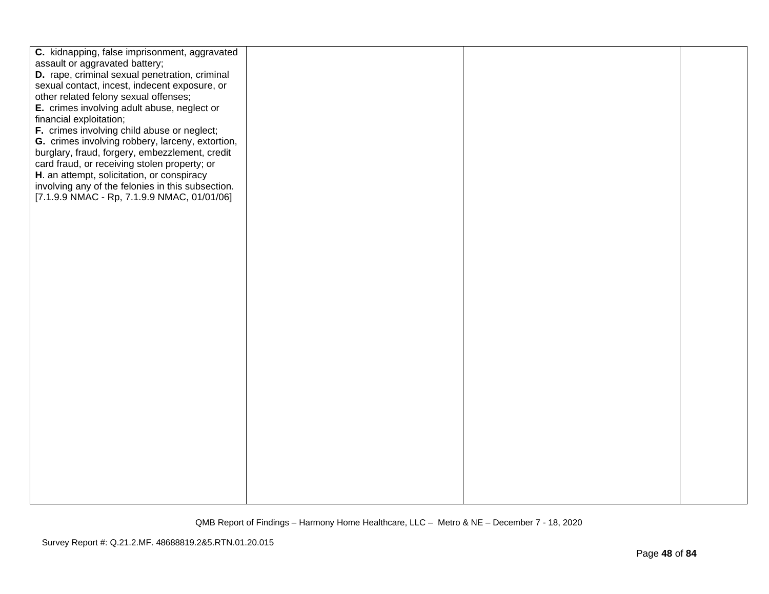| | | | |
|---|---|---|---|
| **C.** kidnapping, false imprisonment, aggravated assault or aggravated battery;<br>**D.** rape, criminal sexual penetration, criminal sexual contact, incest, indecent exposure, or other related felony sexual offenses;<br>**E.** crimes involving adult abuse, neglect or financial exploitation;<br>**F.** crimes involving child abuse or neglect;<br>**G.** crimes involving robbery, larceny, extortion, burglary, fraud, forgery, embezzlement, credit card fraud, or receiving stolen property; or<br>**H**. an attempt, solicitation, or conspiracy involving any of the felonies in this subsection.<br>[7.1.9.9 NMAC - Rp, 7.1.9.9 NMAC, 01/01/06] | | | |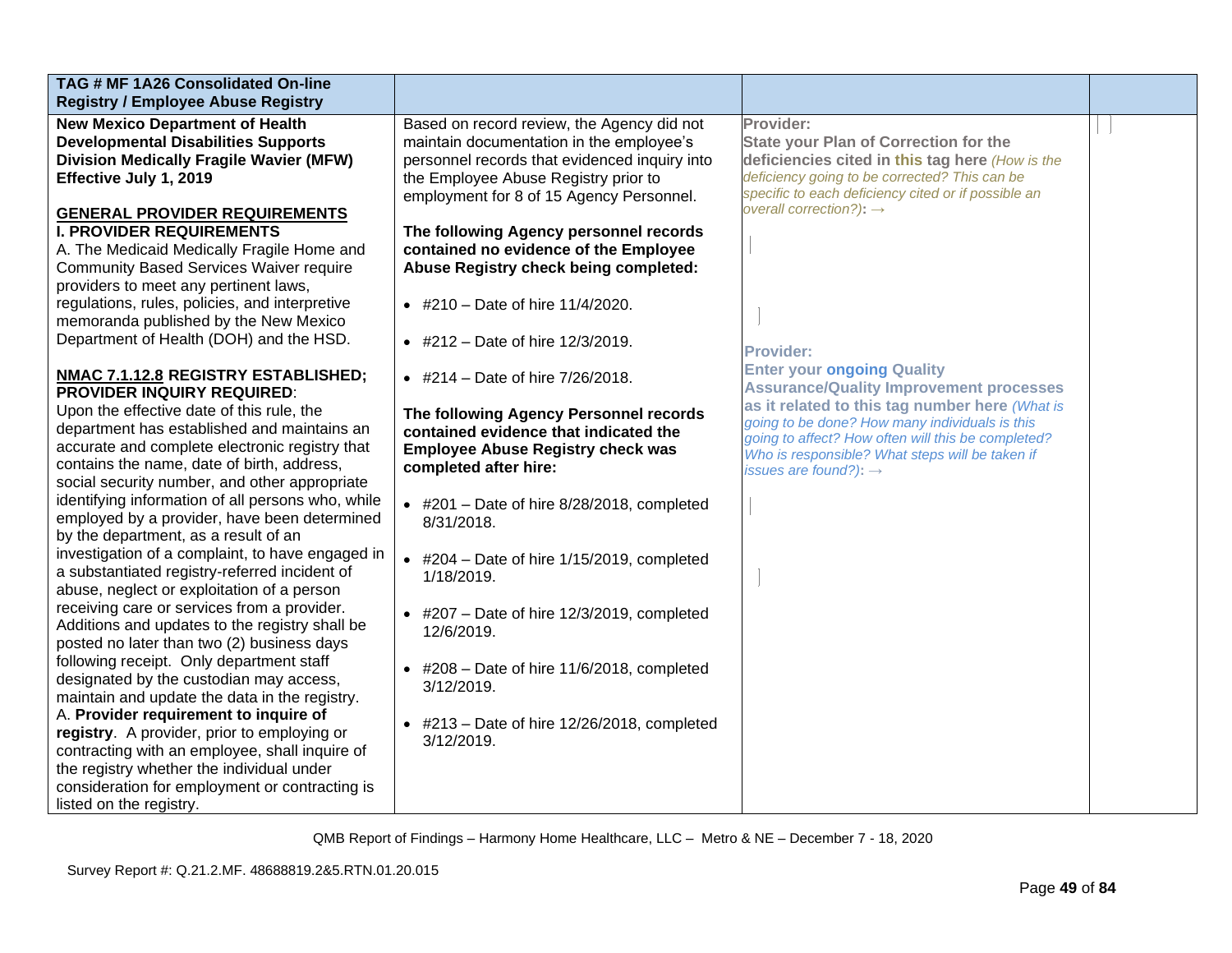| TAG # MF 1A26 Consolidated On-line Registry / Employee Abuse Registry | | | |
|---|---|---|---|
| **New Mexico Department of Health Developmental Disabilities Supports Division Medically Fragile Wavier (MFW) Effective July 1, 2019**<br><br>**GENERAL PROVIDER REQUIREMENTS**<br>**I. PROVIDER REQUIREMENTS**<br>A. The Medicaid Medically Fragile Home and Community Based Services Waiver require providers to meet any pertinent laws, regulations, rules, policies, and interpretive memoranda published by the New Mexico Department of Health (DOH) and the HSD.<br><br>**NMAC 7.1.12.8 REGISTRY ESTABLISHED; PROVIDER INQUIRY REQUIRED**:<br>Upon the effective date of this rule, the department has established and maintains an accurate and complete electronic registry that contains the name, date of birth, address, social security number, and other appropriate identifying information of all persons who, while employed by a provider, have been determined by the department, as a result of an investigation of a complaint, to have engaged in a substantiated registry-referred incident of abuse, neglect or exploitation of a person receiving care or services from a provider. Additions and updates to the registry shall be posted no later than two (2) business days following receipt. Only department staff designated by the custodian may access, maintain and update the data in the registry.<br>A. **Provider requirement to inquire of registry**. A provider, prior to employing or contracting with an employee, shall inquire of the registry whether the individual under consideration for employment or contracting is listed on the registry. | Based on record review, the Agency did not maintain documentation in the employee's personnel records that evidenced inquiry into the Employee Abuse Registry prior to employment for 8 of 15 Agency Personnel.<br><br>**The following Agency personnel records contained no evidence of the Employee Abuse Registry check being completed:**<br><br>• #210 – Date of hire 11/4/2020.<br><br>• #212 – Date of hire 12/3/2019.<br><br>• #214 – Date of hire 7/26/2018.<br><br>**The following Agency Personnel records contained evidence that indicated the Employee Abuse Registry check was completed after hire:**<br><br>• #201 – Date of hire 8/28/2018, completed 8/31/2018.<br><br>• #204 – Date of hire 1/15/2019, completed 1/18/2019.<br><br>• #207 – Date of hire 12/3/2019, completed 12/6/2019.<br><br>• #208 – Date of hire 11/6/2018, completed 3/12/2019.<br><br>• #213 – Date of hire 12/26/2018, completed 3/12/2019. | **Provider:**<br>**State your Plan of Correction for the deficiencies cited in this tag here** *(How is the deficiency going to be corrected? This can be specific to each deficiency cited or if possible an overall correction?)*: →<br><br><br><br>**Provider:**<br>**Enter your ongoing Quality Assurance/Quality Improvement processes as it related to this tag number here** *(What is going to be done? How many individuals is this going to affect? How often will this be completed? Who is responsible? What steps will be taken if issues are found?)*: → | |

QMB Report of Findings – Harmony Home Healthcare, LLC – Metro & NE – December 7 - 18, 2020

Survey Report #: Q.21.2.MF. 48688819.2&5.RTN.01.20.015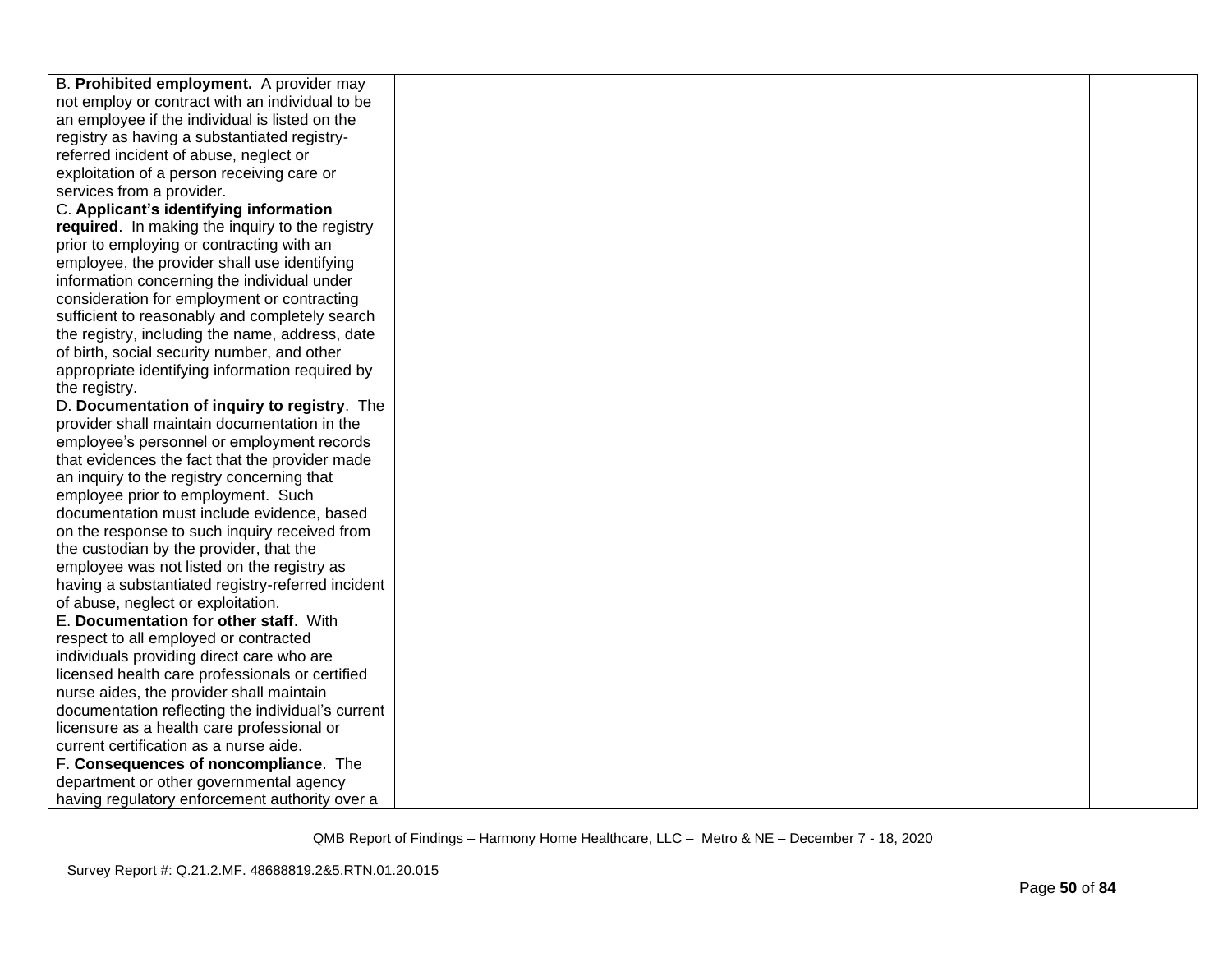| | | | |
|---|---|---|---|
| B. **Prohibited employment.** A provider may not employ or contract with an individual to be an employee if the individual is listed on the registry as having a substantiated registry-referred incident of abuse, neglect or exploitation of a person receiving care or services from a provider.<br>C. **Applicant's identifying information required**. In making the inquiry to the registry prior to employing or contracting with an employee, the provider shall use identifying information concerning the individual under consideration for employment or contracting sufficient to reasonably and completely search the registry, including the name, address, date of birth, social security number, and other appropriate identifying information required by the registry.<br>D. **Documentation of inquiry to registry**. The provider shall maintain documentation in the employee's personnel or employment records that evidences the fact that the provider made an inquiry to the registry concerning that employee prior to employment. Such documentation must include evidence, based on the response to such inquiry received from the custodian by the provider, that the employee was not listed on the registry as having a substantiated registry-referred incident of abuse, neglect or exploitation.<br>E. **Documentation for other staff**. With respect to all employed or contracted individuals providing direct care who are licensed health care professionals or certified nurse aides, the provider shall maintain documentation reflecting the individual's current licensure as a health care professional or current certification as a nurse aide.<br>F. **Consequences of noncompliance**. The department or other governmental agency having regulatory enforcement authority over a | | | |

QMB Report of Findings – Harmony Home Healthcare, LLC – Metro & NE – December 7 - 18, 2020

Survey Report #: Q.21.2.MF. 48688819.2&5.RTN.01.20.015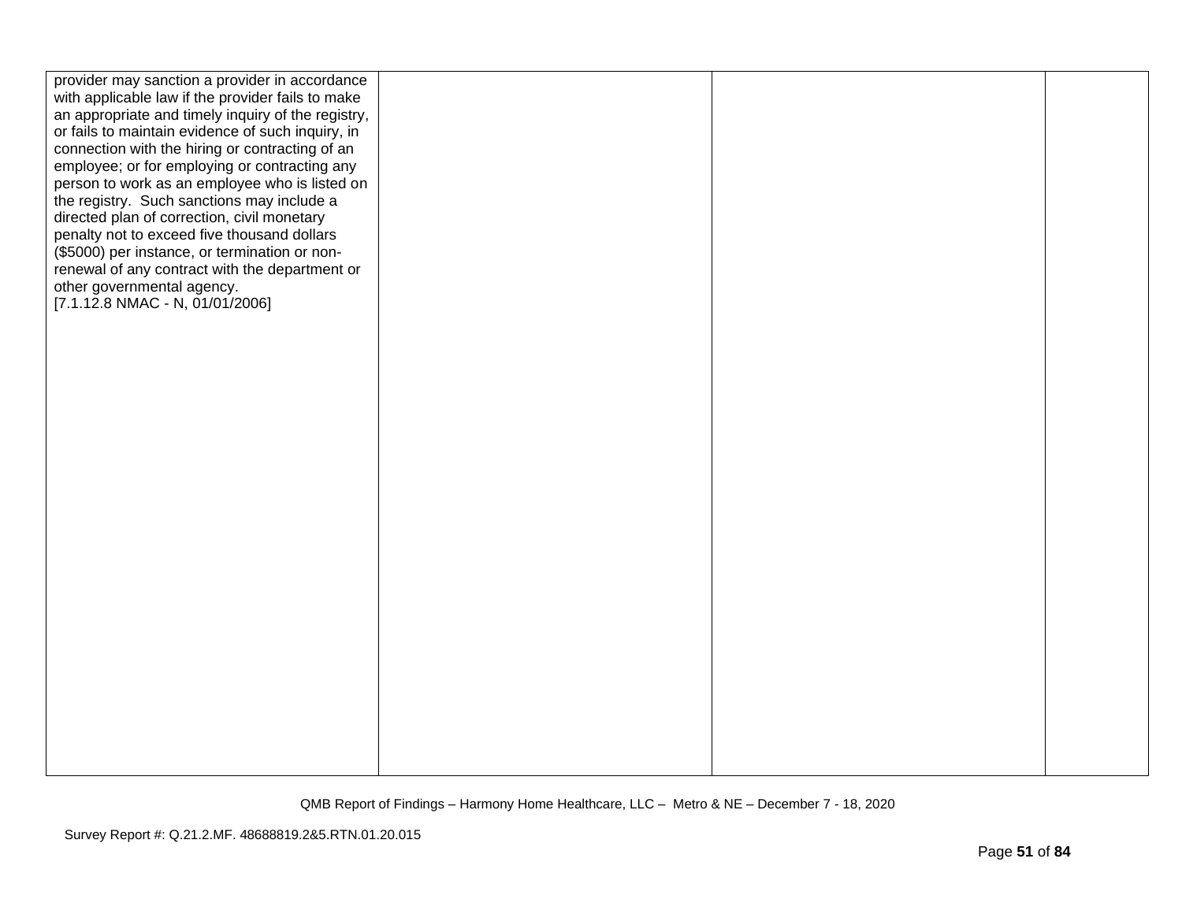| | | | |
|---|---|---|---|
| provider may sanction a provider in accordance with applicable law if the provider fails to make an appropriate and timely inquiry of the registry, or fails to maintain evidence of such inquiry, in connection with the hiring or contracting of an employee; or for employing or contracting any person to work as an employee who is listed on the registry. Such sanctions may include a directed plan of correction, civil monetary penalty not to exceed five thousand dollars ($5000) per instance, or termination or non-renewal of any contract with the department or other governmental agency. [7.1.12.8 NMAC - N, 01/01/2006] | | | |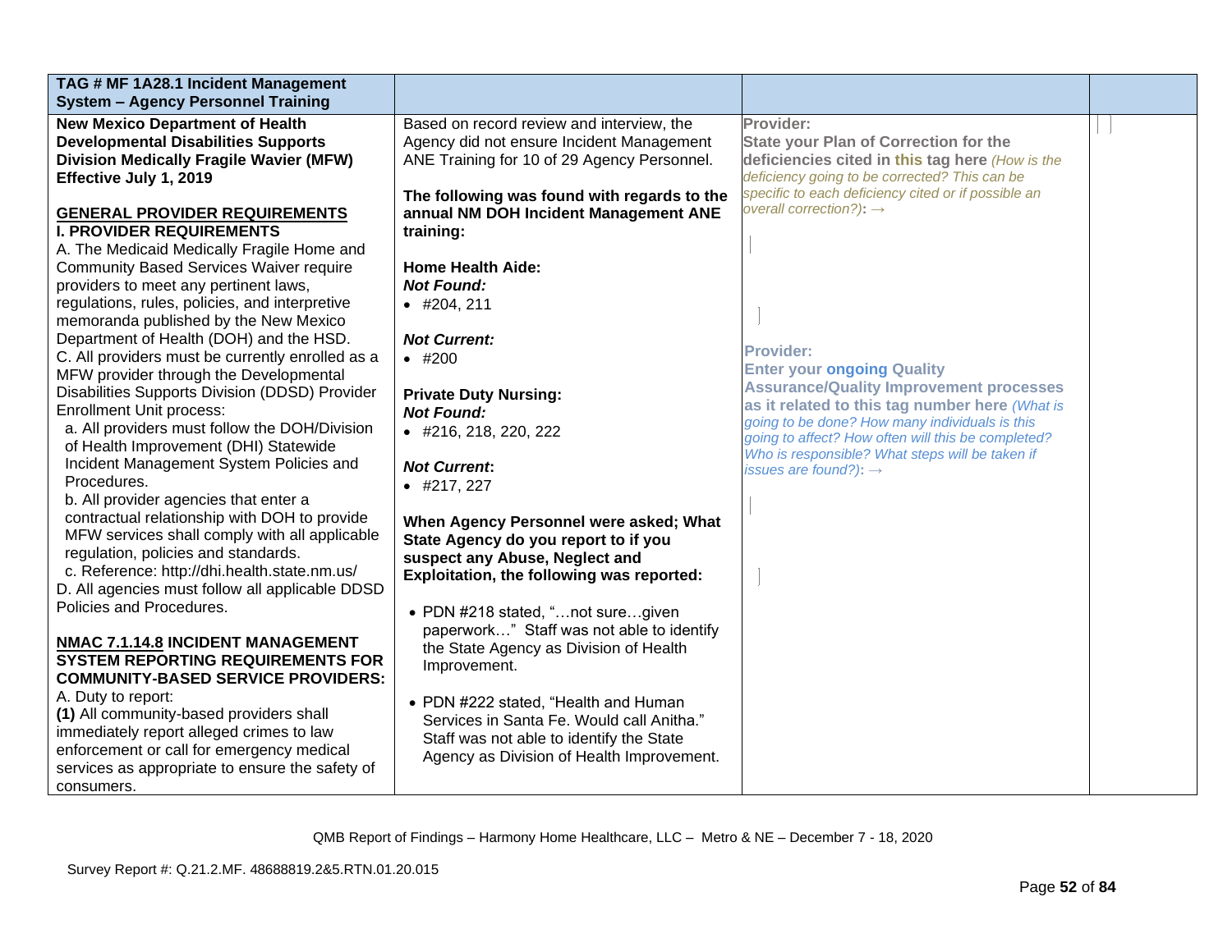| TAG # MF 1A28.1 Incident Management System – Agency Personnel Training | | | |
|---|---|---|---|
| **New Mexico Department of Health Developmental Disabilities Supports Division Medically Fragile Wavier (MFW) Effective July 1, 2019**<br><br>**GENERAL PROVIDER REQUIREMENTS**<br>**I. PROVIDER REQUIREMENTS**<br>A. The Medicaid Medically Fragile Home and Community Based Services Waiver require providers to meet any pertinent laws, regulations, rules, policies, and interpretive memoranda published by the New Mexico Department of Health (DOH) and the HSD.<br>C. All providers must be currently enrolled as a MFW provider through the Developmental Disabilities Supports Division (DDSD) Provider Enrollment Unit process:<br>a. All providers must follow the DOH/Division of Health Improvement (DHI) Statewide Incident Management System Policies and Procedures.<br>b. All provider agencies that enter a contractual relationship with DOH to provide MFW services shall comply with all applicable regulation, policies and standards.<br>c. Reference: http://dhi.health.state.nm.us/<br>D. All agencies must follow all applicable DDSD Policies and Procedures.<br><br>**NMAC 7.1.14.8 INCIDENT MANAGEMENT SYSTEM REPORTING REQUIREMENTS FOR COMMUNITY-BASED SERVICE PROVIDERS:**<br>A. Duty to report:<br>**(1)** All community-based providers shall immediately report alleged crimes to law enforcement or call for emergency medical services as appropriate to ensure the safety of consumers. | Based on record review and interview, the Agency did not ensure Incident Management ANE Training for 10 of 29 Agency Personnel.<br><br>**The following was found with regards to the annual NM DOH Incident Management ANE training:**<br><br>**Home Health Aide:**<br>***Not Found:***<br>• #204, 211<br><br>***Not Current:***<br>• #200<br><br>**Private Duty Nursing:**<br>***Not Found:***<br>• #216, 218, 220, 222<br><br>***Not Current:***<br>• #217, 227<br><br>**When Agency Personnel were asked; What State Agency do you report to if you suspect any Abuse, Neglect and Exploitation, the following was reported:**<br><br>• PDN #218 stated, "…not sure…given paperwork…" Staff was not able to identify the State Agency as Division of Health Improvement.<br><br>• PDN #222 stated, "Health and Human Services in Santa Fe. Would call Anitha." Staff was not able to identify the State Agency as Division of Health Improvement. | **Provider:**<br>**State your Plan of Correction for the deficiencies cited in this tag here** *(How is the deficiency going to be corrected? This can be specific to each deficiency cited or if possible an overall correction?)*: →<br><br>**Provider:**<br>**Enter your ongoing Quality Assurance/Quality Improvement processes as it related to this tag number here** *(What is going to be done? How many individuals is this going to affect? How often will this be completed? Who is responsible? What steps will be taken if issues are found?)*: → | |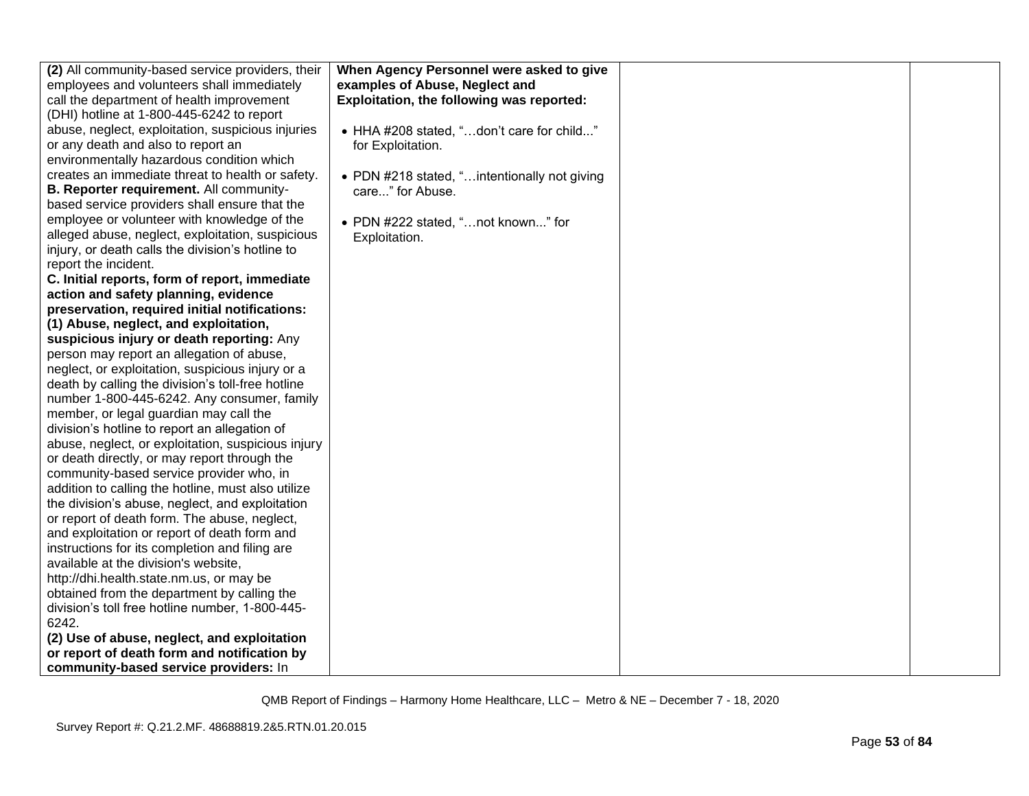| | | | |
|---|---|---|---|
| **(2)** All community-based service providers, their employees and volunteers shall immediately call the department of health improvement (DHI) hotline at 1-800-445-6242 to report abuse, neglect, exploitation, suspicious injuries or any death and also to report an environmentally hazardous condition which creates an immediate threat to health or safety.<br>**B. Reporter requirement.** All community-based service providers shall ensure that the employee or volunteer with knowledge of the alleged abuse, neglect, exploitation, suspicious injury, or death calls the division's hotline to report the incident.<br>**C. Initial reports, form of report, immediate action and safety planning, evidence preservation, required initial notifications:**<br>**(1) Abuse, neglect, and exploitation, suspicious injury or death reporting:** Any person may report an allegation of abuse, neglect, or exploitation, suspicious injury or a death by calling the division's toll-free hotline number 1-800-445-6242. Any consumer, family member, or legal guardian may call the division's hotline to report an allegation of abuse, neglect, or exploitation, suspicious injury or death directly, or may report through the community-based service provider who, in addition to calling the hotline, must also utilize the division's abuse, neglect, and exploitation or report of death form. The abuse, neglect, and exploitation or report of death form and instructions for its completion and filing are available at the division's website, http://dhi.health.state.nm.us, or may be obtained from the department by calling the division's toll free hotline number, 1-800-445-6242.<br>**(2) Use of abuse, neglect, and exploitation or report of death form and notification by community-based service providers:** In | **When Agency Personnel were asked to give examples of Abuse, Neglect and Exploitation, the following was reported:**<br><br>• HHA #208 stated, "…don't care for child..." for Exploitation.<br><br>• PDN #218 stated, "…intentionally not giving care..." for Abuse.<br><br>• PDN #222 stated, "…not known..." for Exploitation. | | |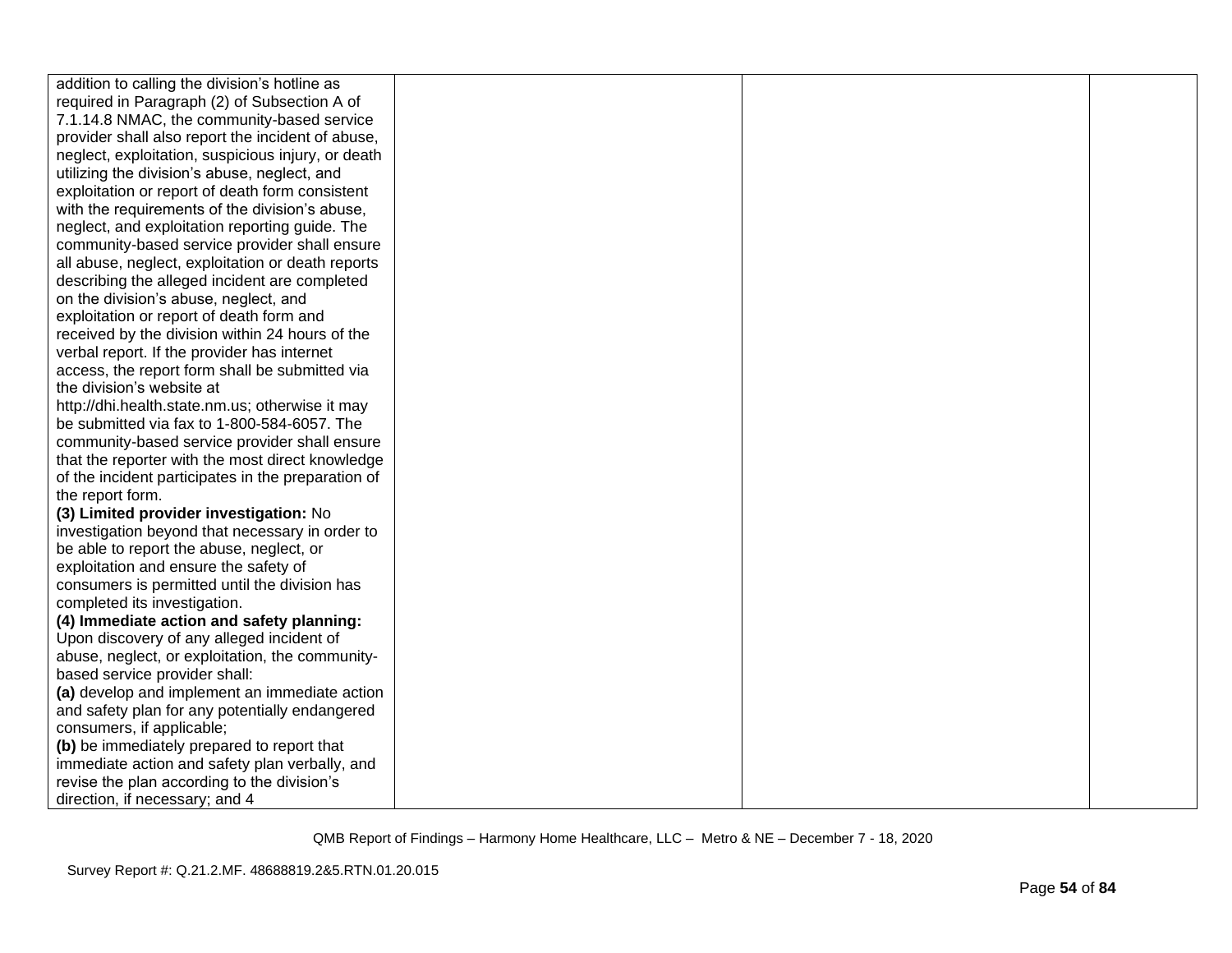| | | | |
|---|---|---|---|
| addition to calling the division's hotline as required in Paragraph (2) of Subsection A of 7.1.14.8 NMAC, the community-based service provider shall also report the incident of abuse, neglect, exploitation, suspicious injury, or death utilizing the division's abuse, neglect, and exploitation or report of death form consistent with the requirements of the division's abuse, neglect, and exploitation reporting guide. The community-based service provider shall ensure all abuse, neglect, exploitation or death reports describing the alleged incident are completed on the division's abuse, neglect, and exploitation or report of death form and received by the division within 24 hours of the verbal report. If the provider has internet access, the report form shall be submitted via the division's website at http://dhi.health.state.nm.us; otherwise it may be submitted via fax to 1-800-584-6057. The community-based service provider shall ensure that the reporter with the most direct knowledge of the incident participates in the preparation of the report form.<br>**(3) Limited provider investigation:** No investigation beyond that necessary in order to be able to report the abuse, neglect, or exploitation and ensure the safety of consumers is permitted until the division has completed its investigation.<br>**(4) Immediate action and safety planning:** Upon discovery of any alleged incident of abuse, neglect, or exploitation, the community-based service provider shall:<br>**(a)** develop and implement an immediate action and safety plan for any potentially endangered consumers, if applicable;<br>**(b)** be immediately prepared to report that immediate action and safety plan verbally, and revise the plan according to the division's direction, if necessary; and 4 | | | |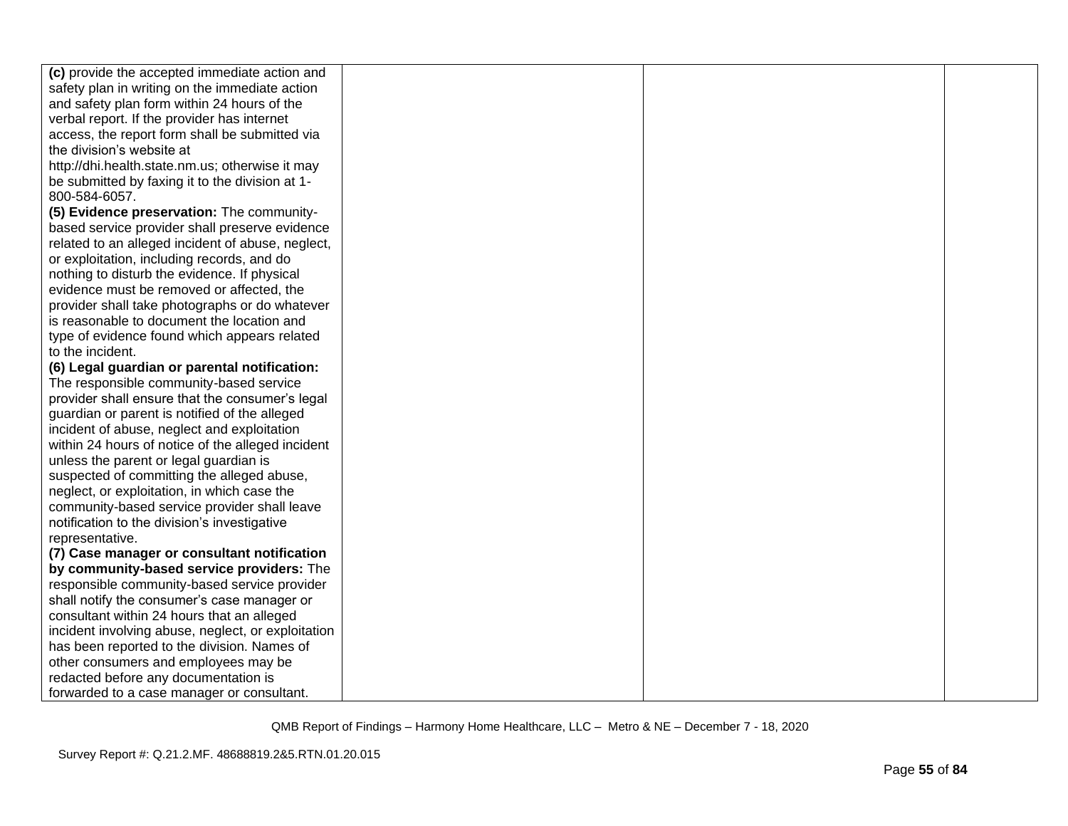| | | | |
|---|---|---|---|
| **(c)** provide the accepted immediate action and safety plan in writing on the immediate action and safety plan form within 24 hours of the verbal report. If the provider has internet access, the report form shall be submitted via the division's website at http://dhi.health.state.nm.us; otherwise it may be submitted by faxing it to the division at 1-800-584-6057.<br>**(5) Evidence preservation:** The community-based service provider shall preserve evidence related to an alleged incident of abuse, neglect, or exploitation, including records, and do nothing to disturb the evidence. If physical evidence must be removed or affected, the provider shall take photographs or do whatever is reasonable to document the location and type of evidence found which appears related to the incident.<br>**(6) Legal guardian or parental notification:** The responsible community-based service provider shall ensure that the consumer's legal guardian or parent is notified of the alleged incident of abuse, neglect and exploitation within 24 hours of notice of the alleged incident unless the parent or legal guardian is suspected of committing the alleged abuse, neglect, or exploitation, in which case the community-based service provider shall leave notification to the division's investigative representative.<br>**(7) Case manager or consultant notification by community-based service providers:** The responsible community-based service provider shall notify the consumer's case manager or consultant within 24 hours that an alleged incident involving abuse, neglect, or exploitation has been reported to the division. Names of other consumers and employees may be redacted before any documentation is forwarded to a case manager or consultant. | | | |

QMB Report of Findings – Harmony Home Healthcare, LLC – Metro & NE – December 7 - 18, 2020

Survey Report #: Q.21.2.MF. 48688819.2&5.RTN.01.20.015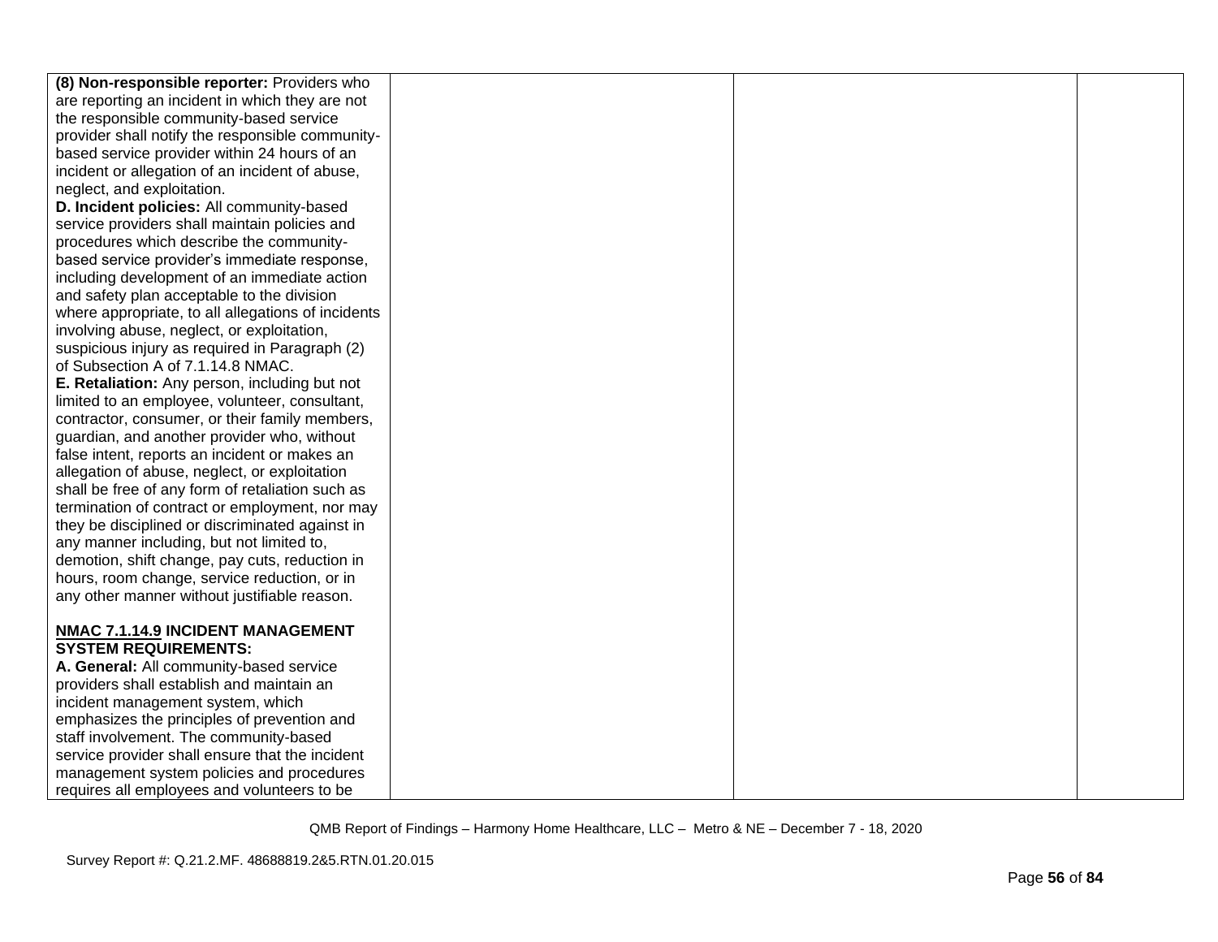| | | | |
|---|---|---|---|
| **(8) Non-responsible reporter:** Providers who are reporting an incident in which they are not the responsible community-based service provider shall notify the responsible community-based service provider within 24 hours of an incident or allegation of an incident of abuse, neglect, and exploitation.<br>**D. Incident policies:** All community-based service providers shall maintain policies and procedures which describe the community-based service provider's immediate response, including development of an immediate action and safety plan acceptable to the division where appropriate, to all allegations of incidents involving abuse, neglect, or exploitation, suspicious injury as required in Paragraph (2) of Subsection A of 7.1.14.8 NMAC.<br>**E. Retaliation:** Any person, including but not limited to an employee, volunteer, consultant, contractor, consumer, or their family members, guardian, and another provider who, without false intent, reports an incident or makes an allegation of abuse, neglect, or exploitation shall be free of any form of retaliation such as termination of contract or employment, nor may they be disciplined or discriminated against in any manner including, but not limited to, demotion, shift change, pay cuts, reduction in hours, room change, service reduction, or in any other manner without justifiable reason.<br><br>**NMAC 7.1.14.9 INCIDENT MANAGEMENT SYSTEM REQUIREMENTS:**<br>**A. General:** All community-based service providers shall establish and maintain an incident management system, which emphasizes the principles of prevention and staff involvement. The community-based service provider shall ensure that the incident management system policies and procedures requires all employees and volunteers to be | | | |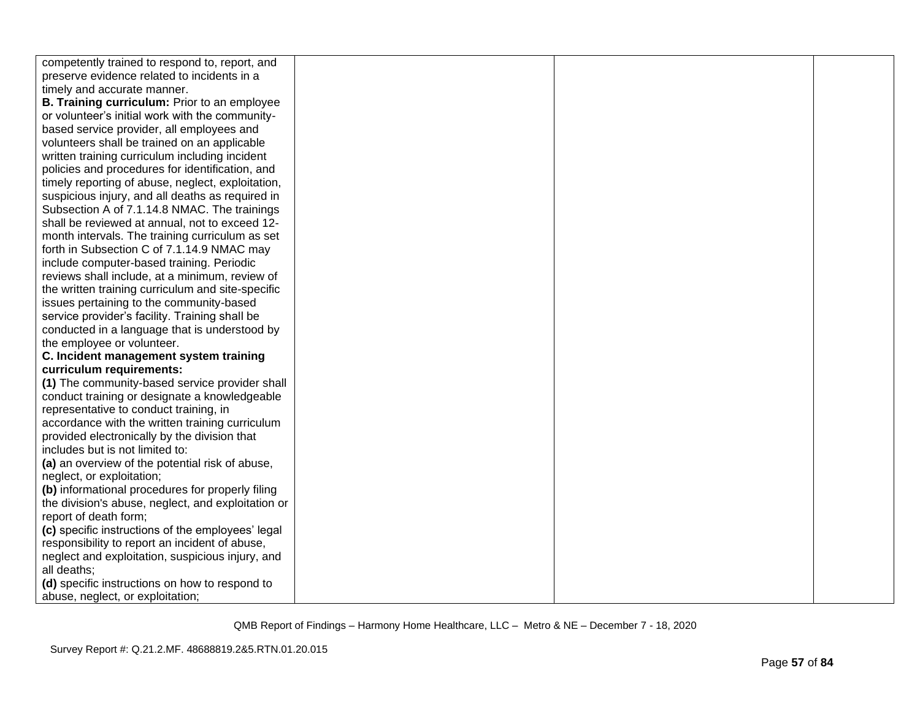| | | | |
|---|---|---|---|
| competently trained to respond to, report, and preserve evidence related to incidents in a timely and accurate manner.<br>**B. Training curriculum:** Prior to an employee or volunteer's initial work with the community-based service provider, all employees and volunteers shall be trained on an applicable written training curriculum including incident policies and procedures for identification, and timely reporting of abuse, neglect, exploitation, suspicious injury, and all deaths as required in Subsection A of 7.1.14.8 NMAC. The trainings shall be reviewed at annual, not to exceed 12-month intervals. The training curriculum as set forth in Subsection C of 7.1.14.9 NMAC may include computer-based training. Periodic reviews shall include, at a minimum, review of the written training curriculum and site-specific issues pertaining to the community-based service provider's facility. Training shall be conducted in a language that is understood by the employee or volunteer.<br>**C. Incident management system training curriculum requirements:**<br>**(1)** The community-based service provider shall conduct training or designate a knowledgeable representative to conduct training, in accordance with the written training curriculum provided electronically by the division that includes but is not limited to:<br>**(a)** an overview of the potential risk of abuse, neglect, or exploitation;<br>**(b)** informational procedures for properly filing the division's abuse, neglect, and exploitation or report of death form;<br>**(c)** specific instructions of the employees' legal responsibility to report an incident of abuse, neglect and exploitation, suspicious injury, and all deaths;<br>**(d)** specific instructions on how to respond to abuse, neglect, or exploitation; | | | |

QMB Report of Findings – Harmony Home Healthcare, LLC – Metro & NE – December 7 - 18, 2020

Survey Report #: Q.21.2.MF. 48688819.2&5.RTN.01.20.015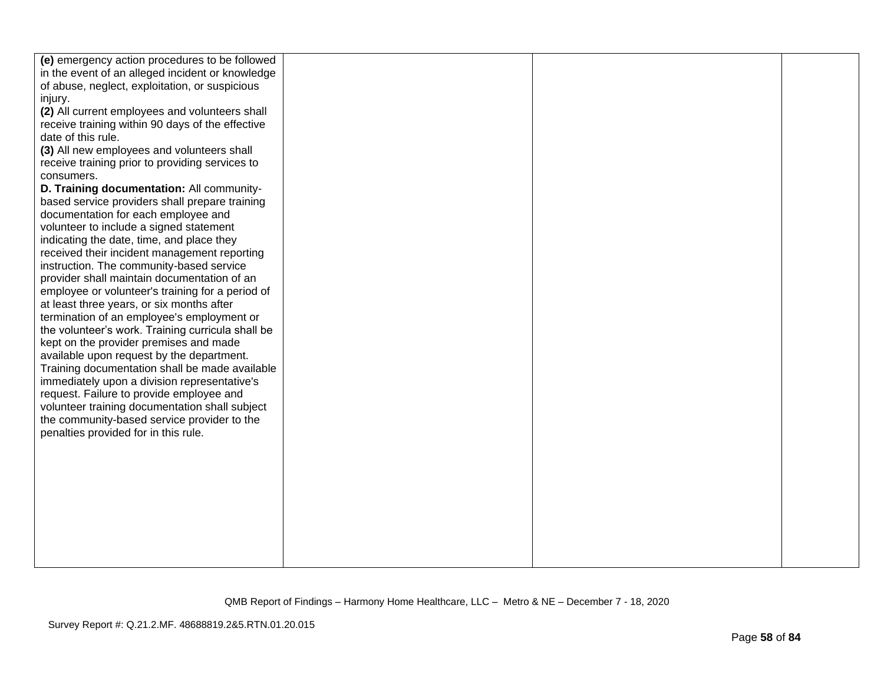| | | | |
|---|---|---|---|
| **(e)** emergency action procedures to be followed in the event of an alleged incident or knowledge of abuse, neglect, exploitation, or suspicious injury.<br>**(2)** All current employees and volunteers shall receive training within 90 days of the effective date of this rule.<br>**(3)** All new employees and volunteers shall receive training prior to providing services to consumers.<br>**D. Training documentation:** All community-based service providers shall prepare training documentation for each employee and volunteer to include a signed statement indicating the date, time, and place they received their incident management reporting instruction. The community-based service provider shall maintain documentation of an employee or volunteer's training for a period of at least three years, or six months after termination of an employee's employment or the volunteer's work. Training curricula shall be kept on the provider premises and made available upon request by the department. Training documentation shall be made available immediately upon a division representative's request. Failure to provide employee and volunteer training documentation shall subject the community-based service provider to the penalties provided for in this rule. | | | |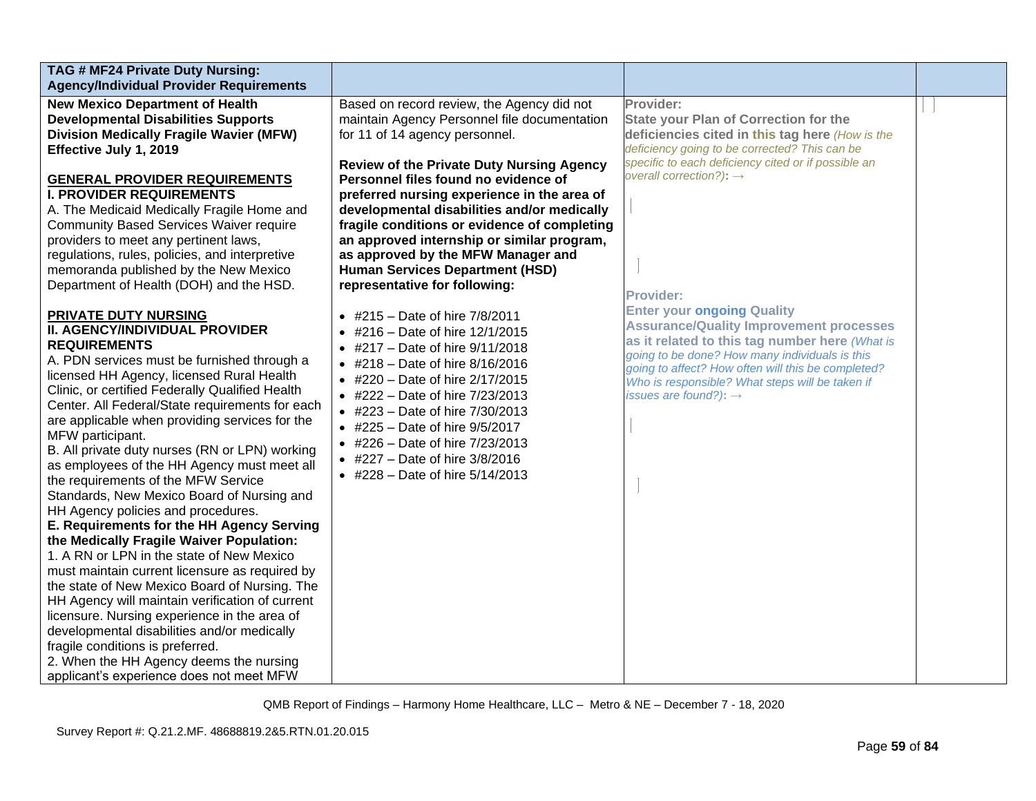| TAG # MF24 Private Duty Nursing: Agency/Individual Provider Requirements | | | |
|---|---|---|---|
| **New Mexico Department of Health Developmental Disabilities Supports Division Medically Fragile Wavier (MFW) Effective July 1, 2019**<br><br>**GENERAL PROVIDER REQUIREMENTS**<br>**I. PROVIDER REQUIREMENTS**<br>A. The Medicaid Medically Fragile Home and Community Based Services Waiver require providers to meet any pertinent laws, regulations, rules, policies, and interpretive memoranda published by the New Mexico Department of Health (DOH) and the HSD.<br><br>**PRIVATE DUTY NURSING**<br>**II. AGENCY/INDIVIDUAL PROVIDER REQUIREMENTS**<br>A. PDN services must be furnished through a licensed HH Agency, licensed Rural Health Clinic, or certified Federally Qualified Health Center. All Federal/State requirements for each are applicable when providing services for the MFW participant.<br>B. All private duty nurses (RN or LPN) working as employees of the HH Agency must meet all the requirements of the MFW Service Standards, New Mexico Board of Nursing and HH Agency policies and procedures.<br>**E. Requirements for the HH Agency Serving the Medically Fragile Waiver Population:**<br>1. A RN or LPN in the state of New Mexico must maintain current licensure as required by the state of New Mexico Board of Nursing. The HH Agency will maintain verification of current licensure. Nursing experience in the area of developmental disabilities and/or medically fragile conditions is preferred.<br>2. When the HH Agency deems the nursing applicant's experience does not meet MFW | Based on record review, the Agency did not maintain Agency Personnel file documentation for 11 of 14 agency personnel.<br><br>**Review of the Private Duty Nursing Agency Personnel files found no evidence of preferred nursing experience in the area of developmental disabilities and/or medically fragile conditions or evidence of completing an approved internship or similar program, as approved by the MFW Manager and Human Services Department (HSD) representative for following:**<br><br>• #215 – Date of hire 7/8/2011<br>• #216 – Date of hire 12/1/2015<br>• #217 – Date of hire 9/11/2018<br>• #218 – Date of hire 8/16/2016<br>• #220 – Date of hire 2/17/2015<br>• #222 – Date of hire 7/23/2013<br>• #223 – Date of hire 7/30/2013<br>• #225 – Date of hire 9/5/2017<br>• #226 – Date of hire 7/23/2013<br>• #227 – Date of hire 3/8/2016<br>• #228 – Date of hire 5/14/2013 | **Provider:**<br>**State your Plan of Correction for the deficiencies cited in this tag here** *(How is the deficiency going to be corrected? This can be specific to each deficiency cited or if possible an overall correction?)*: →<br><br>**Provider:**<br>**Enter your ongoing Quality Assurance/Quality Improvement processes as it related to this tag number here** *(What is going to be done? How many individuals is this going to affect? How often will this be completed? Who is responsible? What steps will be taken if issues are found?)*: → | |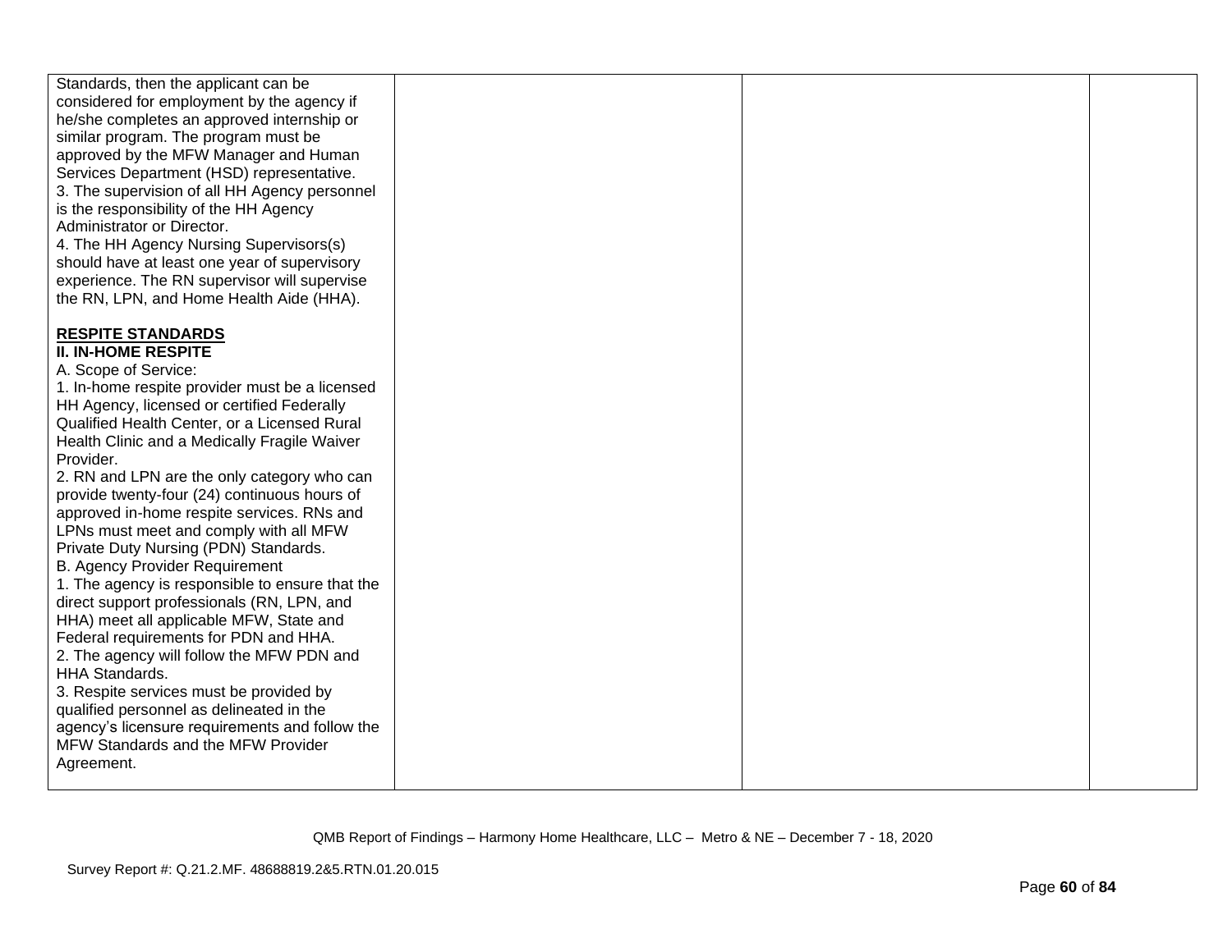| | | | |
|---|---|---|---|
| Standards, then the applicant can be considered for employment by the agency if he/she completes an approved internship or similar program. The program must be approved by the MFW Manager and Human Services Department (HSD) representative.<br>3. The supervision of all HH Agency personnel is the responsibility of the HH Agency Administrator or Director.<br>4. The HH Agency Nursing Supervisors(s) should have at least one year of supervisory experience. The RN supervisor will supervise the RN, LPN, and Home Health Aide (HHA).<br><br>**<u>RESPITE STANDARDS</u>**<br>**II. IN-HOME RESPITE**<br>A. Scope of Service:<br>1. In-home respite provider must be a licensed HH Agency, licensed or certified Federally Qualified Health Center, or a Licensed Rural Health Clinic and a Medically Fragile Waiver Provider.<br>2. RN and LPN are the only category who can provide twenty-four (24) continuous hours of approved in-home respite services. RNs and LPNs must meet and comply with all MFW Private Duty Nursing (PDN) Standards.<br>B. Agency Provider Requirement<br>1. The agency is responsible to ensure that the direct support professionals (RN, LPN, and HHA) meet all applicable MFW, State and Federal requirements for PDN and HHA.<br>2. The agency will follow the MFW PDN and HHA Standards.<br>3. Respite services must be provided by qualified personnel as delineated in the agency's licensure requirements and follow the MFW Standards and the MFW Provider Agreement. | | | |

QMB Report of Findings – Harmony Home Healthcare, LLC – Metro & NE – December 7 - 18, 2020

Survey Report #: Q.21.2.MF. 48688819.2&5.RTN.01.20.015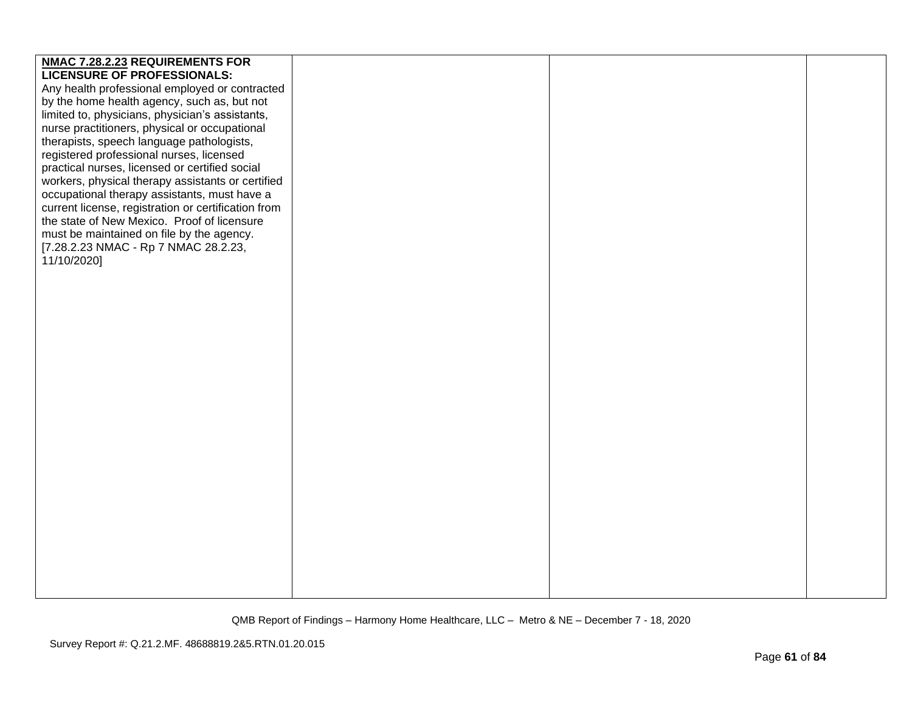| | | | |
|---|---|---|---|
| **<u>NMAC 7.28.2.23</u> REQUIREMENTS FOR LICENSURE OF PROFESSIONALS:** Any health professional employed or contracted by the home health agency, such as, but not limited to, physicians, physician's assistants, nurse practitioners, physical or occupational therapists, speech language pathologists, registered professional nurses, licensed practical nurses, licensed or certified social workers, physical therapy assistants or certified occupational therapy assistants, must have a current license, registration or certification from the state of New Mexico. Proof of licensure must be maintained on file by the agency. [7.28.2.23 NMAC - Rp 7 NMAC 28.2.23, 11/10/2020] | | | |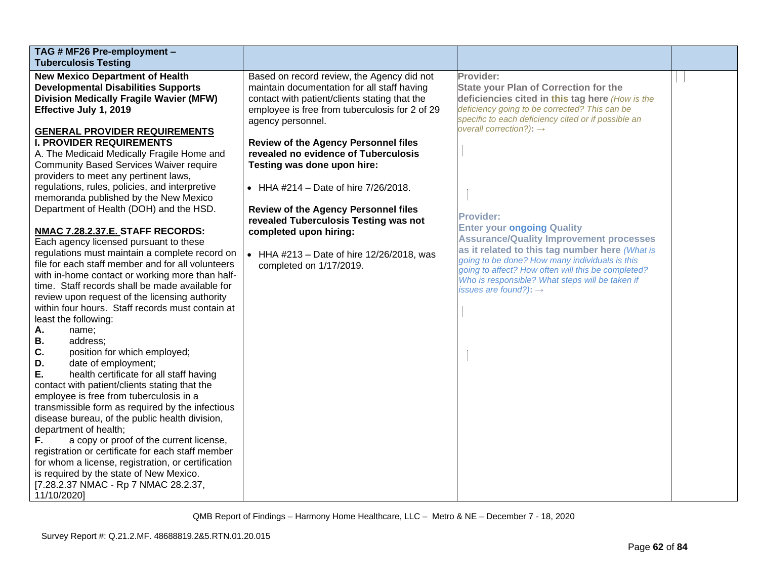| TAG # MF26 Pre-employment – Tuberculosis Testing | | | |
|---|---|---|---|
| **New Mexico Department of Health Developmental Disabilities Supports Division Medically Fragile Wavier (MFW) Effective July 1, 2019**<br><br>**GENERAL PROVIDER REQUIREMENTS**<br>**I. PROVIDER REQUIREMENTS**<br>A. The Medicaid Medically Fragile Home and Community Based Services Waiver require providers to meet any pertinent laws, regulations, rules, policies, and interpretive memoranda published by the New Mexico Department of Health (DOH) and the HSD.<br><br>**NMAC 7.28.2.37.E. STAFF RECORDS:**<br>Each agency licensed pursuant to these regulations must maintain a complete record on file for each staff member and for all volunteers with in-home contact or working more than half-time. Staff records shall be made available for review upon request of the licensing authority within four hours. Staff records must contain at least the following:<br>**A.** name;<br>**B.** address;<br>**C.** position for which employed;<br>**D.** date of employment;<br>**E.** health certificate for all staff having contact with patient/clients stating that the employee is free from tuberculosis in a transmissible form as required by the infectious disease bureau, of the public health division, department of health;<br>**F.** a copy or proof of the current license, registration or certificate for each staff member for whom a license, registration, or certification is required by the state of New Mexico.<br>[7.28.2.37 NMAC - Rp 7 NMAC 28.2.37, 11/10/2020] | Based on record review, the Agency did not maintain documentation for all staff having contact with patient/clients stating that the employee is free from tuberculosis for 2 of 29 agency personnel.<br><br>**Review of the Agency Personnel files revealed no evidence of Tuberculosis Testing was done upon hire:**<br><br>• HHA #214 – Date of hire 7/26/2018.<br><br>**Review of the Agency Personnel files revealed Tuberculosis Testing was not completed upon hiring:**<br><br>• HHA #213 – Date of hire 12/26/2018, was completed on 1/17/2019. | **Provider:**<br>**State your Plan of Correction for the deficiencies cited in this tag here** *(How is the deficiency going to be corrected? This can be specific to each deficiency cited or if possible an overall correction?)*: →<br><br>**Provider:**<br>**Enter your ongoing Quality Assurance/Quality Improvement processes as it related to this tag number here** *(What is going to be done? How many individuals is this going to affect? How often will this be completed? Who is responsible? What steps will be taken if issues are found?)*: → | |

QMB Report of Findings – Harmony Home Healthcare, LLC – Metro & NE – December 7 - 18, 2020

Survey Report #: Q.21.2.MF. 48688819.2&5.RTN.01.20.015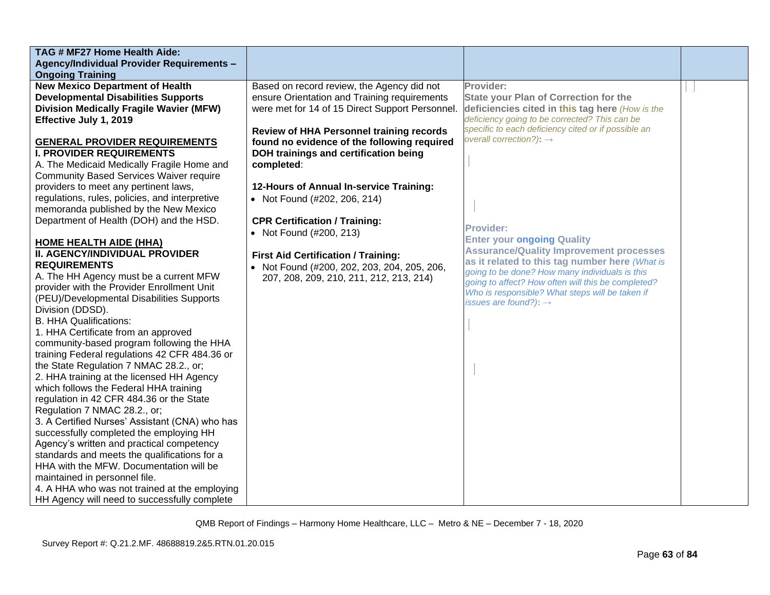| TAG # MF27 Home Health Aide: Agency/Individual Provider Requirements – Ongoing Training | | | |
|---|---|---|---|
| **New Mexico Department of Health Developmental Disabilities Supports Division Medically Fragile Wavier (MFW) Effective July 1, 2019**<br><br>**GENERAL PROVIDER REQUIREMENTS**<br>**I. PROVIDER REQUIREMENTS**<br>A. The Medicaid Medically Fragile Home and Community Based Services Waiver require providers to meet any pertinent laws, regulations, rules, policies, and interpretive memoranda published by the New Mexico Department of Health (DOH) and the HSD.<br><br>**HOME HEALTH AIDE (HHA)**<br>**II. AGENCY/INDIVIDUAL PROVIDER REQUIREMENTS**<br>A. The HH Agency must be a current MFW provider with the Provider Enrollment Unit (PEU)/Developmental Disabilities Supports Division (DDSD).<br>B. HHA Qualifications:<br>1. HHA Certificate from an approved community-based program following the HHA training Federal regulations 42 CFR 484.36 or the State Regulation 7 NMAC 28.2., or;<br>2. HHA training at the licensed HH Agency which follows the Federal HHA training regulation in 42 CFR 484.36 or the State Regulation 7 NMAC 28.2., or;<br>3. A Certified Nurses' Assistant (CNA) who has successfully completed the employing HH Agency's written and practical competency standards and meets the qualifications for a HHA with the MFW. Documentation will be maintained in personnel file.<br>4. A HHA who was not trained at the employing HH Agency will need to successfully complete | Based on record review, the Agency did not ensure Orientation and Training requirements were met for 14 of 15 Direct Support Personnel.<br><br>**Review of HHA Personnel training records found no evidence of the following required DOH trainings and certification being completed**:<br><br>**12-Hours of Annual In-service Training:**<br>• Not Found (#202, 206, 214)<br><br>**CPR Certification / Training:**<br>• Not Found (#200, 213)<br><br>**First Aid Certification / Training:**<br>• Not Found (#200, 202, 203, 204, 205, 206, 207, 208, 209, 210, 211, 212, 213, 214) | **Provider:**<br>**State your Plan of Correction for the deficiencies cited in this tag here** *(How is the deficiency going to be corrected? This can be specific to each deficiency cited or if possible an overall correction?)*: →<br><br>**Provider:**<br>**Enter your ongoing Quality Assurance/Quality Improvement processes as it related to this tag number here** *(What is going to be done? How many individuals is this going to affect? How often will this be completed? Who is responsible? What steps will be taken if issues are found?)*: → | |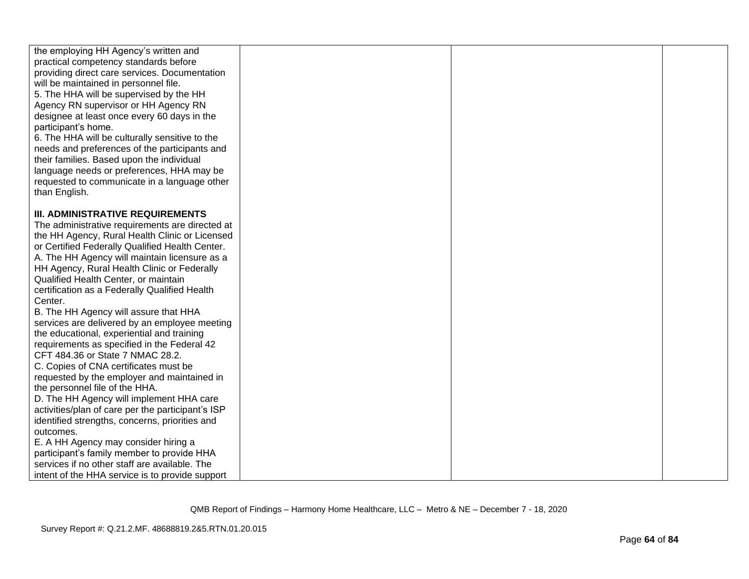| | | | |
|---|---|---|---|
| the employing HH Agency's written and practical competency standards before providing direct care services. Documentation will be maintained in personnel file.<br>5. The HHA will be supervised by the HH Agency RN supervisor or HH Agency RN designee at least once every 60 days in the participant's home.<br>6. The HHA will be culturally sensitive to the needs and preferences of the participants and their families. Based upon the individual language needs or preferences, HHA may be requested to communicate in a language other than English.<br><br>**III. ADMINISTRATIVE REQUIREMENTS**<br>The administrative requirements are directed at the HH Agency, Rural Health Clinic or Licensed or Certified Federally Qualified Health Center.<br>A. The HH Agency will maintain licensure as a HH Agency, Rural Health Clinic or Federally Qualified Health Center, or maintain certification as a Federally Qualified Health Center.<br>B. The HH Agency will assure that HHA services are delivered by an employee meeting the educational, experiential and training requirements as specified in the Federal 42 CFT 484.36 or State 7 NMAC 28.2.<br>C. Copies of CNA certificates must be requested by the employer and maintained in the personnel file of the HHA.<br>D. The HH Agency will implement HHA care activities/plan of care per the participant's ISP identified strengths, concerns, priorities and outcomes.<br>E. A HH Agency may consider hiring a participant's family member to provide HHA services if no other staff are available. The intent of the HHA service is to provide support | | | |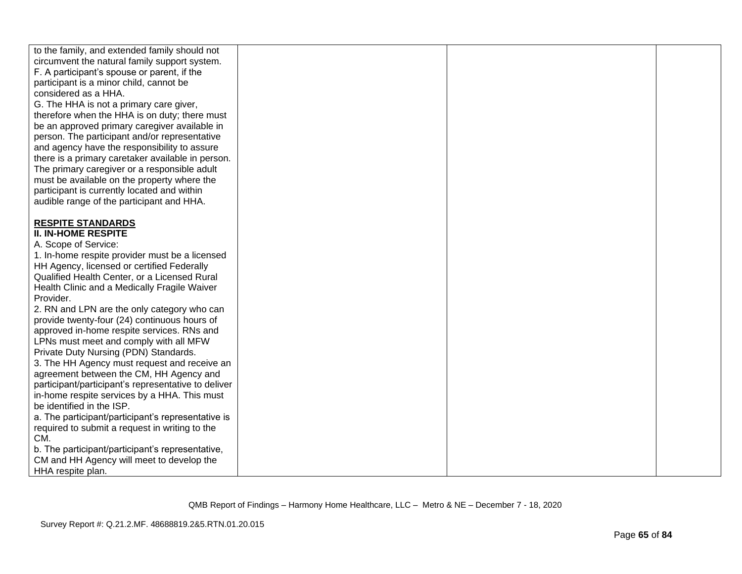| | | | |
|---|---|---|---|
| to the family, and extended family should not circumvent the natural family support system.<br>F. A participant's spouse or parent, if the participant is a minor child, cannot be considered as a HHA.<br>G. The HHA is not a primary care giver, therefore when the HHA is on duty; there must be an approved primary caregiver available in person. The participant and/or representative and agency have the responsibility to assure there is a primary caretaker available in person. The primary caregiver or a responsible adult must be available on the property where the participant is currently located and within audible range of the participant and HHA.<br><br>**RESPITE STANDARDS**<br>**II. IN-HOME RESPITE**<br>A. Scope of Service:<br>1. In-home respite provider must be a licensed HH Agency, licensed or certified Federally Qualified Health Center, or a Licensed Rural Health Clinic and a Medically Fragile Waiver Provider.<br>2. RN and LPN are the only category who can provide twenty-four (24) continuous hours of approved in-home respite services. RNs and LPNs must meet and comply with all MFW Private Duty Nursing (PDN) Standards.<br>3. The HH Agency must request and receive an agreement between the CM, HH Agency and participant/participant's representative to deliver in-home respite services by a HHA. This must be identified in the ISP.<br>a. The participant/participant's representative is required to submit a request in writing to the CM.<br>b. The participant/participant's representative, CM and HH Agency will meet to develop the HHA respite plan. | | | |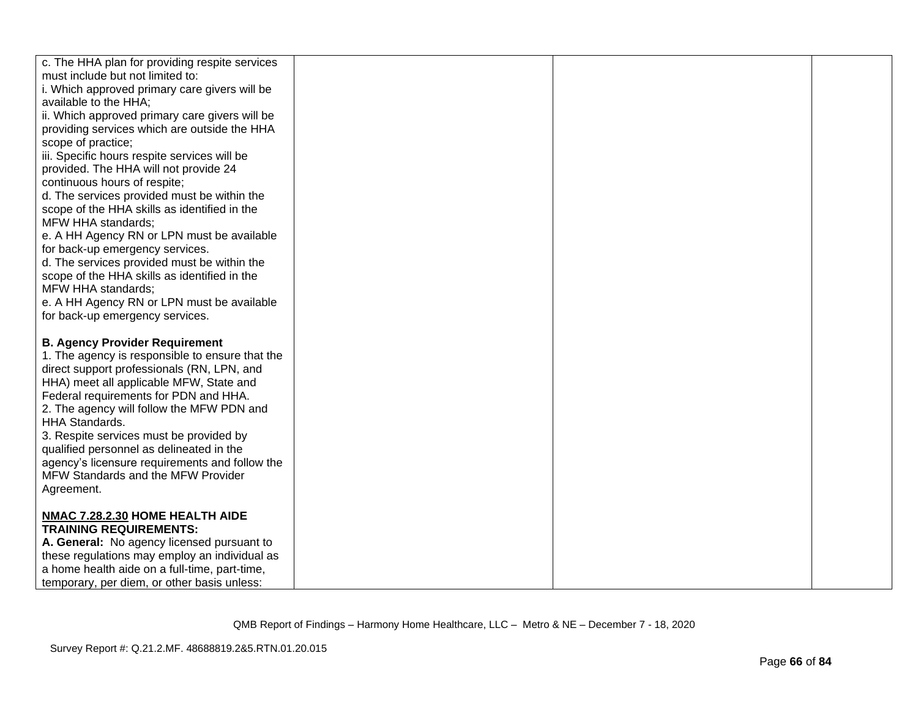| | | | |
|---|---|---|---|
| c. The HHA plan for providing respite services must include but not limited to:<br>i. Which approved primary care givers will be available to the HHA;<br>ii. Which approved primary care givers will be providing services which are outside the HHA scope of practice;<br>iii. Specific hours respite services will be provided. The HHA will not provide 24 continuous hours of respite;<br>d. The services provided must be within the scope of the HHA skills as identified in the MFW HHA standards;<br>e. A HH Agency RN or LPN must be available for back-up emergency services.<br>d. The services provided must be within the scope of the HHA skills as identified in the MFW HHA standards;<br>e. A HH Agency RN or LPN must be available for back-up emergency services.<br><br>**B. Agency Provider Requirement**<br>1. The agency is responsible to ensure that the direct support professionals (RN, LPN, and HHA) meet all applicable MFW, State and Federal requirements for PDN and HHA.<br>2. The agency will follow the MFW PDN and HHA Standards.<br>3. Respite services must be provided by qualified personnel as delineated in the agency's licensure requirements and follow the MFW Standards and the MFW Provider Agreement.<br><br>**NMAC 7.28.2.30 HOME HEALTH AIDE TRAINING REQUIREMENTS:**<br>**A. General:** No agency licensed pursuant to these regulations may employ an individual as a home health aide on a full-time, part-time, temporary, per diem, or other basis unless: | | | |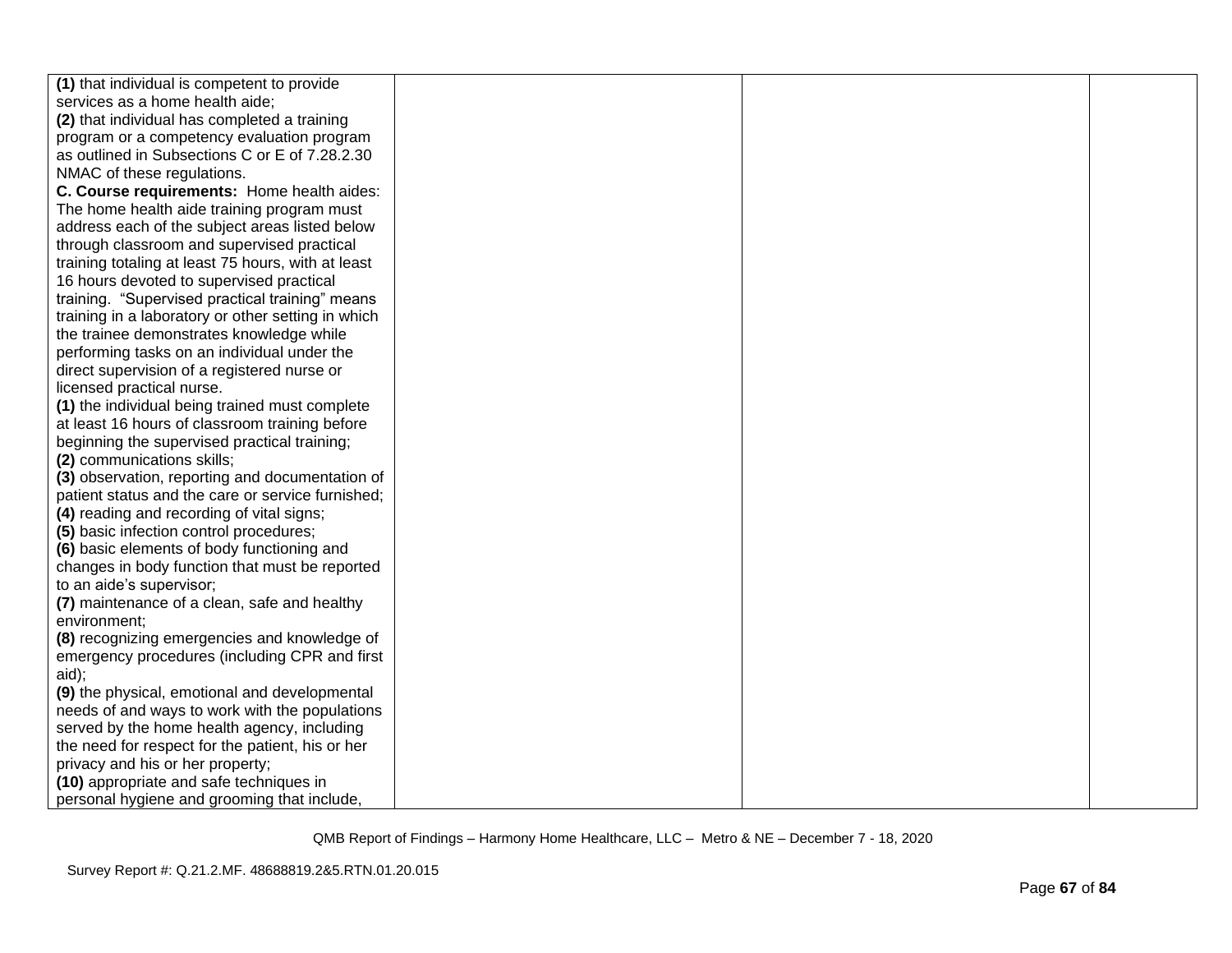| | | | |
|---|---|---|---|
| **(1)** that individual is competent to provide services as a home health aide;<br>**(2)** that individual has completed a training program or a competency evaluation program as outlined in Subsections C or E of 7.28.2.30 NMAC of these regulations.<br>**C. Course requirements:** Home health aides: The home health aide training program must address each of the subject areas listed below through classroom and supervised practical training totaling at least 75 hours, with at least 16 hours devoted to supervised practical training. "Supervised practical training" means training in a laboratory or other setting in which the trainee demonstrates knowledge while performing tasks on an individual under the direct supervision of a registered nurse or licensed practical nurse.<br>**(1)** the individual being trained must complete at least 16 hours of classroom training before beginning the supervised practical training;<br>**(2)** communications skills;<br>**(3)** observation, reporting and documentation of patient status and the care or service furnished;<br>**(4)** reading and recording of vital signs;<br>**(5)** basic infection control procedures;<br>**(6)** basic elements of body functioning and changes in body function that must be reported to an aide's supervisor;<br>**(7)** maintenance of a clean, safe and healthy environment;<br>**(8)** recognizing emergencies and knowledge of emergency procedures (including CPR and first aid);<br>**(9)** the physical, emotional and developmental needs of and ways to work with the populations served by the home health agency, including the need for respect for the patient, his or her privacy and his or her property;<br>**(10)** appropriate and safe techniques in personal hygiene and grooming that include, | | | |

QMB Report of Findings – Harmony Home Healthcare, LLC – Metro & NE – December 7 - 18, 2020

Survey Report #: Q.21.2.MF. 48688819.2&5.RTN.01.20.015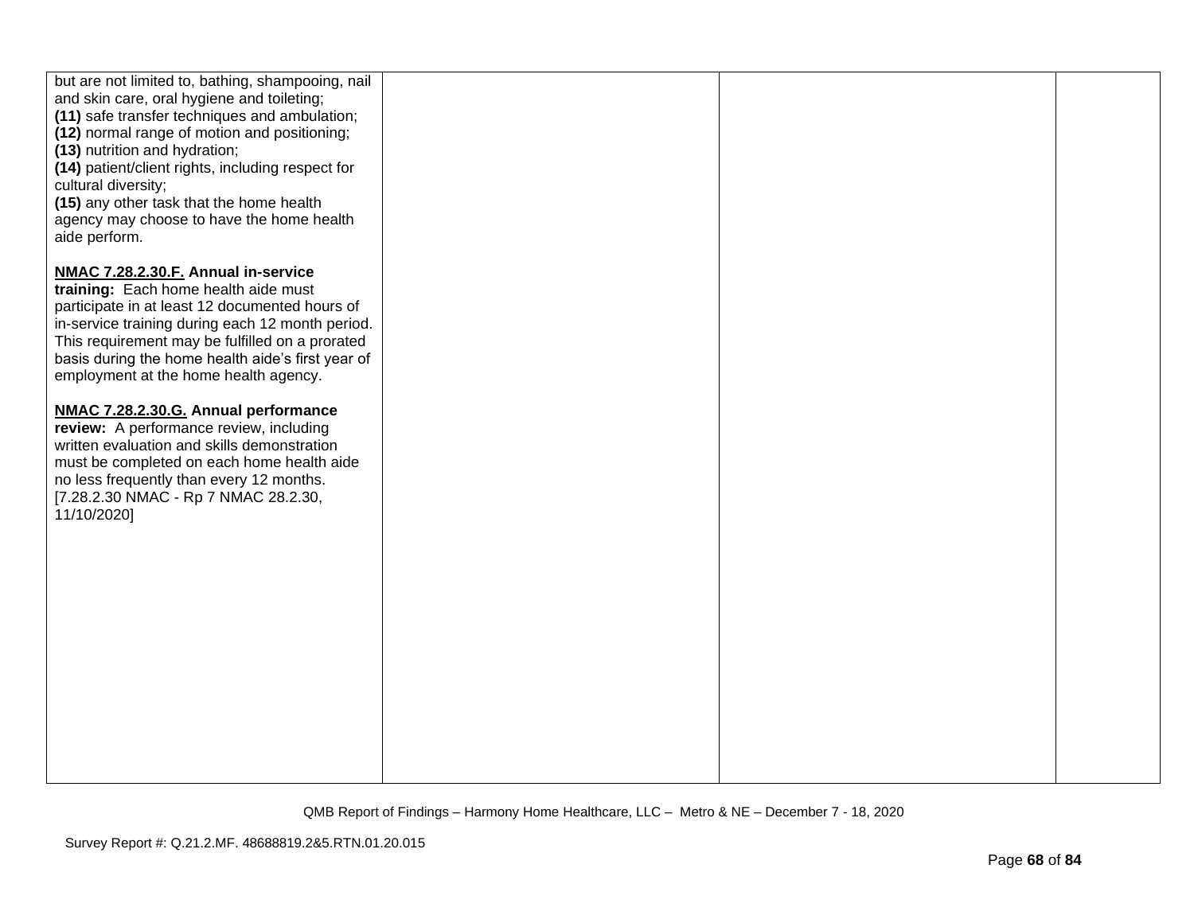| | | | |
|---|---|---|---|
| but are not limited to, bathing, shampooing, nail and skin care, oral hygiene and toileting;<br>**(11)** safe transfer techniques and ambulation;<br>**(12)** normal range of motion and positioning;<br>**(13)** nutrition and hydration;<br>**(14)** patient/client rights, including respect for cultural diversity;<br>**(15)** any other task that the home health agency may choose to have the home health aide perform.<br><br>**<u>NMAC 7.28.2.30.F.</u> Annual in-service training:** Each home health aide must participate in at least 12 documented hours of in-service training during each 12 month period. This requirement may be fulfilled on a prorated basis during the home health aide's first year of employment at the home health agency.<br><br>**<u>NMAC 7.28.2.30.G.</u> Annual performance review:** A performance review, including written evaluation and skills demonstration must be completed on each home health aide no less frequently than every 12 months.<br>[7.28.2.30 NMAC - Rp 7 NMAC 28.2.30, 11/10/2020] | | | |

QMB Report of Findings – Harmony Home Healthcare, LLC – Metro & NE – December 7 - 18, 2020

Survey Report #: Q.21.2.MF. 48688819.2&5.RTN.01.20.015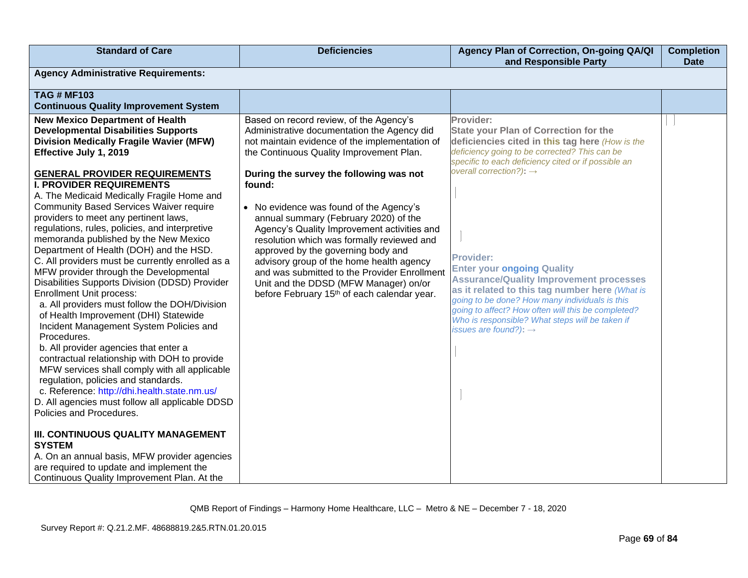| Standard of Care | Deficiencies | Agency Plan of Correction, On-going QA/QI and Responsible Party | Completion Date |
|---|---|---|---|
| **Agency Administrative Requirements:** | | | |
| **TAG # MF103**<br>**Continuous Quality Improvement System** | | | |
| **New Mexico Department of Health Developmental Disabilities Supports Division Medically Fragile Wavier (MFW) Effective July 1, 2019**<br><br>**GENERAL PROVIDER REQUIREMENTS**<br>**I. PROVIDER REQUIREMENTS**<br>A. The Medicaid Medically Fragile Home and Community Based Services Waiver require providers to meet any pertinent laws, regulations, rules, policies, and interpretive memoranda published by the New Mexico Department of Health (DOH) and the HSD.<br>C. All providers must be currently enrolled as a MFW provider through the Developmental Disabilities Supports Division (DDSD) Provider Enrollment Unit process:<br>a. All providers must follow the DOH/Division of Health Improvement (DHI) Statewide Incident Management System Policies and Procedures.<br>b. All provider agencies that enter a contractual relationship with DOH to provide MFW services shall comply with all applicable regulation, policies and standards.<br>c. Reference: http://dhi.health.state.nm.us/<br>D. All agencies must follow all applicable DDSD Policies and Procedures.<br><br>**III. CONTINUOUS QUALITY MANAGEMENT SYSTEM**<br>A. On an annual basis, MFW provider agencies are required to update and implement the Continuous Quality Improvement Plan. At the | Based on record review, of the Agency's Administrative documentation the Agency did not maintain evidence of the implementation of the Continuous Quality Improvement Plan.<br><br>**During the survey the following was not found:**<br><br>• No evidence was found of the Agency's annual summary (February 2020) of the Agency's Quality Improvement activities and resolution which was formally reviewed and approved by the governing body and advisory group of the home health agency and was submitted to the Provider Enrollment Unit and the DDSD (MFW Manager) on/or before February 15th of each calendar year. | **Provider:**<br>**State your Plan of Correction for the deficiencies cited in this tag here** *(How is the deficiency going to be corrected? This can be specific to each deficiency cited or if possible an overall correction?)*: →<br><br>**Provider:**<br>**Enter your ongoing Quality Assurance/Quality Improvement processes as it related to this tag number here** *(What is going to be done? How many individuals is this going to affect? How often will this be completed? Who is responsible? What steps will be taken if issues are found?)*: → | |

QMB Report of Findings – Harmony Home Healthcare, LLC – Metro & NE – December 7 - 18, 2020

Survey Report #: Q.21.2.MF. 48688819.2&5.RTN.01.20.015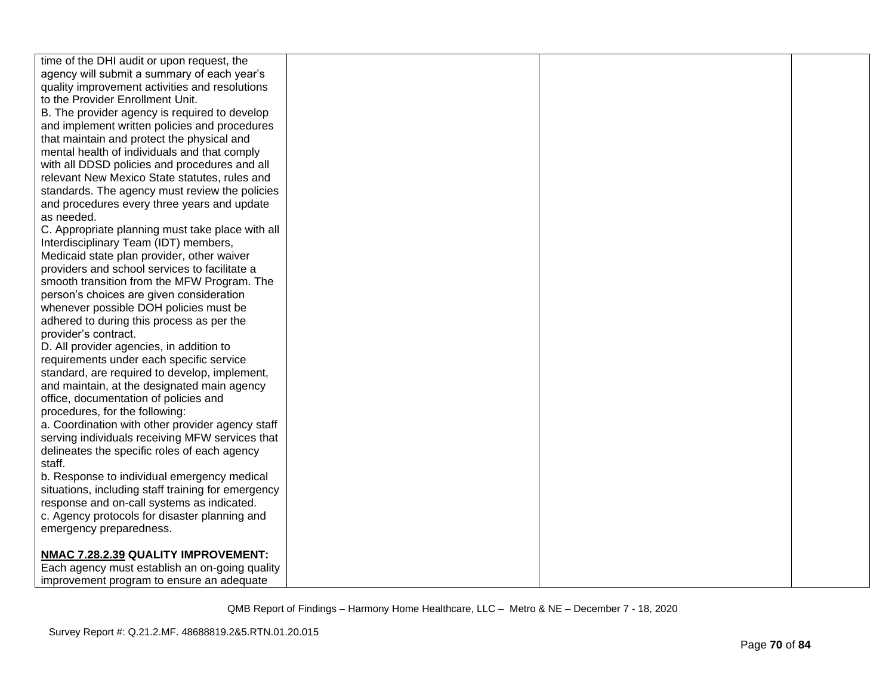| | | | |
|---|---|---|---|
| time of the DHI audit or upon request, the agency will submit a summary of each year's quality improvement activities and resolutions to the Provider Enrollment Unit.<br>B. The provider agency is required to develop and implement written policies and procedures that maintain and protect the physical and mental health of individuals and that comply with all DDSD policies and procedures and all relevant New Mexico State statutes, rules and standards. The agency must review the policies and procedures every three years and update as needed.<br>C. Appropriate planning must take place with all Interdisciplinary Team (IDT) members, Medicaid state plan provider, other waiver providers and school services to facilitate a smooth transition from the MFW Program. The person's choices are given consideration whenever possible DOH policies must be adhered to during this process as per the provider's contract.<br>D. All provider agencies, in addition to requirements under each specific service standard, are required to develop, implement, and maintain, at the designated main agency office, documentation of policies and procedures, for the following:<br>a. Coordination with other provider agency staff serving individuals receiving MFW services that delineates the specific roles of each agency staff.<br>b. Response to individual emergency medical situations, including staff training for emergency response and on-call systems as indicated.<br>c. Agency protocols for disaster planning and emergency preparedness.<br><br>**NMAC 7.28.2.39 QUALITY IMPROVEMENT:** Each agency must establish an on-going quality improvement program to ensure an adequate | | | |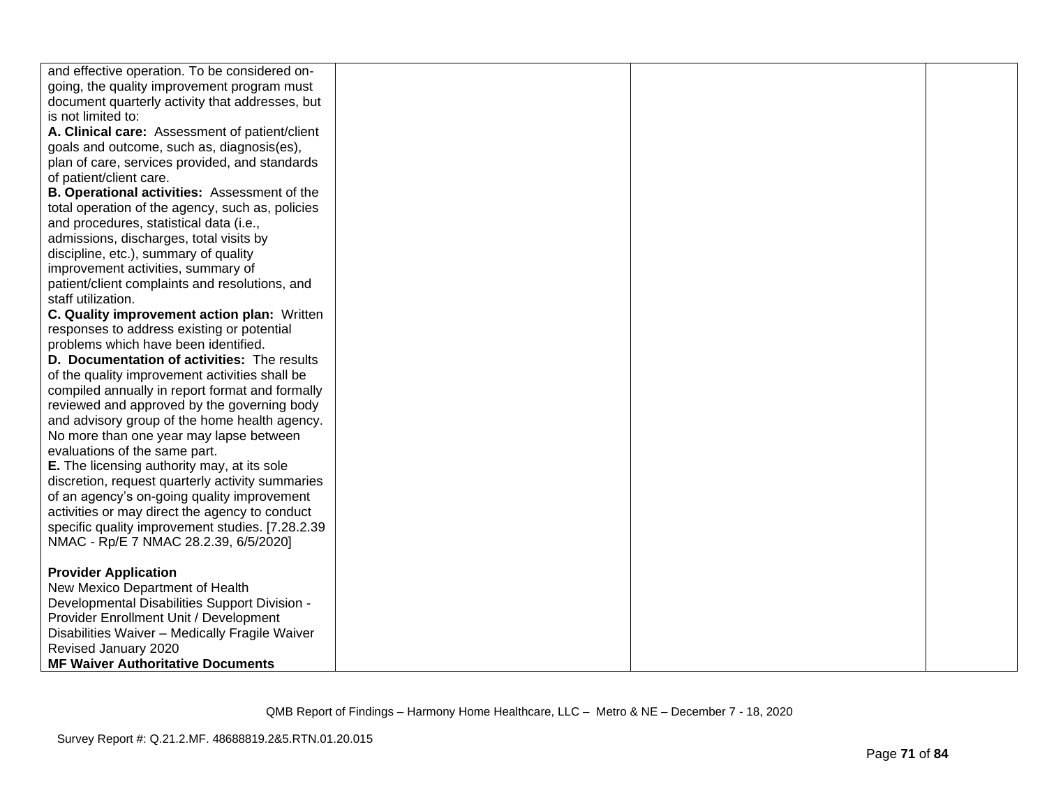| | | | |
|---|---|---|---|
| and effective operation. To be considered on-going, the quality improvement program must document quarterly activity that addresses, but is not limited to:<br>**A. Clinical care:** Assessment of patient/client goals and outcome, such as, diagnosis(es), plan of care, services provided, and standards of patient/client care.<br>**B. Operational activities:** Assessment of the total operation of the agency, such as, policies and procedures, statistical data (i.e., admissions, discharges, total visits by discipline, etc.), summary of quality improvement activities, summary of patient/client complaints and resolutions, and staff utilization.<br>**C. Quality improvement action plan:** Written responses to address existing or potential problems which have been identified.<br>**D. Documentation of activities:** The results of the quality improvement activities shall be compiled annually in report format and formally reviewed and approved by the governing body and advisory group of the home health agency. No more than one year may lapse between evaluations of the same part.<br>**E.** The licensing authority may, at its sole discretion, request quarterly activity summaries of an agency's on-going quality improvement activities or may direct the agency to conduct specific quality improvement studies. [7.28.2.39 NMAC - Rp/E 7 NMAC 28.2.39, 6/5/2020]<br><br>**Provider Application**<br>New Mexico Department of Health Developmental Disabilities Support Division - Provider Enrollment Unit / Development Disabilities Waiver – Medically Fragile Waiver Revised January 2020<br>**MF Waiver Authoritative Documents** | | | |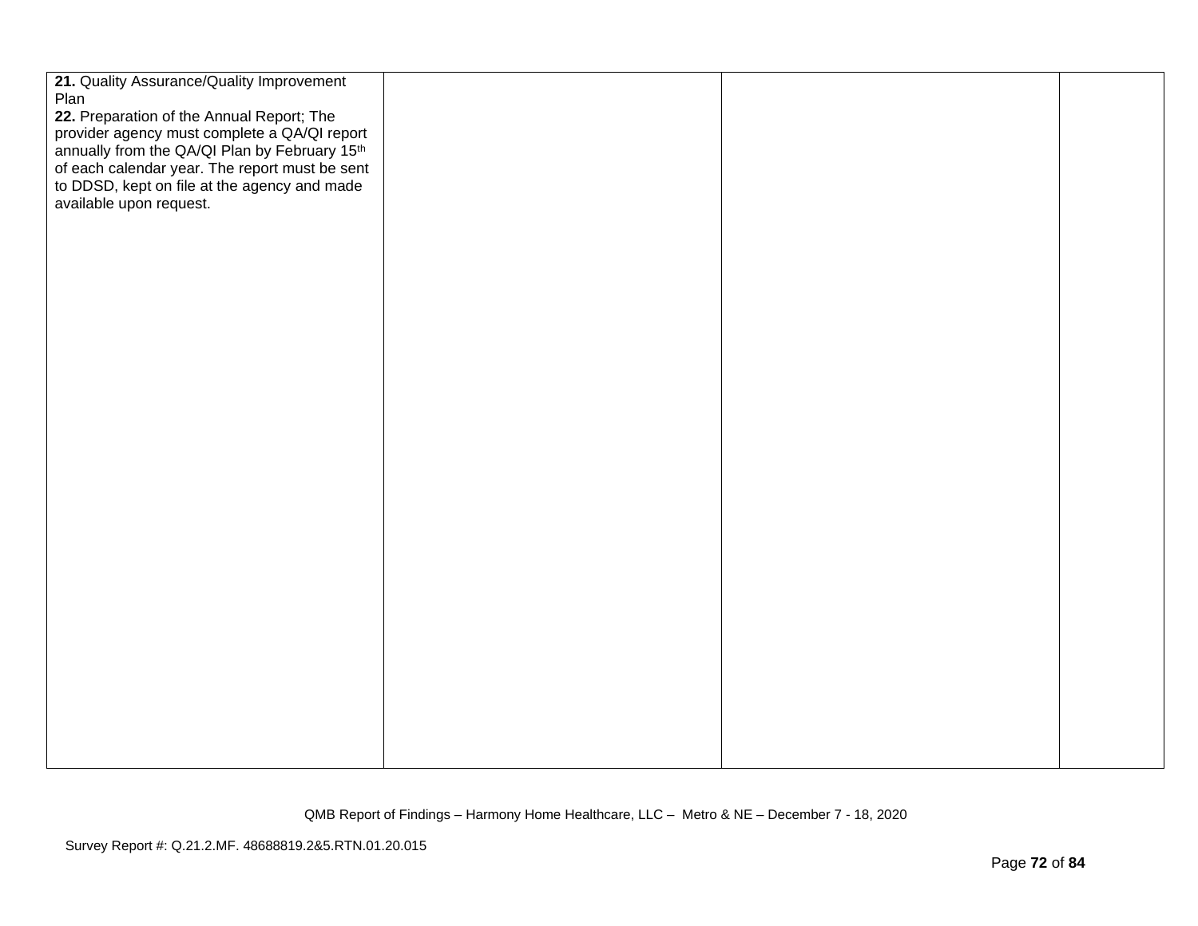| | | | |
|---|---|---|---|
| **21.** Quality Assurance/Quality Improvement Plan<br>**22.** Preparation of the Annual Report; The provider agency must complete a QA/QI report annually from the QA/QI Plan by February 15th of each calendar year. The report must be sent to DDSD, kept on file at the agency and made available upon request. | | | |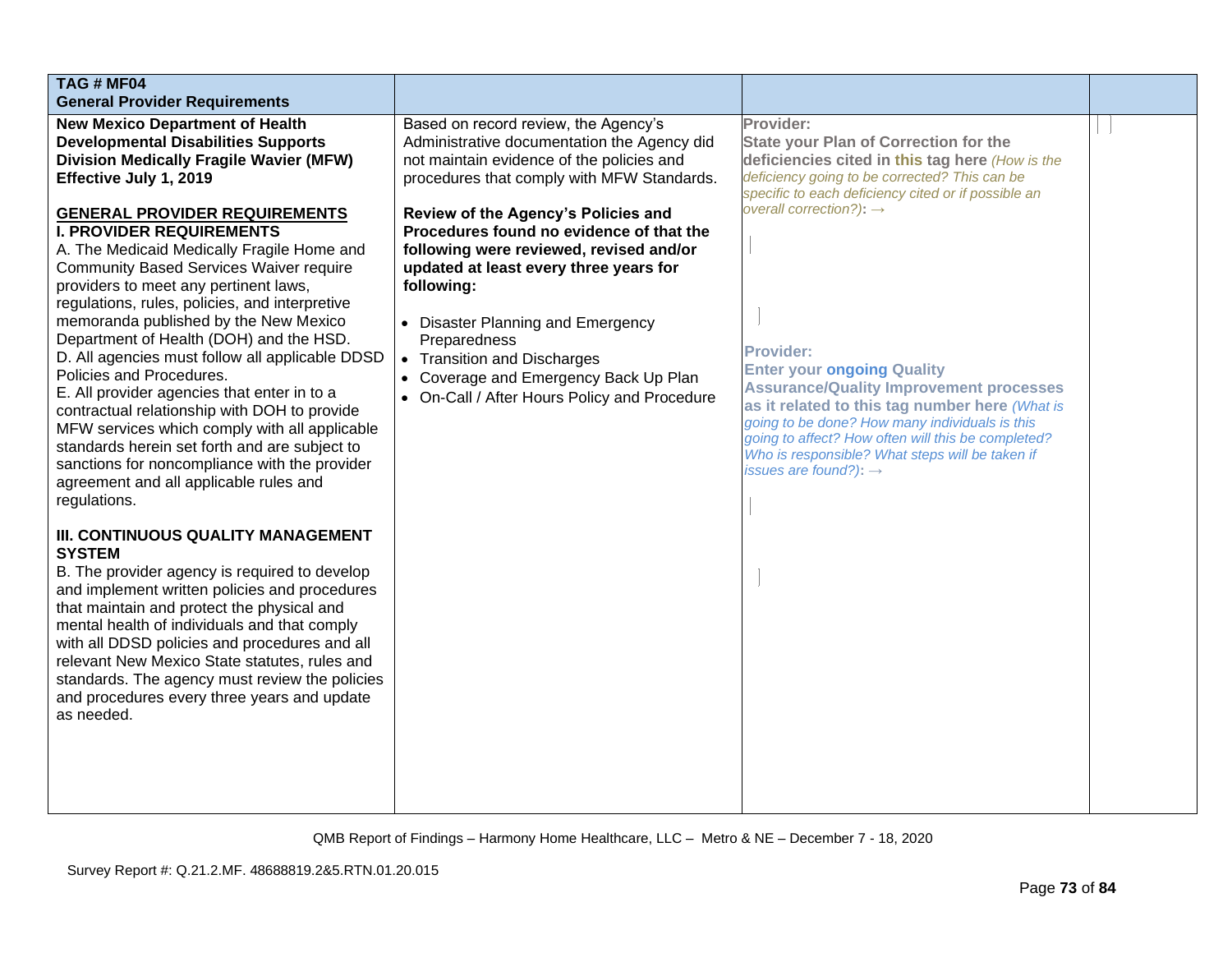| TAG # MF04<br>General Provider Requirements | | | |
|---|---|---|---|
| **New Mexico Department of Health Developmental Disabilities Supports Division Medically Fragile Wavier (MFW) Effective July 1, 2019**<br><br>**GENERAL PROVIDER REQUIREMENTS**<br>**I. PROVIDER REQUIREMENTS**<br>A. The Medicaid Medically Fragile Home and Community Based Services Waiver require providers to meet any pertinent laws, regulations, rules, policies, and interpretive memoranda published by the New Mexico Department of Health (DOH) and the HSD.<br>D. All agencies must follow all applicable DDSD Policies and Procedures.<br>E. All provider agencies that enter in to a contractual relationship with DOH to provide MFW services which comply with all applicable standards herein set forth and are subject to sanctions for noncompliance with the provider agreement and all applicable rules and regulations.<br><br>**III. CONTINUOUS QUALITY MANAGEMENT SYSTEM**<br>B. The provider agency is required to develop and implement written policies and procedures that maintain and protect the physical and mental health of individuals and that comply with all DDSD policies and procedures and all relevant New Mexico State statutes, rules and standards. The agency must review the policies and procedures every three years and update as needed. | Based on record review, the Agency's Administrative documentation the Agency did not maintain evidence of the policies and procedures that comply with MFW Standards.<br><br>**Review of the Agency's Policies and Procedures found no evidence of that the following were reviewed, revised and/or updated at least every three years for following:**<br><br>• Disaster Planning and Emergency Preparedness<br>• Transition and Discharges<br>• Coverage and Emergency Back Up Plan<br>• On-Call / After Hours Policy and Procedure | **Provider:**<br>**State your Plan of Correction for the deficiencies cited in this tag here** *(How is the deficiency going to be corrected? This can be specific to each deficiency cited or if possible an overall correction?):* →<br><br>**Provider:**<br>**Enter your ongoing Quality Assurance/Quality Improvement processes as it related to this tag number here** *(What is going to be done? How many individuals is this going to affect? How often will this be completed? Who is responsible? What steps will be taken if issues are found?):* → | |

QMB Report of Findings – Harmony Home Healthcare, LLC – Metro & NE – December 7 - 18, 2020

Survey Report #: Q.21.2.MF. 48688819.2&5.RTN.01.20.015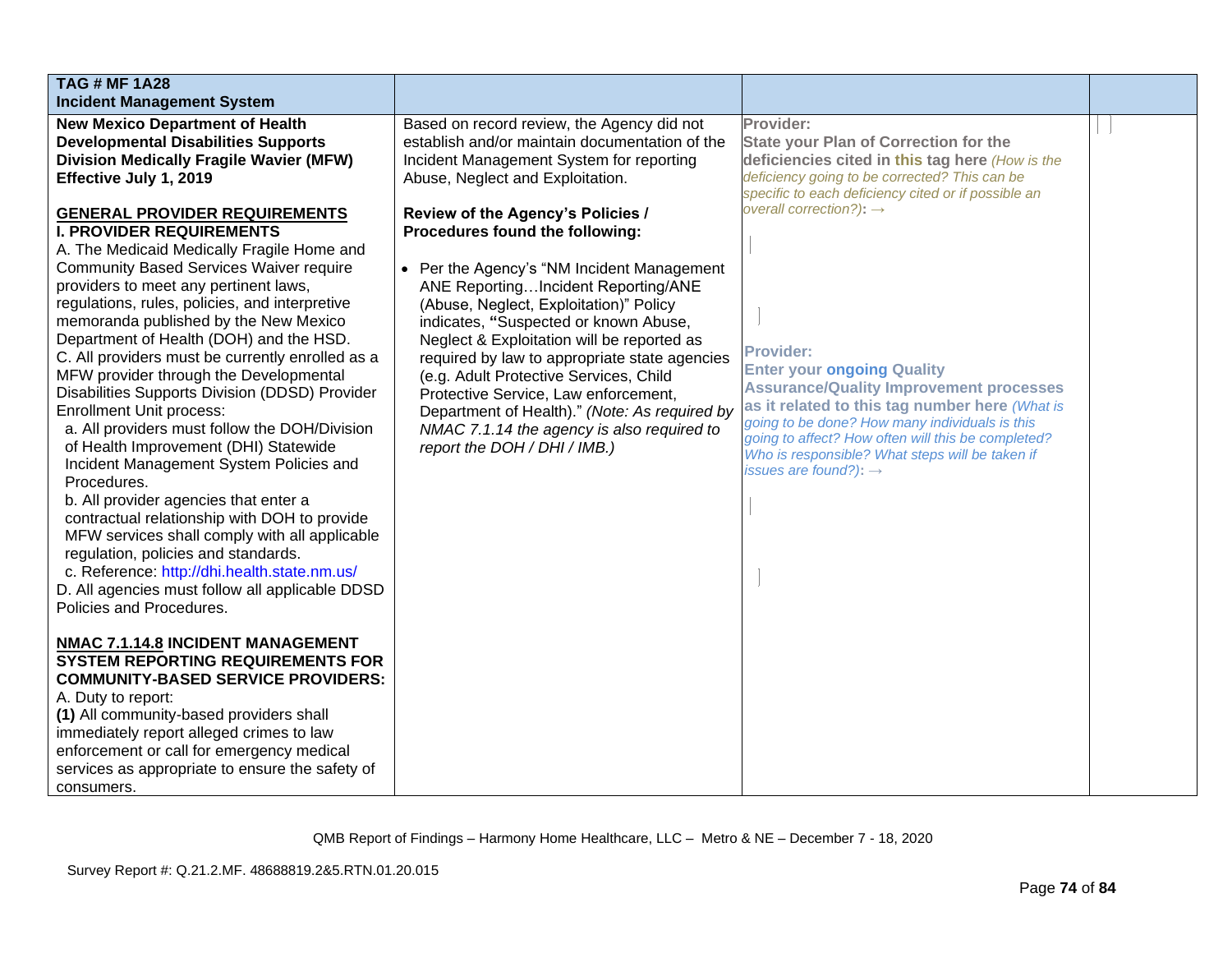| TAG # MF 1A28<br>**Incident Management System** | | | |
|---|---|---|---|
| **New Mexico Department of Health Developmental Disabilities Supports Division Medically Fragile Wavier (MFW) Effective July 1, 2019**<br><br>**GENERAL PROVIDER REQUIREMENTS**<br>**I. PROVIDER REQUIREMENTS**<br>A. The Medicaid Medically Fragile Home and Community Based Services Waiver require providers to meet any pertinent laws, regulations, rules, policies, and interpretive memoranda published by the New Mexico Department of Health (DOH) and the HSD.<br>C. All providers must be currently enrolled as a MFW provider through the Developmental Disabilities Supports Division (DDSD) Provider Enrollment Unit process:<br>a. All providers must follow the DOH/Division of Health Improvement (DHI) Statewide Incident Management System Policies and Procedures.<br>b. All provider agencies that enter a contractual relationship with DOH to provide MFW services shall comply with all applicable regulation, policies and standards.<br>c. Reference: http://dhi.health.state.nm.us/<br>D. All agencies must follow all applicable DDSD Policies and Procedures.<br><br>**NMAC 7.1.14.8 INCIDENT MANAGEMENT SYSTEM REPORTING REQUIREMENTS FOR COMMUNITY-BASED SERVICE PROVIDERS:**<br>A. Duty to report:<br>**(1)** All community-based providers shall immediately report alleged crimes to law enforcement or call for emergency medical services as appropriate to ensure the safety of consumers. | Based on record review, the Agency did not establish and/or maintain documentation of the Incident Management System for reporting Abuse, Neglect and Exploitation.<br><br>**Review of the Agency's Policies / Procedures found the following:**<br><br>• Per the Agency's "NM Incident Management ANE Reporting…Incident Reporting/ANE (Abuse, Neglect, Exploitation)" Policy indicates, **"**Suspected or known Abuse, Neglect & Exploitation will be reported as required by law to appropriate state agencies (e.g. Adult Protective Services, Child Protective Service, Law enforcement, Department of Health)." *(Note: As required by NMAC 7.1.14 the agency is also required to report the DOH / DHI / IMB.)* | **Provider:**<br>**State your Plan of Correction for the deficiencies cited in this tag here** *(How is the deficiency going to be corrected? This can be specific to each deficiency cited or if possible an overall correction?)*: →<br><br>**Provider:**<br>**Enter your ongoing Quality Assurance/Quality Improvement processes as it related to this tag number here** *(What is going to be done? How many individuals is this going to affect? How often will this be completed? Who is responsible? What steps will be taken if issues are found?)*: → | |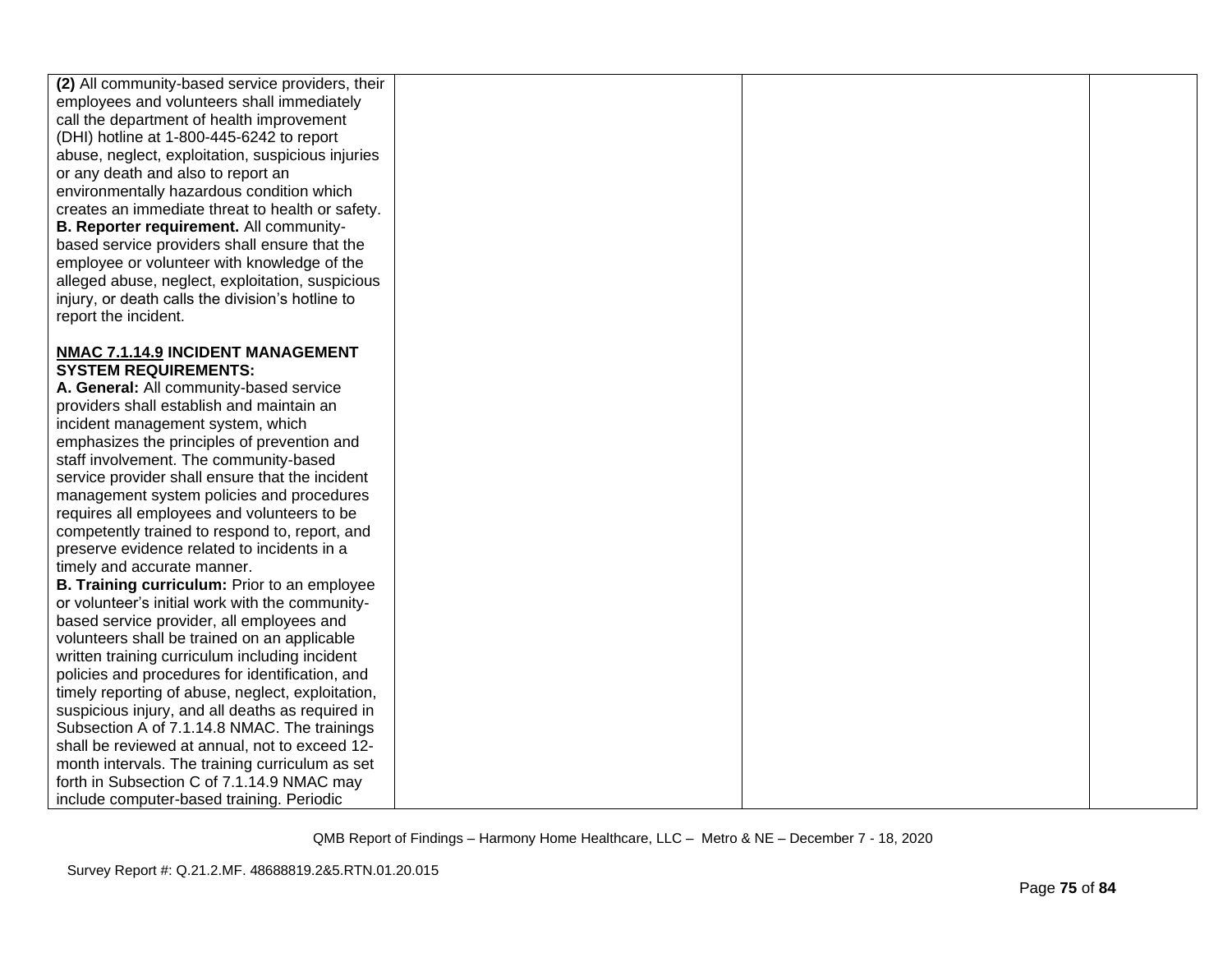| | | | |
|---|---|---|---|
| **(2)** All community-based service providers, their employees and volunteers shall immediately call the department of health improvement (DHI) hotline at 1-800-445-6242 to report abuse, neglect, exploitation, suspicious injuries or any death and also to report an environmentally hazardous condition which creates an immediate threat to health or safety.<br>**B. Reporter requirement.** All community-based service providers shall ensure that the employee or volunteer with knowledge of the alleged abuse, neglect, exploitation, suspicious injury, or death calls the division's hotline to report the incident.<br><br>**<u>NMAC 7.1.14.9</u> INCIDENT MANAGEMENT SYSTEM REQUIREMENTS:**<br>**A. General:** All community-based service providers shall establish and maintain an incident management system, which emphasizes the principles of prevention and staff involvement. The community-based service provider shall ensure that the incident management system policies and procedures requires all employees and volunteers to be competently trained to respond to, report, and preserve evidence related to incidents in a timely and accurate manner.<br>**B. Training curriculum:** Prior to an employee or volunteer's initial work with the community-based service provider, all employees and volunteers shall be trained on an applicable written training curriculum including incident policies and procedures for identification, and timely reporting of abuse, neglect, exploitation, suspicious injury, and all deaths as required in Subsection A of 7.1.14.8 NMAC. The trainings shall be reviewed at annual, not to exceed 12-month intervals. The training curriculum as set forth in Subsection C of 7.1.14.9 NMAC may include computer-based training. Periodic | | | |

QMB Report of Findings – Harmony Home Healthcare, LLC – Metro & NE – December 7 - 18, 2020

Survey Report #: Q.21.2.MF. 48688819.2&5.RTN.01.20.015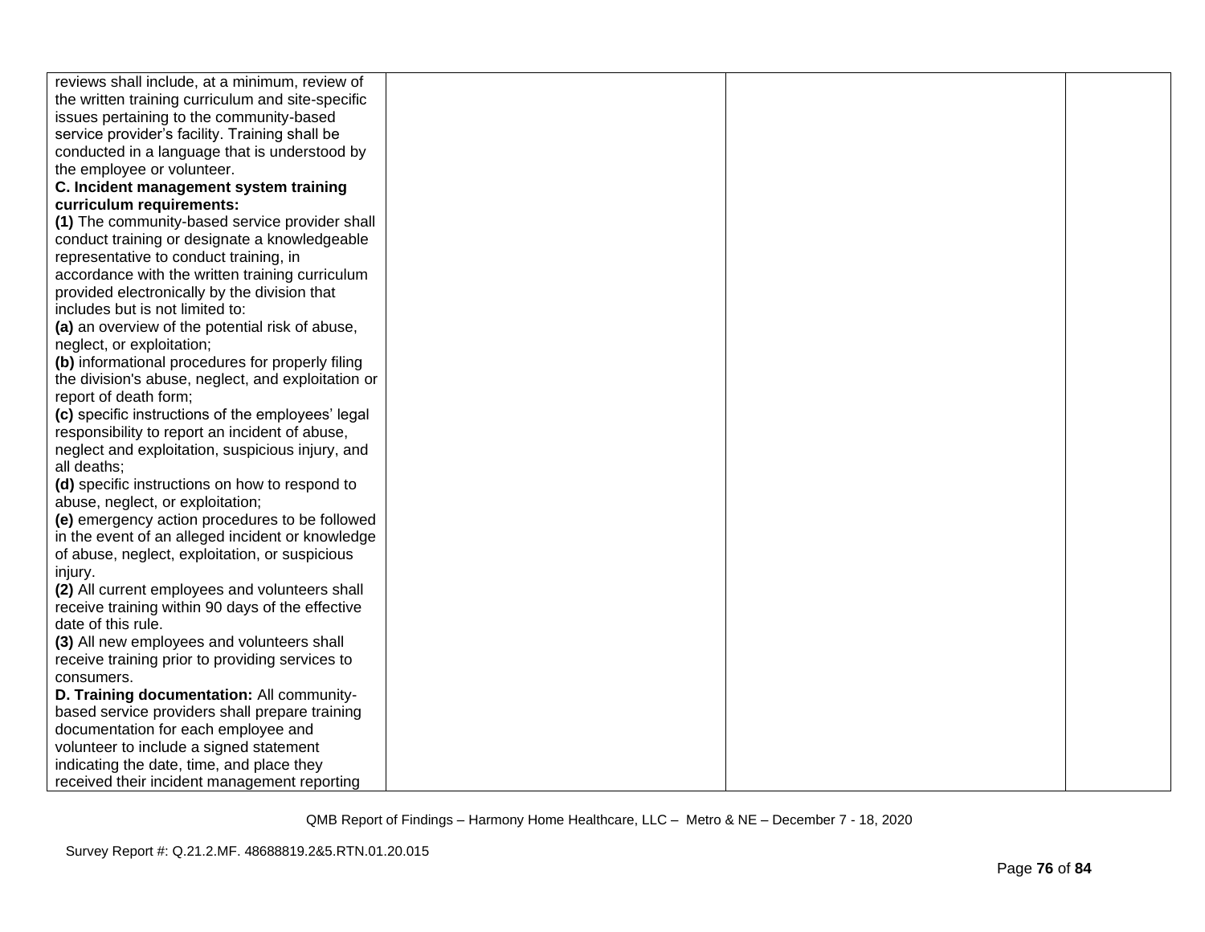| | | | |
|---|---|---|---|
| reviews shall include, at a minimum, review of the written training curriculum and site-specific issues pertaining to the community-based service provider's facility. Training shall be conducted in a language that is understood by the employee or volunteer.<br>**C. Incident management system training curriculum requirements:**<br>**(1)** The community-based service provider shall conduct training or designate a knowledgeable representative to conduct training, in accordance with the written training curriculum provided electronically by the division that includes but is not limited to:<br>**(a)** an overview of the potential risk of abuse, neglect, or exploitation;<br>**(b)** informational procedures for properly filing the division's abuse, neglect, and exploitation or report of death form;<br>**(c)** specific instructions of the employees' legal responsibility to report an incident of abuse, neglect and exploitation, suspicious injury, and all deaths;<br>**(d)** specific instructions on how to respond to abuse, neglect, or exploitation;<br>**(e)** emergency action procedures to be followed in the event of an alleged incident or knowledge of abuse, neglect, exploitation, or suspicious injury.<br>**(2)** All current employees and volunteers shall receive training within 90 days of the effective date of this rule.<br>**(3)** All new employees and volunteers shall receive training prior to providing services to consumers.<br>**D. Training documentation:** All community-based service providers shall prepare training documentation for each employee and volunteer to include a signed statement indicating the date, time, and place they received their incident management reporting | | | |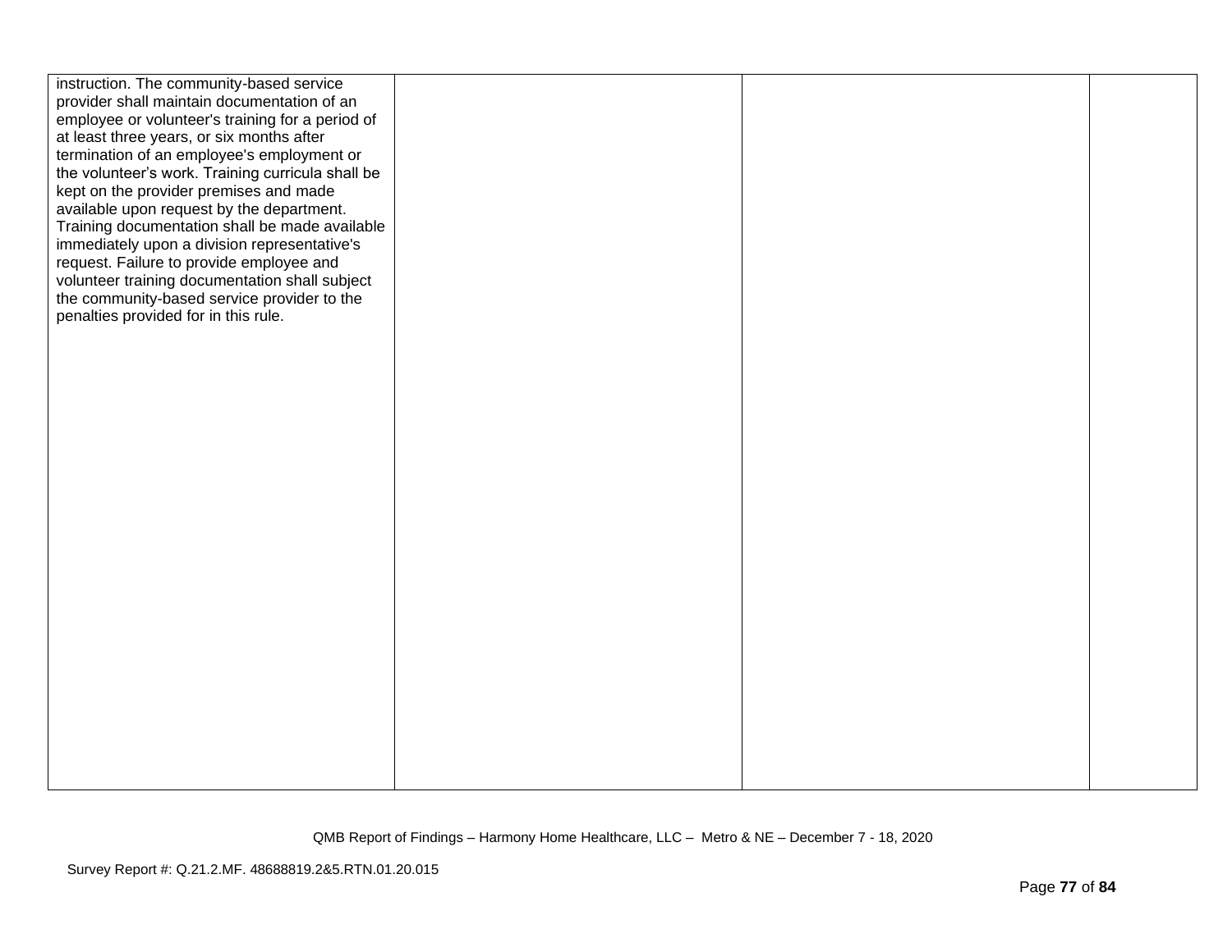| | | | |
|---|---|---|---|
| instruction. The community-based service provider shall maintain documentation of an employee or volunteer's training for a period of at least three years, or six months after termination of an employee's employment or the volunteer's work. Training curricula shall be kept on the provider premises and made available upon request by the department. Training documentation shall be made available immediately upon a division representative's request. Failure to provide employee and volunteer training documentation shall subject the community-based service provider to the penalties provided for in this rule. | | | |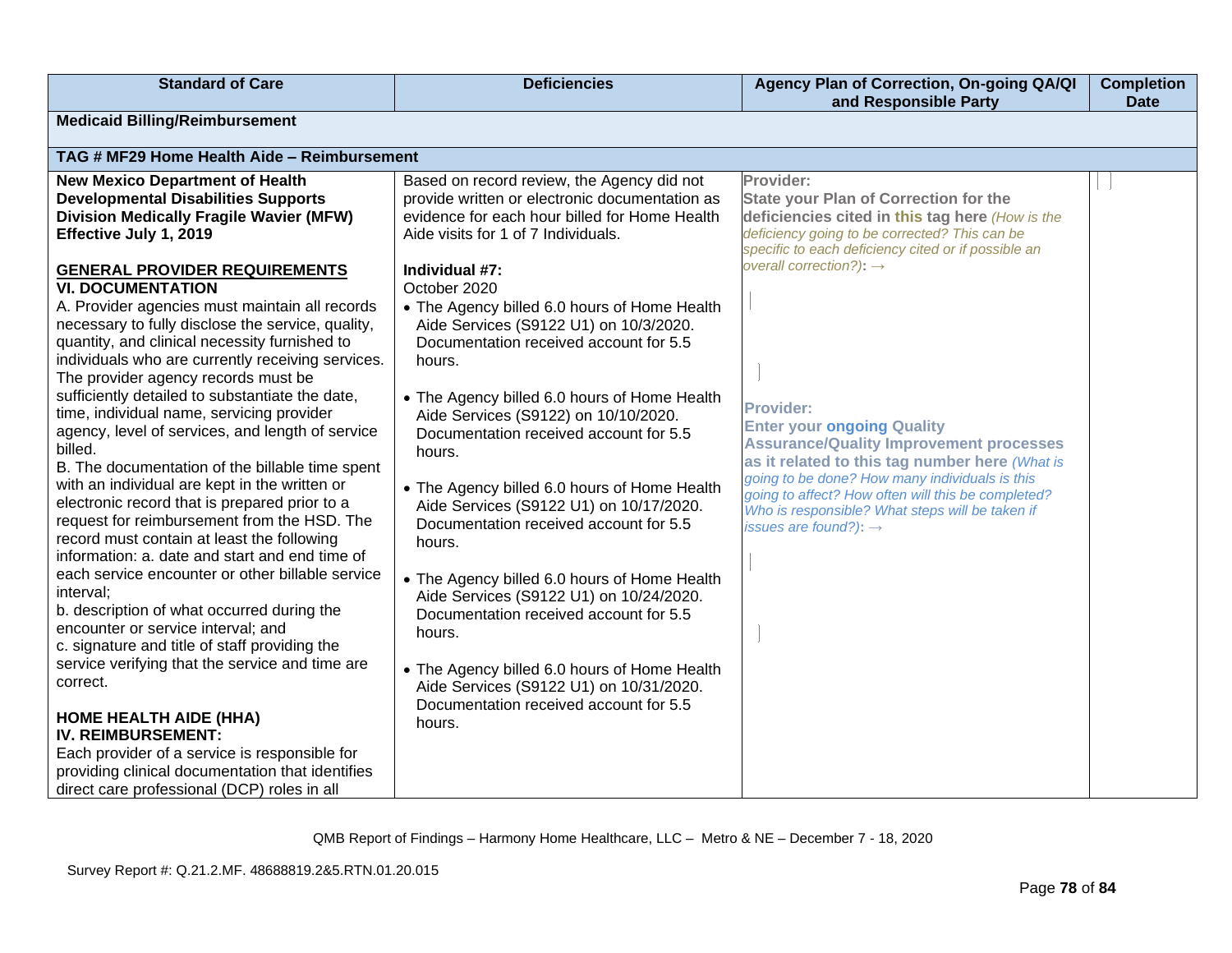| Standard of Care | Deficiencies | Agency Plan of Correction, On-going QA/QI and Responsible Party | Completion Date |
|---|---|---|---|
| **Medicaid Billing/Reimbursement** | | | |
| **TAG # MF29 Home Health Aide – Reimbursement** | | | |
| **New Mexico Department of Health Developmental Disabilities Supports Division Medically Fragile Wavier (MFW) Effective July 1, 2019**<br><br>**GENERAL PROVIDER REQUIREMENTS**<br>**VI. DOCUMENTATION**<br>A. Provider agencies must maintain all records necessary to fully disclose the service, quality, quantity, and clinical necessity furnished to individuals who are currently receiving services. The provider agency records must be sufficiently detailed to substantiate the date, time, individual name, servicing provider agency, level of services, and length of service billed.<br>B. The documentation of the billable time spent with an individual are kept in the written or electronic record that is prepared prior to a request for reimbursement from the HSD. The record must contain at least the following information: a. date and start and end time of each service encounter or other billable service interval;<br>b. description of what occurred during the encounter or service interval; and<br>c. signature and title of staff providing the service verifying that the service and time are correct.<br><br>**HOME HEALTH AIDE (HHA)**<br>**IV. REIMBURSEMENT:**<br>Each provider of a service is responsible for providing clinical documentation that identifies direct care professional (DCP) roles in all | Based on record review, the Agency did not provide written or electronic documentation as evidence for each hour billed for Home Health Aide visits for 1 of 7 Individuals.<br><br>**Individual #7:**<br>October 2020<br>• The Agency billed 6.0 hours of Home Health Aide Services (S9122 U1) on 10/3/2020. Documentation received account for 5.5 hours.<br><br>• The Agency billed 6.0 hours of Home Health Aide Services (S9122) on 10/10/2020. Documentation received account for 5.5 hours.<br><br>• The Agency billed 6.0 hours of Home Health Aide Services (S9122 U1) on 10/17/2020. Documentation received account for 5.5 hours.<br><br>• The Agency billed 6.0 hours of Home Health Aide Services (S9122 U1) on 10/24/2020. Documentation received account for 5.5 hours.<br><br>• The Agency billed 6.0 hours of Home Health Aide Services (S9122 U1) on 10/31/2020. Documentation received account for 5.5 hours. | **Provider:**<br>**State your Plan of Correction for the deficiencies cited in this tag here** *(How is the deficiency going to be corrected? This can be specific to each deficiency cited or if possible an overall correction?)*: →<br><br>**Provider:**<br>**Enter your ongoing Quality Assurance/Quality Improvement processes as it related to this tag number here** *(What is going to be done? How many individuals is this going to affect? How often will this be completed? Who is responsible? What steps will be taken if issues are found?)*: → | |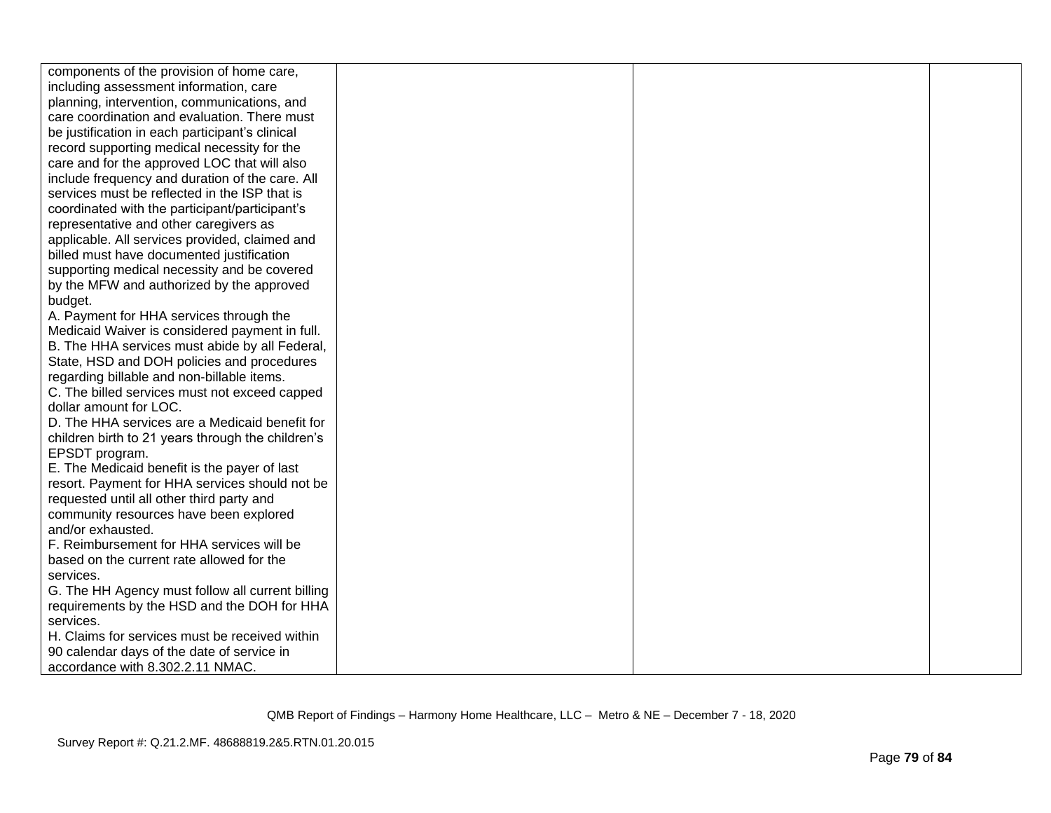| | | | |
|---|---|---|---|
| components of the provision of home care, including assessment information, care planning, intervention, communications, and care coordination and evaluation. There must be justification in each participant's clinical record supporting medical necessity for the care and for the approved LOC that will also include frequency and duration of the care. All services must be reflected in the ISP that is coordinated with the participant/participant's representative and other caregivers as applicable. All services provided, claimed and billed must have documented justification supporting medical necessity and be covered by the MFW and authorized by the approved budget.<br>A. Payment for HHA services through the Medicaid Waiver is considered payment in full.<br>B. The HHA services must abide by all Federal, State, HSD and DOH policies and procedures regarding billable and non-billable items.<br>C. The billed services must not exceed capped dollar amount for LOC.<br>D. The HHA services are a Medicaid benefit for children birth to 21 years through the children's EPSDT program.<br>E. The Medicaid benefit is the payer of last resort. Payment for HHA services should not be requested until all other third party and community resources have been explored and/or exhausted.<br>F. Reimbursement for HHA services will be based on the current rate allowed for the services.<br>G. The HH Agency must follow all current billing requirements by the HSD and the DOH for HHA services.<br>H. Claims for services must be received within 90 calendar days of the date of service in accordance with 8.302.2.11 NMAC. | | | |

QMB Report of Findings – Harmony Home Healthcare, LLC – Metro & NE – December 7 - 18, 2020

Survey Report #: Q.21.2.MF. 48688819.2&5.RTN.01.20.015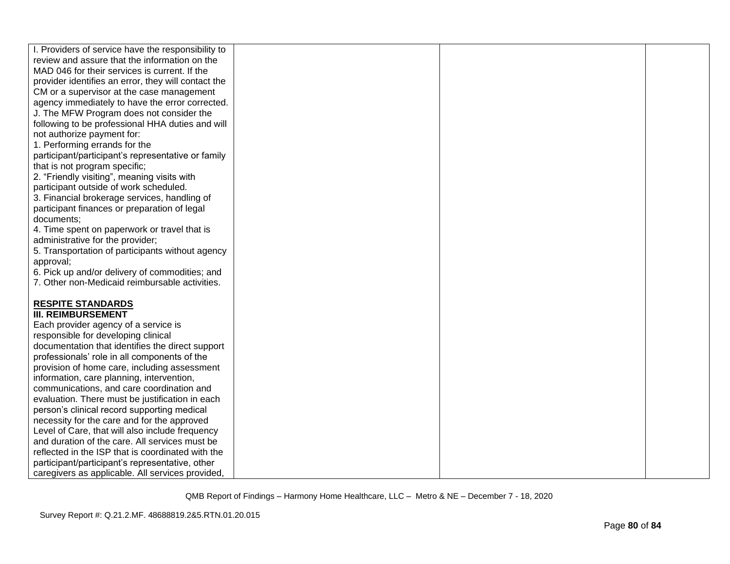| | | | |
|---|---|---|---|
| I. Providers of service have the responsibility to review and assure that the information on the MAD 046 for their services is current. If the provider identifies an error, they will contact the CM or a supervisor at the case management agency immediately to have the error corrected.<br>J. The MFW Program does not consider the following to be professional HHA duties and will not authorize payment for:<br>1. Performing errands for the participant/participant's representative or family that is not program specific;<br>2. "Friendly visiting", meaning visits with participant outside of work scheduled.<br>3. Financial brokerage services, handling of participant finances or preparation of legal documents;<br>4. Time spent on paperwork or travel that is administrative for the provider;<br>5. Transportation of participants without agency approval;<br>6. Pick up and/or delivery of commodities; and<br>7. Other non-Medicaid reimbursable activities.<br><br>**RESPITE STANDARDS**<br>**III. REIMBURSEMENT**<br>Each provider agency of a service is responsible for developing clinical documentation that identifies the direct support professionals' role in all components of the provision of home care, including assessment information, care planning, intervention, communications, and care coordination and evaluation. There must be justification in each person's clinical record supporting medical necessity for the care and for the approved Level of Care, that will also include frequency and duration of the care. All services must be reflected in the ISP that is coordinated with the participant/participant's representative, other caregivers as applicable. All services provided, | | | |

QMB Report of Findings – Harmony Home Healthcare, LLC – Metro & NE – December 7 - 18, 2020

Survey Report #: Q.21.2.MF. 48688819.2&5.RTN.01.20.015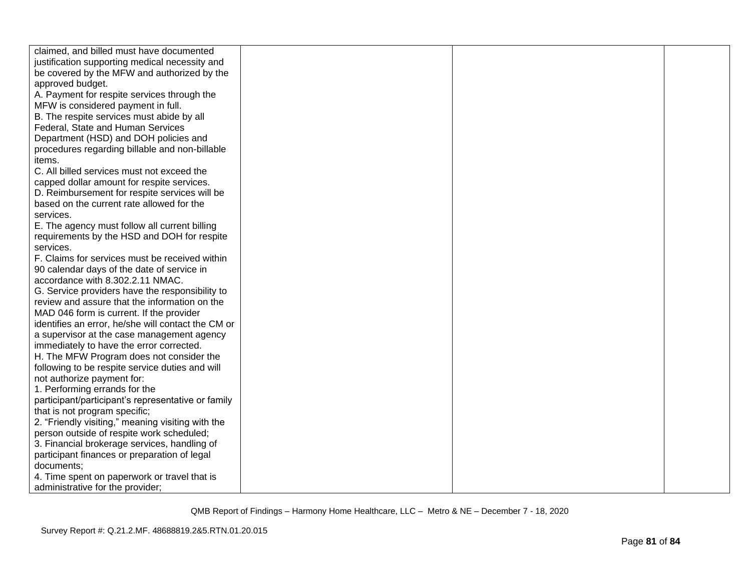| | | | |
|---|---|---|---|
| claimed, and billed must have documented justification supporting medical necessity and be covered by the MFW and authorized by the approved budget.<br>A. Payment for respite services through the MFW is considered payment in full.<br>B. The respite services must abide by all Federal, State and Human Services Department (HSD) and DOH policies and procedures regarding billable and non-billable items.<br>C. All billed services must not exceed the capped dollar amount for respite services.<br>D. Reimbursement for respite services will be based on the current rate allowed for the services.<br>E. The agency must follow all current billing requirements by the HSD and DOH for respite services.<br>F. Claims for services must be received within 90 calendar days of the date of service in accordance with 8.302.2.11 NMAC.<br>G. Service providers have the responsibility to review and assure that the information on the MAD 046 form is current. If the provider identifies an error, he/she will contact the CM or a supervisor at the case management agency immediately to have the error corrected.<br>H. The MFW Program does not consider the following to be respite service duties and will not authorize payment for:<br>1. Performing errands for the participant/participant's representative or family that is not program specific;<br>2. "Friendly visiting," meaning visiting with the person outside of respite work scheduled;<br>3. Financial brokerage services, handling of participant finances or preparation of legal documents;<br>4. Time spent on paperwork or travel that is administrative for the provider; | | | |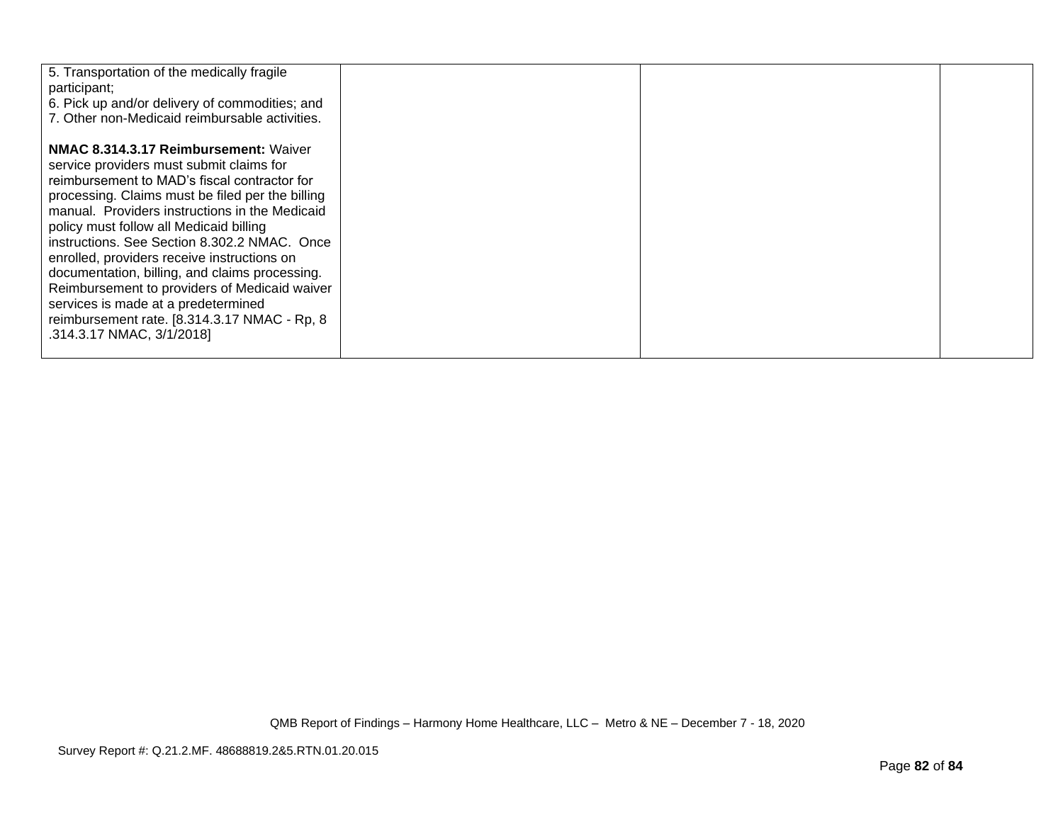| | | | |
|---|---|---|---|
| 5. Transportation of the medically fragile participant;<br>6. Pick up and/or delivery of commodities; and<br>7. Other non-Medicaid reimbursable activities.<br><br>**NMAC 8.314.3.17 Reimbursement:** Waiver service providers must submit claims for reimbursement to MAD's fiscal contractor for processing. Claims must be filed per the billing manual. Providers instructions in the Medicaid policy must follow all Medicaid billing instructions. See Section 8.302.2 NMAC. Once enrolled, providers receive instructions on documentation, billing, and claims processing. Reimbursement to providers of Medicaid waiver services is made at a predetermined reimbursement rate. [8.314.3.17 NMAC - Rp, 8 .314.3.17 NMAC, 3/1/2018] | | | |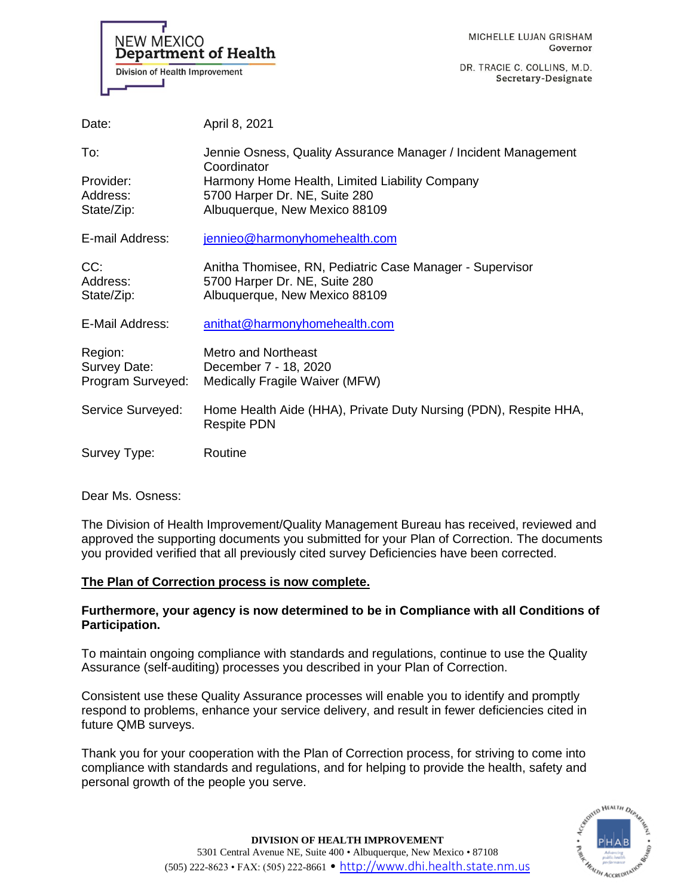NEW MEXICO
**Department of Health**
Division of Health Improvement

MICHELLE LUJAN GRISHAM
Governor

DR. TRACIE C. COLLINS, M.D.
Secretary-Designate

| | |
|---|---|
| Date: | April 8, 2021 |
| To: | Jennie Osness, Quality Assurance Manager / Incident Management Coordinator |
| Provider: | Harmony Home Health, Limited Liability Company |
| Address: | 5700 Harper Dr. NE, Suite 280 |
| State/Zip: | Albuquerque, New Mexico 88109 |
| E-mail Address: | jennieo@harmonyhomehealth.com |
| CC: | Anitha Thomisee, RN, Pediatric Case Manager - Supervisor |
| Address: | 5700 Harper Dr. NE, Suite 280 |
| State/Zip: | Albuquerque, New Mexico 88109 |
| E-Mail Address: | anithat@harmonyhomehealth.com |
| Region: | Metro and Northeast |
| Survey Date: | December 7 - 18, 2020 |
| Program Surveyed: | Medically Fragile Waiver (MFW) |
| Service Surveyed: | Home Health Aide (HHA), Private Duty Nursing (PDN), Respite HHA, Respite PDN |
| Survey Type: | Routine |

Dear Ms. Osness:

The Division of Health Improvement/Quality Management Bureau has received, reviewed and approved the supporting documents you submitted for your Plan of Correction. The documents you provided verified that all previously cited survey Deficiencies have been corrected.

**The Plan of Correction process is now complete.**

**Furthermore, your agency is now determined to be in Compliance with all Conditions of Participation.**

To maintain ongoing compliance with standards and regulations, continue to use the Quality Assurance (self-auditing) processes you described in your Plan of Correction.

Consistent use these Quality Assurance processes will enable you to identify and promptly respond to problems, enhance your service delivery, and result in fewer deficiencies cited in future QMB surveys.

Thank you for your cooperation with the Plan of Correction process, for striving to come into compliance with standards and regulations, and for helping to provide the health, safety and personal growth of the people you serve.

**DIVISION OF HEALTH IMPROVEMENT**
5301 Central Avenue NE, Suite 400 • Albuquerque, New Mexico • 87108
(505) 222-8623 • FAX: (505) 222-8661 • http://www.dhi.health.state.nm.us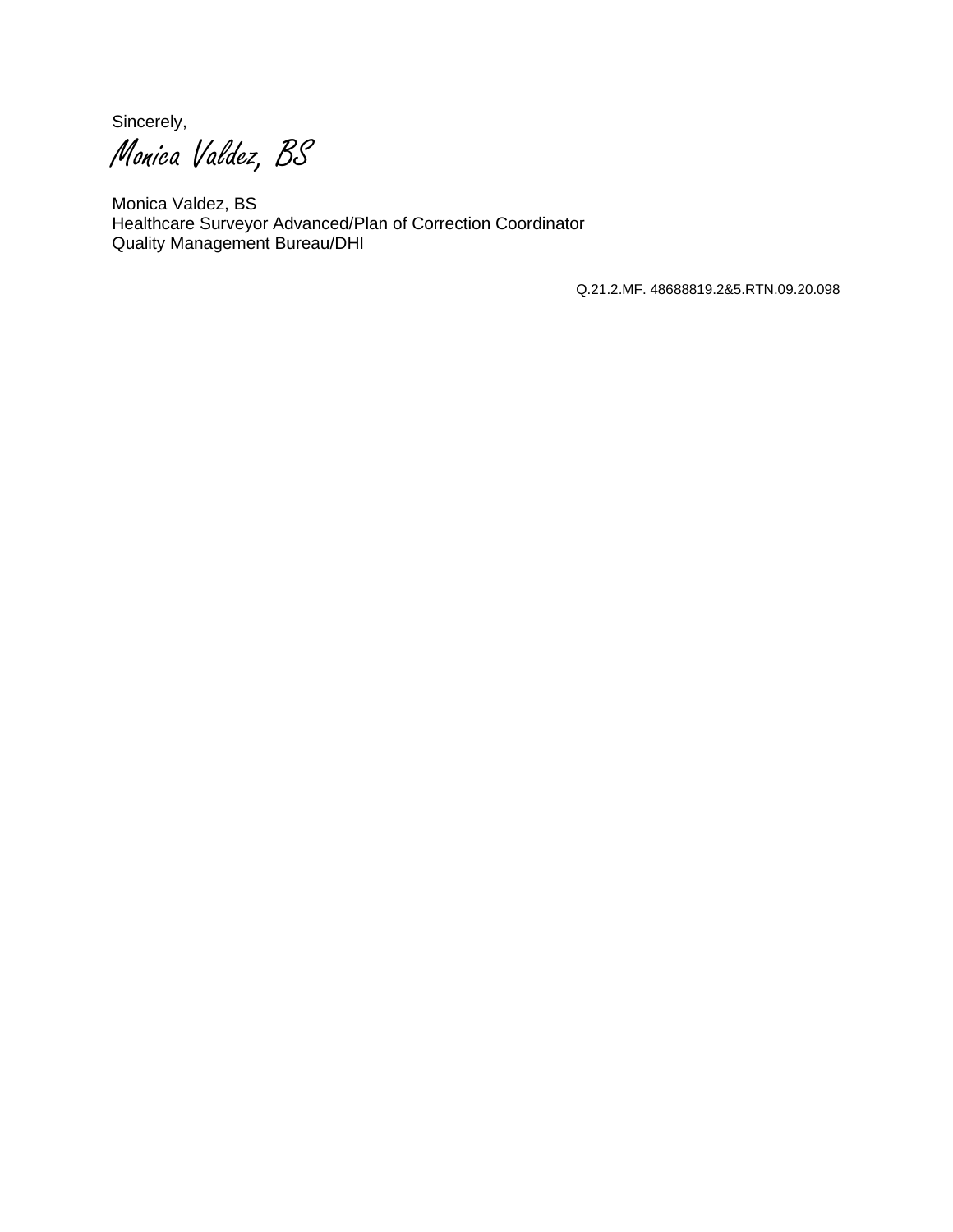Sincerely,

*Monica Valdez, BS*

Monica Valdez, BS
Healthcare Surveyor Advanced/Plan of Correction Coordinator
Quality Management Bureau/DHI

Q.21.2.MF. 48688819.2&5.RTN.09.20.098